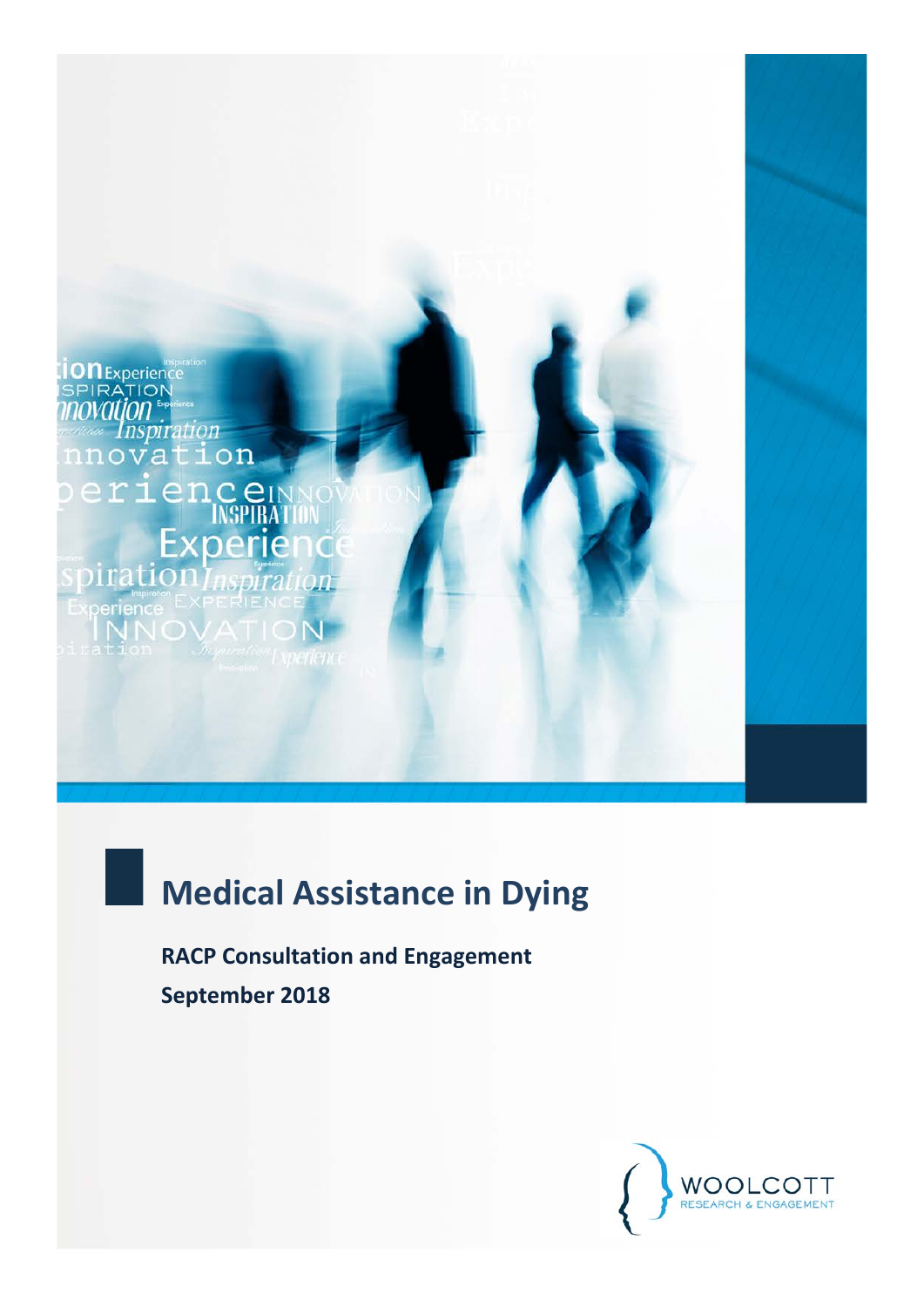# Medical Assistance in Dying

**RACP Consultation and Engagement**

**September 2018**

WOOLCOTT RESEARCH & ENGAGEMENT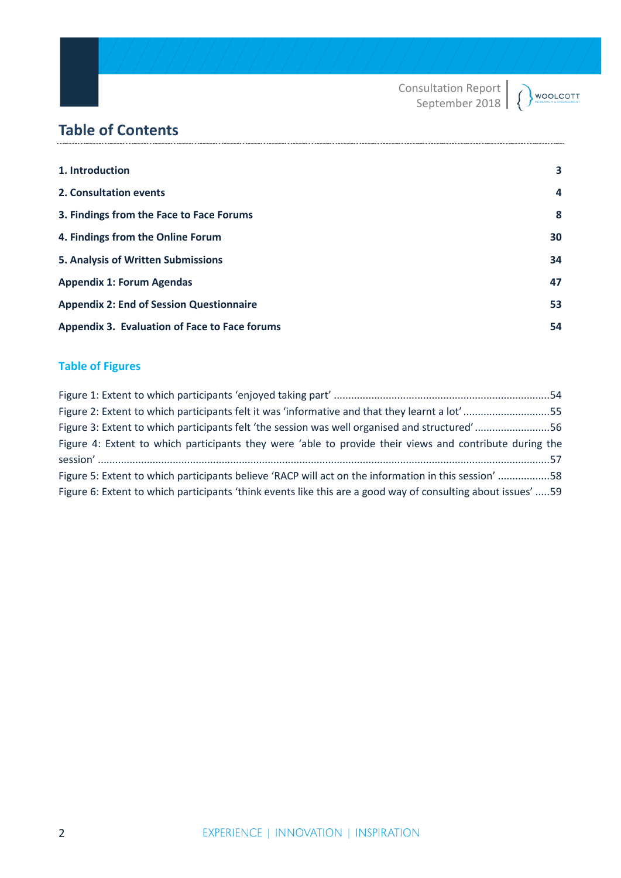# Table of Contents

| | |
|---|---|
| **1. Introduction** | **3** |
| **2. Consultation events** | **4** |
| **3. Findings from the Face to Face Forums** | **8** |
| **4. Findings from the Online Forum** | **30** |
| **5. Analysis of Written Submissions** | **34** |
| **Appendix 1: Forum Agendas** | **47** |
| **Appendix 2: End of Session Questionnaire** | **53** |
| **Appendix 3. Evaluation of Face to Face forums** | **54** |

## Table of Figures

Figure 1: Extent to which participants 'enjoyed taking part' ....................................................................54

Figure 2: Extent to which participants felt it was 'informative and that they learnt a lot' ..............................55

Figure 3: Extent to which participants felt 'the session was well organised and structured' ..........................56

Figure 4: Extent to which participants they were 'able to provide their views and contribute during the session' ....................................................................................................................................57

Figure 5: Extent to which participants believe 'RACP will act on the information in this session' ..................58

Figure 6: Extent to which participants 'think events like this are a good way of consulting about issues' .....59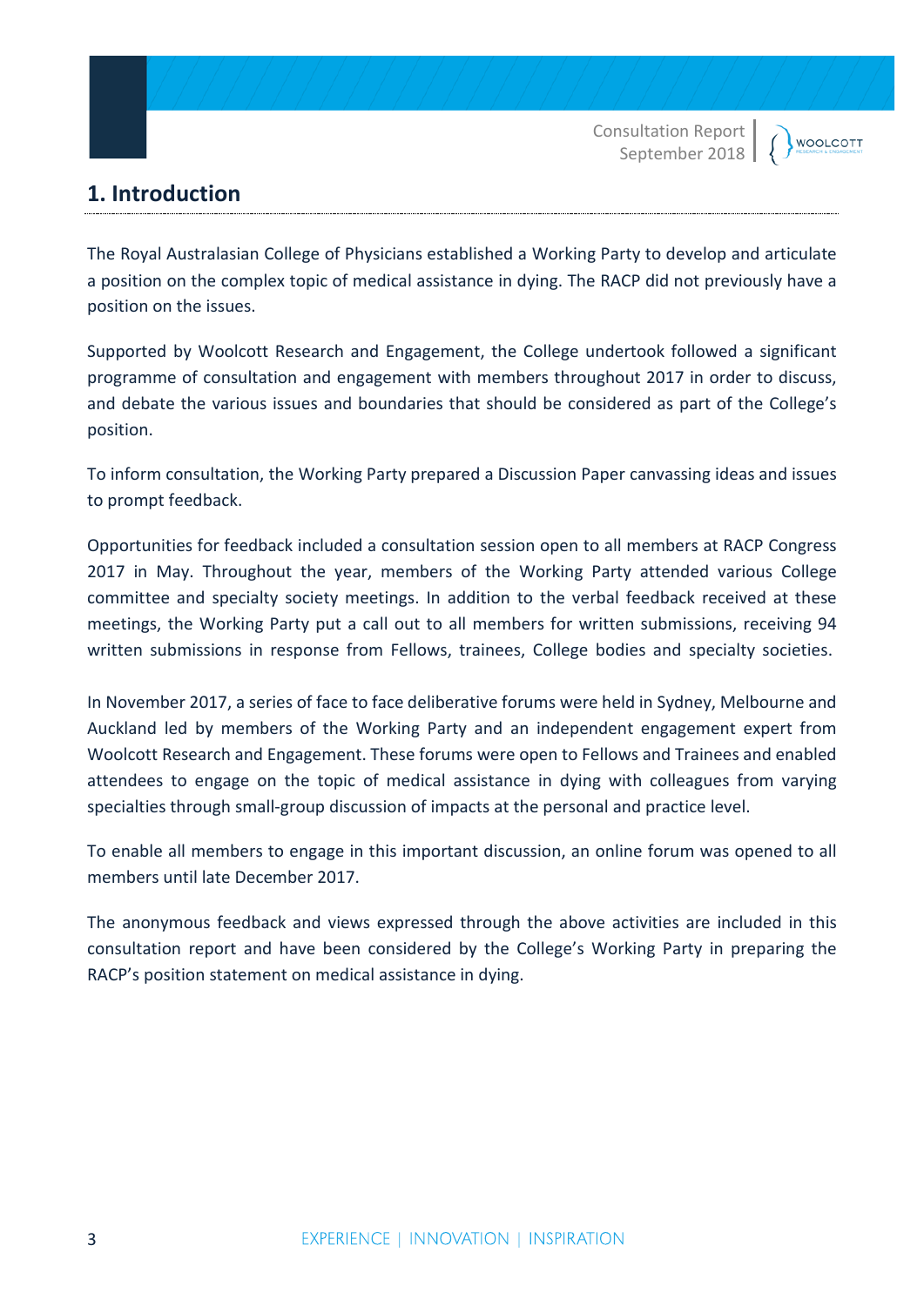# 1. Introduction

The Royal Australasian College of Physicians established a Working Party to develop and articulate a position on the complex topic of medical assistance in dying. The RACP did not previously have a position on the issues.

Supported by Woolcott Research and Engagement, the College undertook followed a significant programme of consultation and engagement with members throughout 2017 in order to discuss, and debate the various issues and boundaries that should be considered as part of the College's position.

To inform consultation, the Working Party prepared a Discussion Paper canvassing ideas and issues to prompt feedback.

Opportunities for feedback included a consultation session open to all members at RACP Congress 2017 in May. Throughout the year, members of the Working Party attended various College committee and specialty society meetings. In addition to the verbal feedback received at these meetings, the Working Party put a call out to all members for written submissions, receiving 94 written submissions in response from Fellows, trainees, College bodies and specialty societies.

In November 2017, a series of face to face deliberative forums were held in Sydney, Melbourne and Auckland led by members of the Working Party and an independent engagement expert from Woolcott Research and Engagement. These forums were open to Fellows and Trainees and enabled attendees to engage on the topic of medical assistance in dying with colleagues from varying specialties through small-group discussion of impacts at the personal and practice level.

To enable all members to engage in this important discussion, an online forum was opened to all members until late December 2017.

The anonymous feedback and views expressed through the above activities are included in this consultation report and have been considered by the College's Working Party in preparing the RACP's position statement on medical assistance in dying.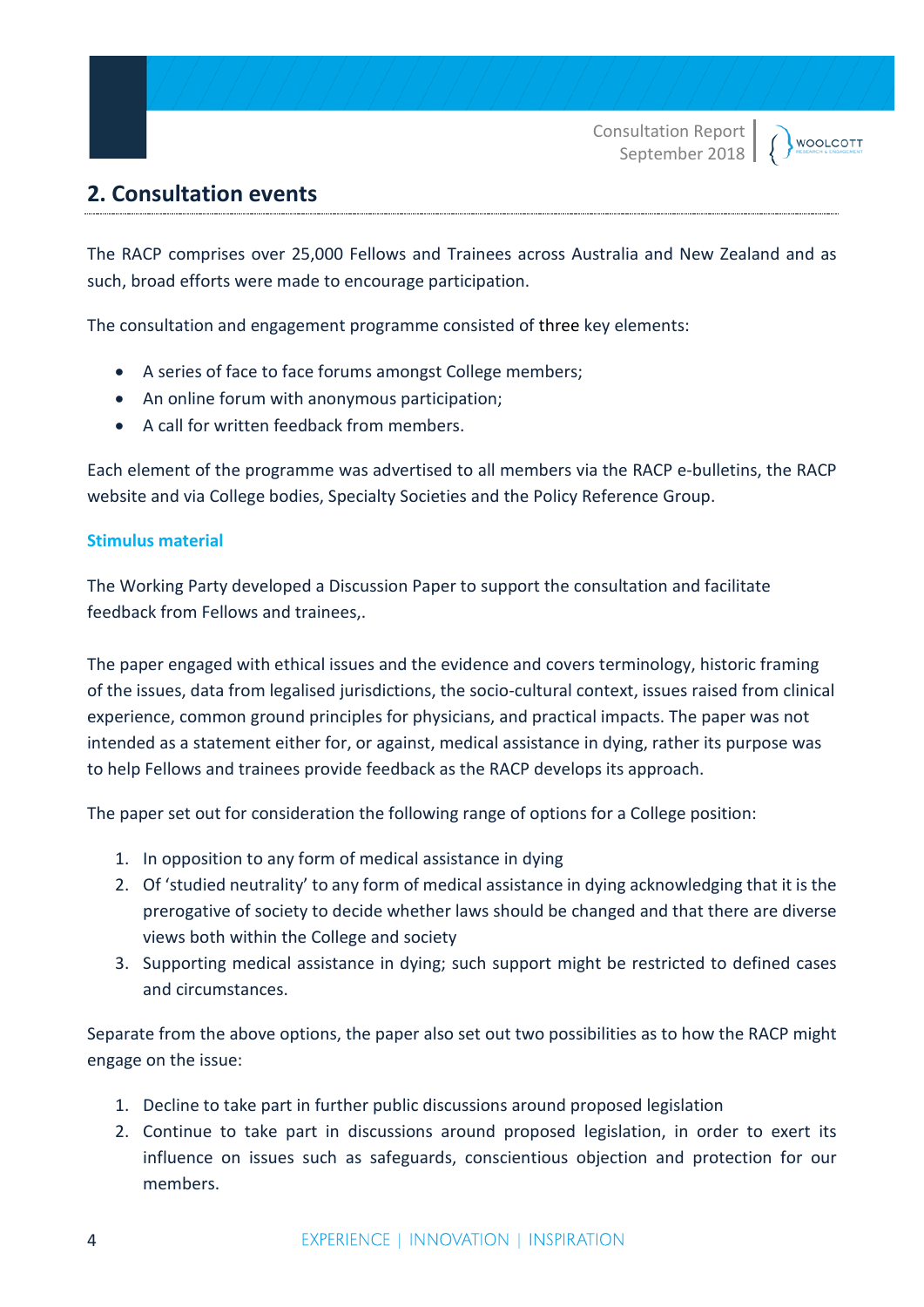## 2. Consultation events

The RACP comprises over 25,000 Fellows and Trainees across Australia and New Zealand and as such, broad efforts were made to encourage participation.

The consultation and engagement programme consisted of three key elements:

- A series of face to face forums amongst College members;
- An online forum with anonymous participation;
- A call for written feedback from members.

Each element of the programme was advertised to all members via the RACP e-bulletins, the RACP website and via College bodies, Specialty Societies and the Policy Reference Group.

### Stimulus material

The Working Party developed a Discussion Paper to support the consultation and facilitate feedback from Fellows and trainees,.

The paper engaged with ethical issues and the evidence and covers terminology, historic framing of the issues, data from legalised jurisdictions, the socio-cultural context, issues raised from clinical experience, common ground principles for physicians, and practical impacts. The paper was not intended as a statement either for, or against, medical assistance in dying, rather its purpose was to help Fellows and trainees provide feedback as the RACP develops its approach.

The paper set out for consideration the following range of options for a College position:

1. In opposition to any form of medical assistance in dying
2. Of 'studied neutrality' to any form of medical assistance in dying acknowledging that it is the prerogative of society to decide whether laws should be changed and that there are diverse views both within the College and society
3. Supporting medical assistance in dying; such support might be restricted to defined cases and circumstances.

Separate from the above options, the paper also set out two possibilities as to how the RACP might engage on the issue:

1. Decline to take part in further public discussions around proposed legislation
2. Continue to take part in discussions around proposed legislation, in order to exert its influence on issues such as safeguards, conscientious objection and protection for our members.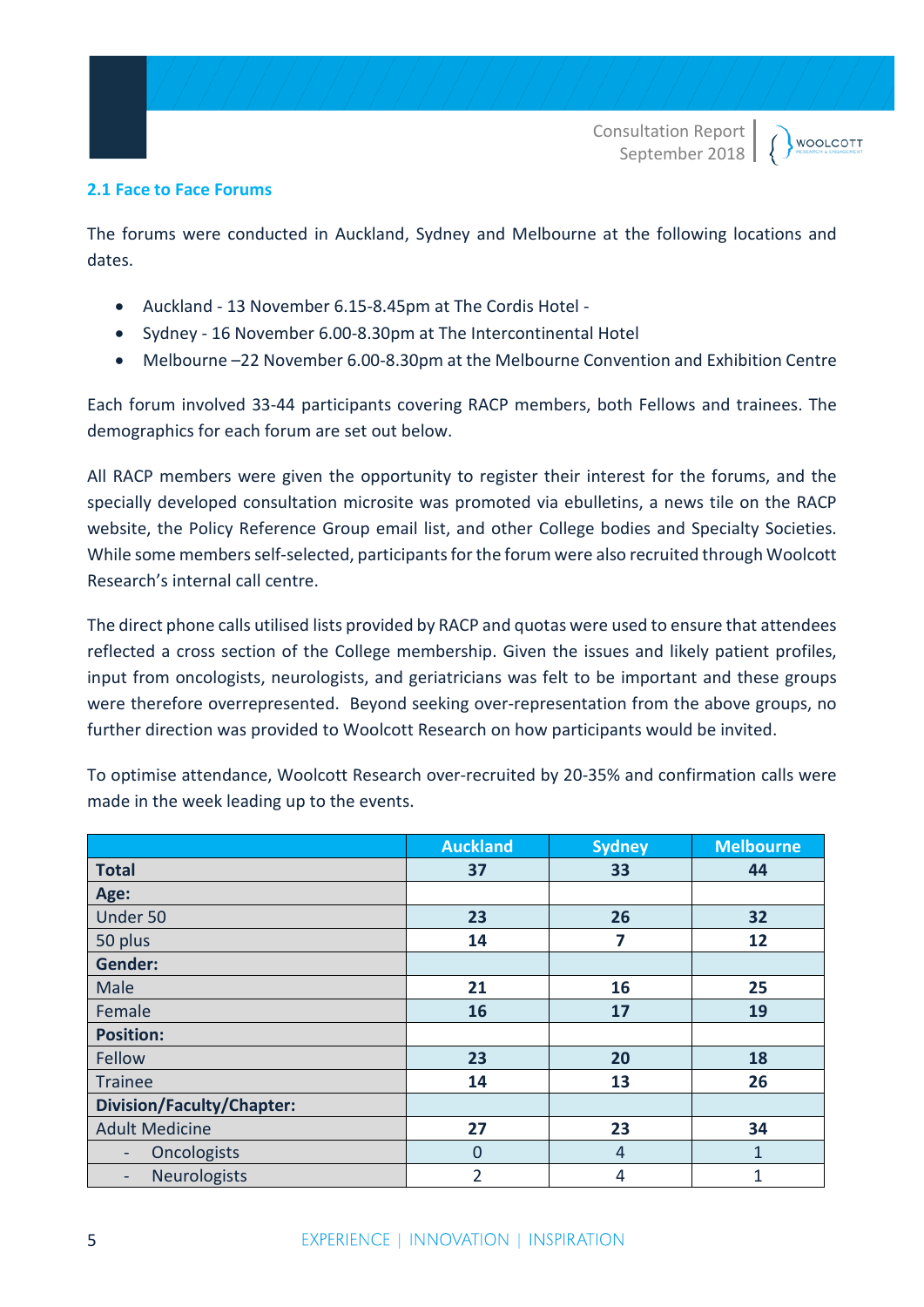## 2.1 Face to Face Forums

The forums were conducted in Auckland, Sydney and Melbourne at the following locations and dates.

- Auckland - 13 November 6.15-8.45pm at The Cordis Hotel -
- Sydney - 16 November 6.00-8.30pm at The Intercontinental Hotel
- Melbourne –22 November 6.00-8.30pm at the Melbourne Convention and Exhibition Centre

Each forum involved 33-44 participants covering RACP members, both Fellows and trainees. The demographics for each forum are set out below.

All RACP members were given the opportunity to register their interest for the forums, and the specially developed consultation microsite was promoted via ebulletins, a news tile on the RACP website, the Policy Reference Group email list, and other College bodies and Specialty Societies. While some members self-selected, participants for the forum were also recruited through Woolcott Research's internal call centre.

The direct phone calls utilised lists provided by RACP and quotas were used to ensure that attendees reflected a cross section of the College membership. Given the issues and likely patient profiles, input from oncologists, neurologists, and geriatricians was felt to be important and these groups were therefore overrepresented. Beyond seeking over-representation from the above groups, no further direction was provided to Woolcott Research on how participants would be invited.

To optimise attendance, Woolcott Research over-recruited by 20-35% and confirmation calls were made in the week leading up to the events.

| | Auckland | Sydney | Melbourne |
|---|---|---|---|
| **Total** | **37** | **33** | **44** |
| **Age:** | | | |
| Under 50 | **23** | **26** | **32** |
| 50 plus | **14** | **7** | **12** |
| **Gender:** | | | |
| Male | **21** | **16** | **25** |
| Female | **16** | **17** | **19** |
| **Position:** | | | |
| Fellow | **23** | **20** | **18** |
| Trainee | **14** | **13** | **26** |
| **Division/Faculty/Chapter:** | | | |
| Adult Medicine | **27** | **23** | **34** |
| - Oncologists | 0 | 4 | 1 |
| - Neurologists | 2 | 4 | 1 |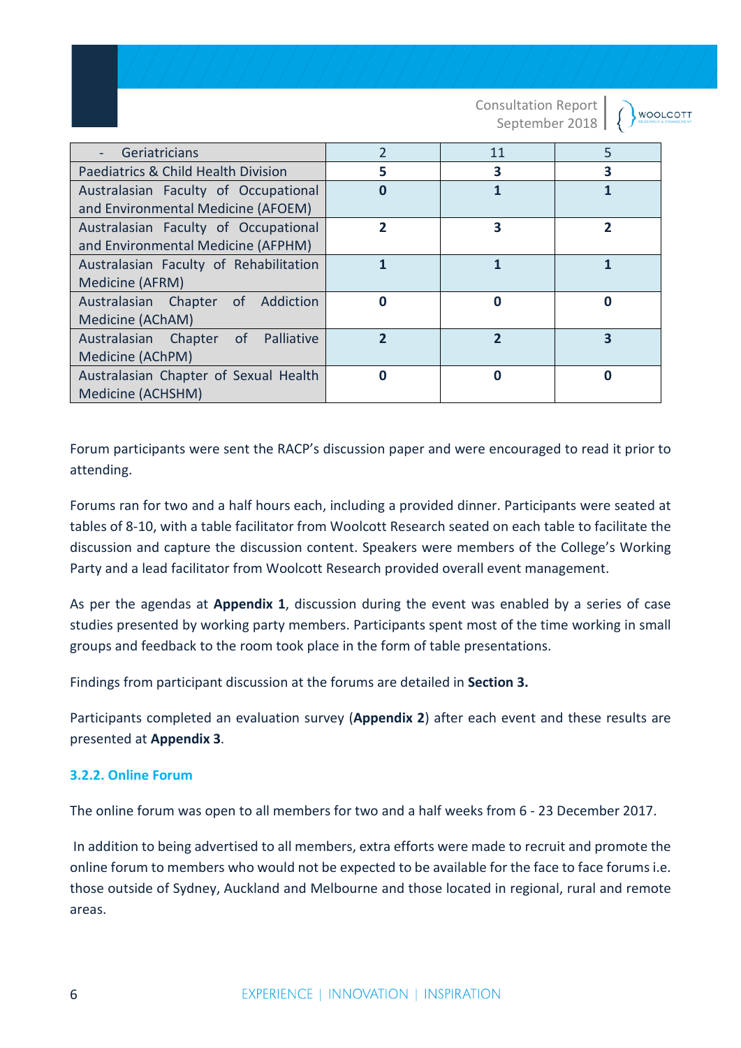| - Geriatricians | 2 | 11 | 5 |
|---|---|---|---|
| Paediatrics & Child Health Division | **5** | **3** | **3** |
| Australasian Faculty of Occupational and Environmental Medicine (AFOEM) | **0** | **1** | **1** |
| Australasian Faculty of Occupational and Environmental Medicine (AFPHM) | **2** | **3** | **2** |
| Australasian Faculty of Rehabilitation Medicine (AFRM) | **1** | **1** | **1** |
| Australasian Chapter of Addiction Medicine (AChAM) | **0** | **0** | **0** |
| Australasian Chapter of Palliative Medicine (AChPM) | **2** | **2** | **3** |
| Australasian Chapter of Sexual Health Medicine (ACHSHM) | **0** | **0** | **0** |

Forum participants were sent the RACP's discussion paper and were encouraged to read it prior to attending.

Forums ran for two and a half hours each, including a provided dinner. Participants were seated at tables of 8-10, with a table facilitator from Woolcott Research seated on each table to facilitate the discussion and capture the discussion content. Speakers were members of the College's Working Party and a lead facilitator from Woolcott Research provided overall event management.

As per the agendas at **Appendix 1**, discussion during the event was enabled by a series of case studies presented by working party members. Participants spent most of the time working in small groups and feedback to the room took place in the form of table presentations.

Findings from participant discussion at the forums are detailed in **Section 3.**

Participants completed an evaluation survey (**Appendix 2**) after each event and these results are presented at **Appendix 3**.

### 3.2.2. Online Forum

The online forum was open to all members for two and a half weeks from 6 - 23 December 2017.

In addition to being advertised to all members, extra efforts were made to recruit and promote the online forum to members who would not be expected to be available for the face to face forums i.e. those outside of Sydney, Auckland and Melbourne and those located in regional, rural and remote areas.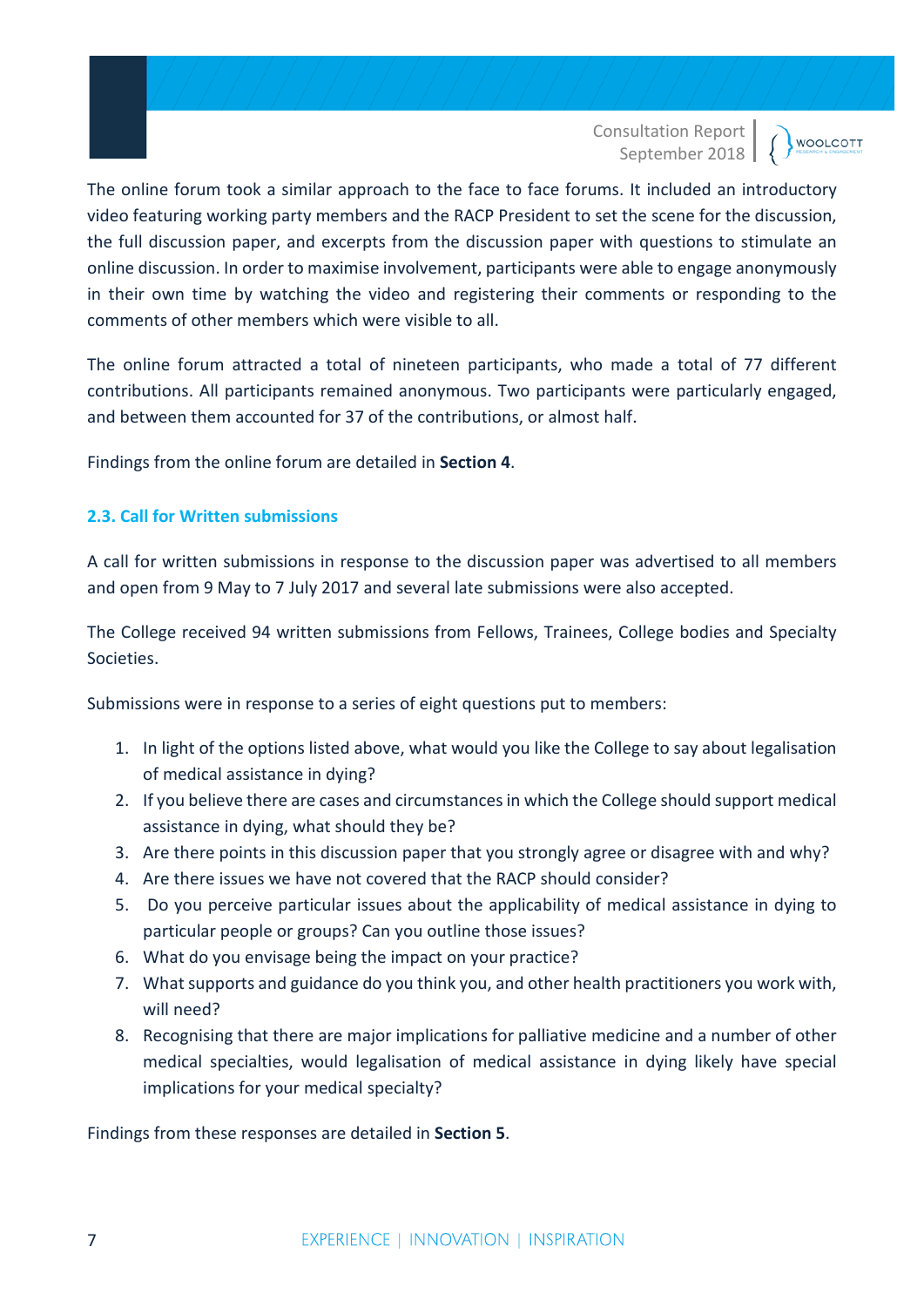The online forum took a similar approach to the face to face forums. It included an introductory video featuring working party members and the RACP President to set the scene for the discussion, the full discussion paper, and excerpts from the discussion paper with questions to stimulate an online discussion. In order to maximise involvement, participants were able to engage anonymously in their own time by watching the video and registering their comments or responding to the comments of other members which were visible to all.

The online forum attracted a total of nineteen participants, who made a total of 77 different contributions. All participants remained anonymous. Two participants were particularly engaged, and between them accounted for 37 of the contributions, or almost half.

Findings from the online forum are detailed in **Section 4**.

### 2.3. Call for Written submissions

A call for written submissions in response to the discussion paper was advertised to all members and open from 9 May to 7 July 2017 and several late submissions were also accepted.

The College received 94 written submissions from Fellows, Trainees, College bodies and Specialty Societies.

Submissions were in response to a series of eight questions put to members:

1. In light of the options listed above, what would you like the College to say about legalisation of medical assistance in dying?
2. If you believe there are cases and circumstances in which the College should support medical assistance in dying, what should they be?
3. Are there points in this discussion paper that you strongly agree or disagree with and why?
4. Are there issues we have not covered that the RACP should consider?
5. Do you perceive particular issues about the applicability of medical assistance in dying to particular people or groups? Can you outline those issues?
6. What do you envisage being the impact on your practice?
7. What supports and guidance do you think you, and other health practitioners you work with, will need?
8. Recognising that there are major implications for palliative medicine and a number of other medical specialties, would legalisation of medical assistance in dying likely have special implications for your medical specialty?

Findings from these responses are detailed in **Section 5**.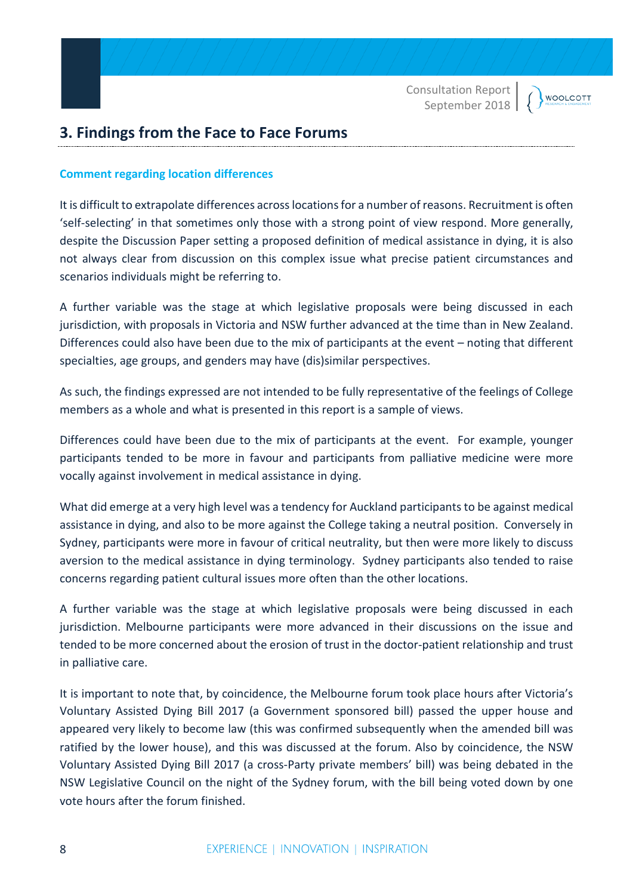## 3. Findings from the Face to Face Forums

### Comment regarding location differences

It is difficult to extrapolate differences across locations for a number of reasons. Recruitment is often 'self-selecting' in that sometimes only those with a strong point of view respond. More generally, despite the Discussion Paper setting a proposed definition of medical assistance in dying, it is also not always clear from discussion on this complex issue what precise patient circumstances and scenarios individuals might be referring to.

A further variable was the stage at which legislative proposals were being discussed in each jurisdiction, with proposals in Victoria and NSW further advanced at the time than in New Zealand. Differences could also have been due to the mix of participants at the event – noting that different specialties, age groups, and genders may have (dis)similar perspectives.

As such, the findings expressed are not intended to be fully representative of the feelings of College members as a whole and what is presented in this report is a sample of views.

Differences could have been due to the mix of participants at the event. For example, younger participants tended to be more in favour and participants from palliative medicine were more vocally against involvement in medical assistance in dying.

What did emerge at a very high level was a tendency for Auckland participants to be against medical assistance in dying, and also to be more against the College taking a neutral position. Conversely in Sydney, participants were more in favour of critical neutrality, but then were more likely to discuss aversion to the medical assistance in dying terminology. Sydney participants also tended to raise concerns regarding patient cultural issues more often than the other locations.

A further variable was the stage at which legislative proposals were being discussed in each jurisdiction. Melbourne participants were more advanced in their discussions on the issue and tended to be more concerned about the erosion of trust in the doctor-patient relationship and trust in palliative care.

It is important to note that, by coincidence, the Melbourne forum took place hours after Victoria's Voluntary Assisted Dying Bill 2017 (a Government sponsored bill) passed the upper house and appeared very likely to become law (this was confirmed subsequently when the amended bill was ratified by the lower house), and this was discussed at the forum. Also by coincidence, the NSW Voluntary Assisted Dying Bill 2017 (a cross-Party private members' bill) was being debated in the NSW Legislative Council on the night of the Sydney forum, with the bill being voted down by one vote hours after the forum finished.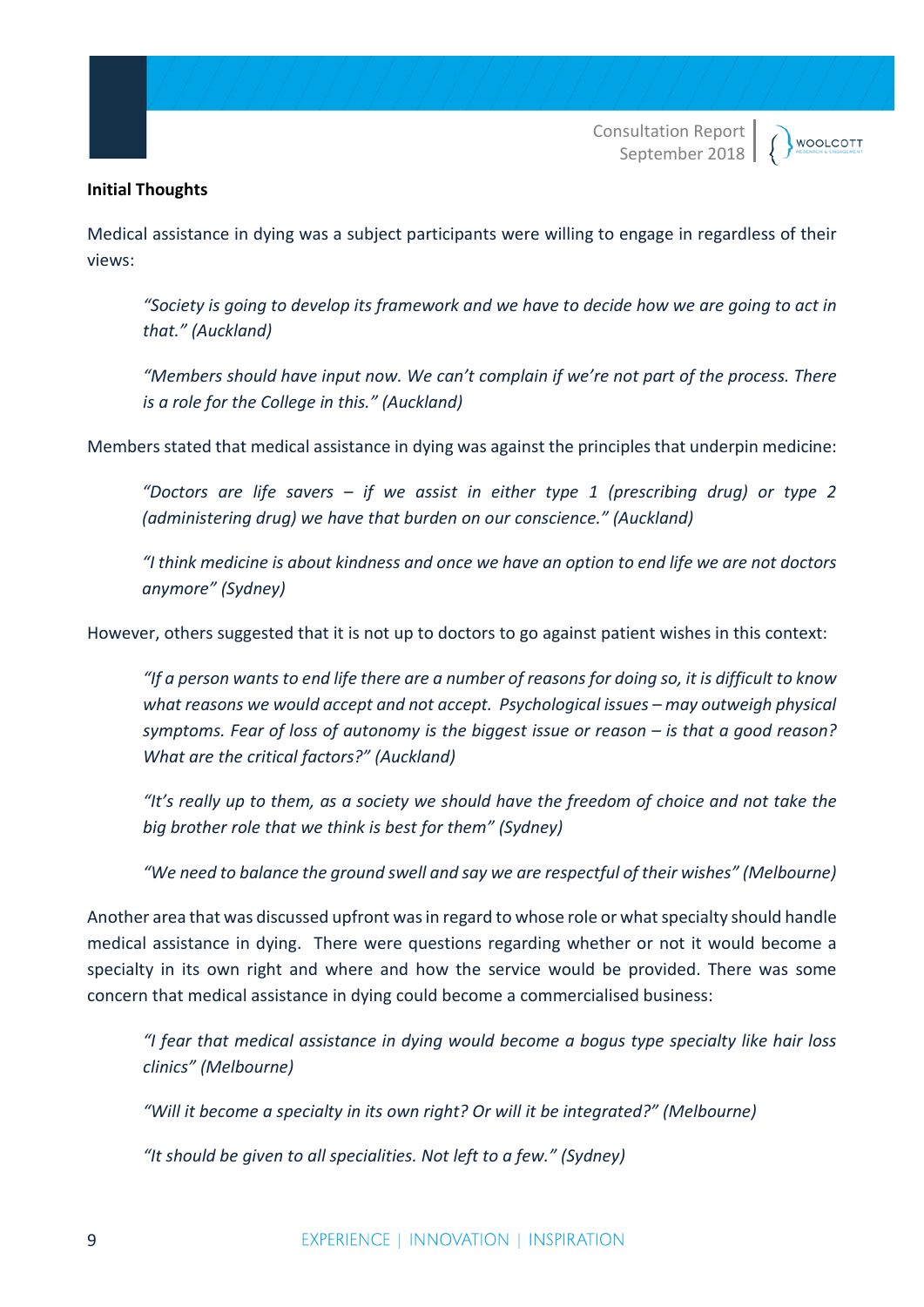**Initial Thoughts**

Medical assistance in dying was a subject participants were willing to engage in regardless of their views:

> *"Society is going to develop its framework and we have to decide how we are going to act in that." (Auckland)*

> *"Members should have input now. We can't complain if we're not part of the process. There is a role for the College in this." (Auckland)*

Members stated that medical assistance in dying was against the principles that underpin medicine:

> *"Doctors are life savers – if we assist in either type 1 (prescribing drug) or type 2 (administering drug) we have that burden on our conscience." (Auckland)*

> *"I think medicine is about kindness and once we have an option to end life we are not doctors anymore" (Sydney)*

However, others suggested that it is not up to doctors to go against patient wishes in this context:

> *"If a person wants to end life there are a number of reasons for doing so, it is difficult to know what reasons we would accept and not accept. Psychological issues – may outweigh physical symptoms. Fear of loss of autonomy is the biggest issue or reason – is that a good reason? What are the critical factors?" (Auckland)*

> *"It's really up to them, as a society we should have the freedom of choice and not take the big brother role that we think is best for them" (Sydney)*

> *"We need to balance the ground swell and say we are respectful of their wishes" (Melbourne)*

Another area that was discussed upfront was in regard to whose role or what specialty should handle medical assistance in dying. There were questions regarding whether or not it would become a specialty in its own right and where and how the service would be provided. There was some concern that medical assistance in dying could become a commercialised business:

> *"I fear that medical assistance in dying would become a bogus type specialty like hair loss clinics" (Melbourne)*

> *"Will it become a specialty in its own right? Or will it be integrated?" (Melbourne)*

> *"It should be given to all specialities. Not left to a few." (Sydney)*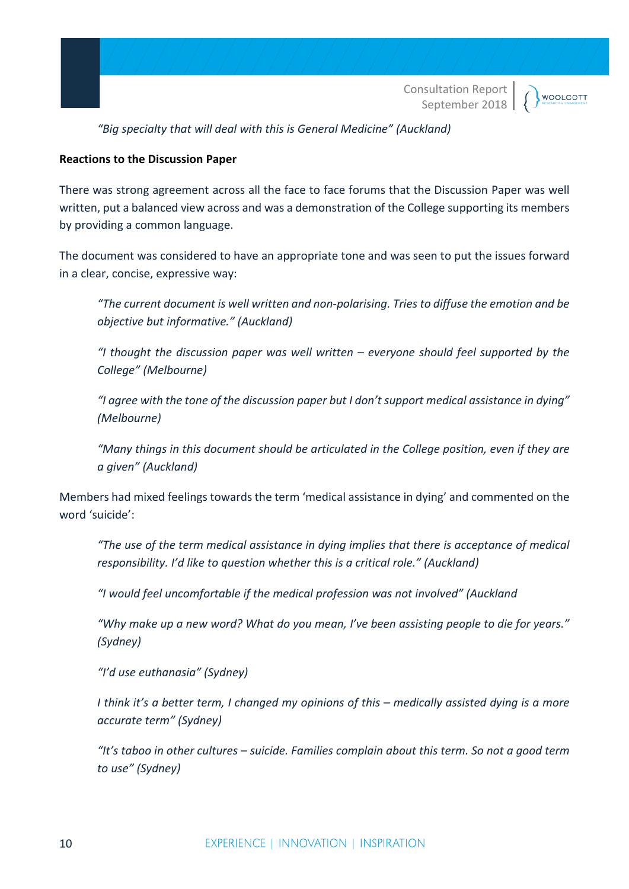*"Big specialty that will deal with this is General Medicine" (Auckland)*

**Reactions to the Discussion Paper**

There was strong agreement across all the face to face forums that the Discussion Paper was well written, put a balanced view across and was a demonstration of the College supporting its members by providing a common language.

The document was considered to have an appropriate tone and was seen to put the issues forward in a clear, concise, expressive way:

> *"The current document is well written and non-polarising. Tries to diffuse the emotion and be objective but informative." (Auckland)*
>
> *"I thought the discussion paper was well written – everyone should feel supported by the College" (Melbourne)*
>
> *"I agree with the tone of the discussion paper but I don't support medical assistance in dying" (Melbourne)*
>
> *"Many things in this document should be articulated in the College position, even if they are a given" (Auckland)*

Members had mixed feelings towards the term 'medical assistance in dying' and commented on the word 'suicide':

> *"The use of the term medical assistance in dying implies that there is acceptance of medical responsibility. I'd like to question whether this is a critical role." (Auckland)*
>
> *"I would feel uncomfortable if the medical profession was not involved" (Auckland*
>
> *"Why make up a new word? What do you mean, I've been assisting people to die for years." (Sydney)*
>
> *"I'd use euthanasia" (Sydney)*
>
> *I think it's a better term, I changed my opinions of this – medically assisted dying is a more accurate term" (Sydney)*
>
> *"It's taboo in other cultures – suicide. Families complain about this term. So not a good term to use" (Sydney)*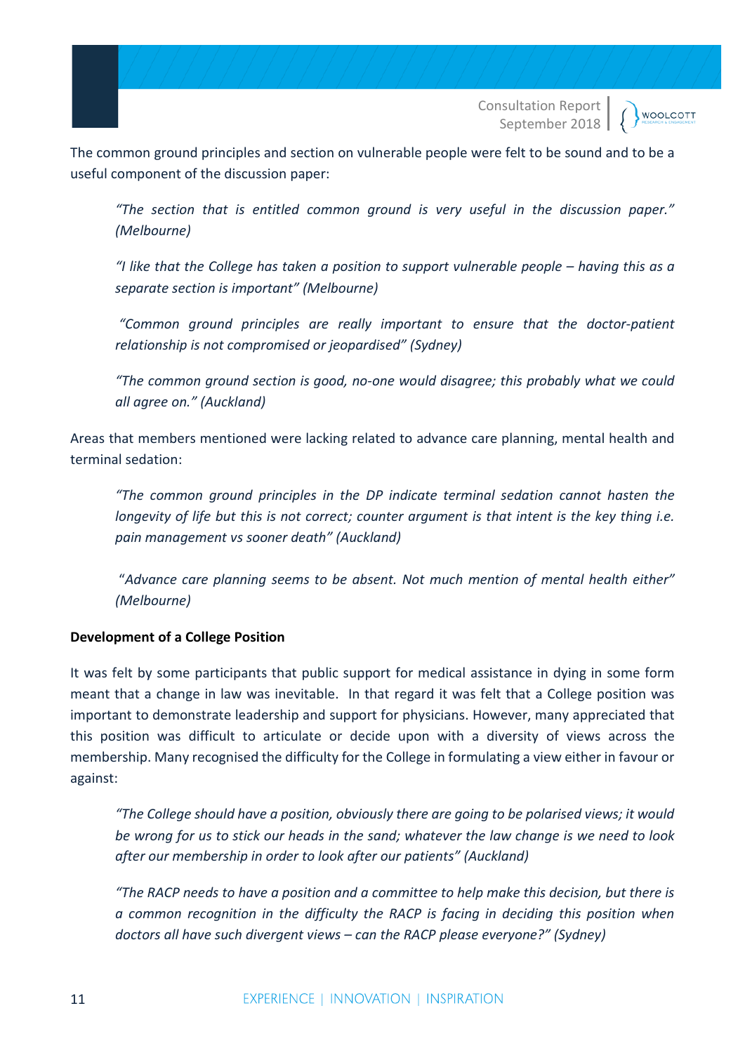The common ground principles and section on vulnerable people were felt to be sound and to be a useful component of the discussion paper:

> *"The section that is entitled common ground is very useful in the discussion paper." (Melbourne)*

> *"I like that the College has taken a position to support vulnerable people – having this as a separate section is important" (Melbourne)*

> *"Common ground principles are really important to ensure that the doctor-patient relationship is not compromised or jeopardised" (Sydney)*

> *"The common ground section is good, no-one would disagree; this probably what we could all agree on." (Auckland)*

Areas that members mentioned were lacking related to advance care planning, mental health and terminal sedation:

> *"The common ground principles in the DP indicate terminal sedation cannot hasten the longevity of life but this is not correct; counter argument is that intent is the key thing i.e. pain management vs sooner death" (Auckland)*

> "*Advance care planning seems to be absent. Not much mention of mental health either" (Melbourne)*

**Development of a College Position**

It was felt by some participants that public support for medical assistance in dying in some form meant that a change in law was inevitable. In that regard it was felt that a College position was important to demonstrate leadership and support for physicians. However, many appreciated that this position was difficult to articulate or decide upon with a diversity of views across the membership. Many recognised the difficulty for the College in formulating a view either in favour or against:

> *"The College should have a position, obviously there are going to be polarised views; it would be wrong for us to stick our heads in the sand; whatever the law change is we need to look after our membership in order to look after our patients" (Auckland)*

> *"The RACP needs to have a position and a committee to help make this decision, but there is a common recognition in the difficulty the RACP is facing in deciding this position when doctors all have such divergent views – can the RACP please everyone?" (Sydney)*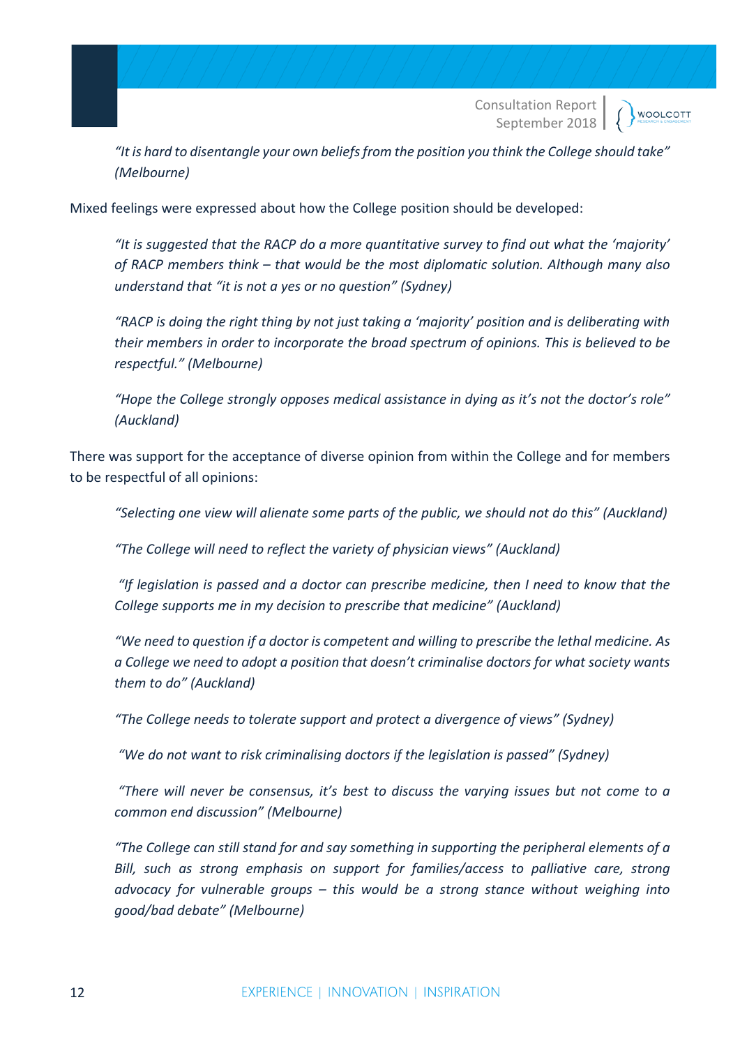*"It is hard to disentangle your own beliefs from the position you think the College should take" (Melbourne)*

Mixed feelings were expressed about how the College position should be developed:

> *"It is suggested that the RACP do a more quantitative survey to find out what the 'majority' of RACP members think – that would be the most diplomatic solution. Although many also understand that "it is not a yes or no question" (Sydney)*

> *"RACP is doing the right thing by not just taking a 'majority' position and is deliberating with their members in order to incorporate the broad spectrum of opinions. This is believed to be respectful." (Melbourne)*

> *"Hope the College strongly opposes medical assistance in dying as it's not the doctor's role" (Auckland)*

There was support for the acceptance of diverse opinion from within the College and for members to be respectful of all opinions:

> *"Selecting one view will alienate some parts of the public, we should not do this" (Auckland)*

> *"The College will need to reflect the variety of physician views" (Auckland)*

> *"If legislation is passed and a doctor can prescribe medicine, then I need to know that the College supports me in my decision to prescribe that medicine" (Auckland)*

> *"We need to question if a doctor is competent and willing to prescribe the lethal medicine. As a College we need to adopt a position that doesn't criminalise doctors for what society wants them to do" (Auckland)*

> *"The College needs to tolerate support and protect a divergence of views" (Sydney)*

> *"We do not want to risk criminalising doctors if the legislation is passed" (Sydney)*

> *"There will never be consensus, it's best to discuss the varying issues but not come to a common end discussion" (Melbourne)*

> *"The College can still stand for and say something in supporting the peripheral elements of a Bill, such as strong emphasis on support for families/access to palliative care, strong advocacy for vulnerable groups – this would be a strong stance without weighing into good/bad debate" (Melbourne)*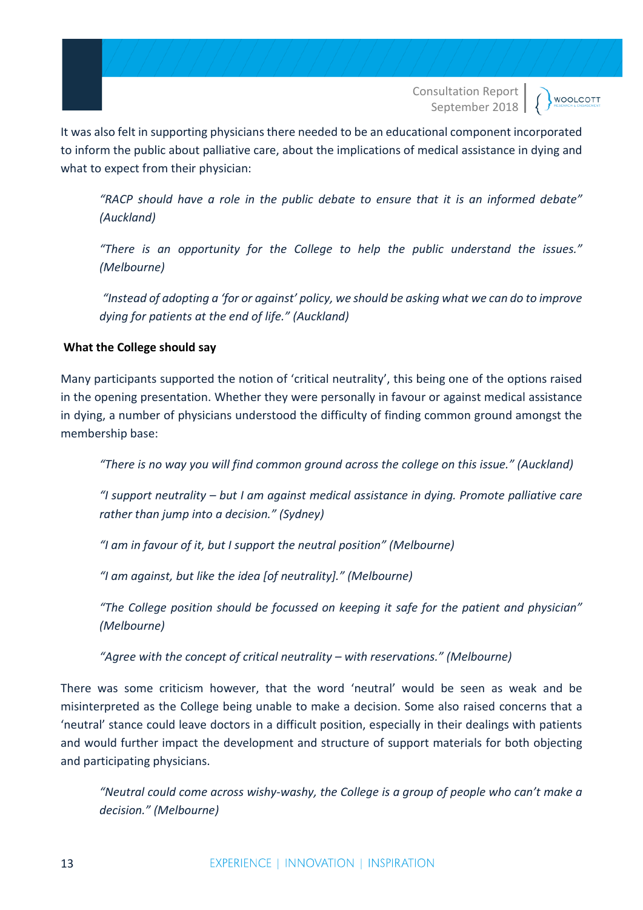It was also felt in supporting physicians there needed to be an educational component incorporated to inform the public about palliative care, about the implications of medical assistance in dying and what to expect from their physician:

> *"RACP should have a role in the public debate to ensure that it is an informed debate" (Auckland)*
>
> *"There is an opportunity for the College to help the public understand the issues." (Melbourne)*
>
> *"Instead of adopting a 'for or against' policy, we should be asking what we can do to improve dying for patients at the end of life." (Auckland)*

**What the College should say**

Many participants supported the notion of 'critical neutrality', this being one of the options raised in the opening presentation. Whether they were personally in favour or against medical assistance in dying, a number of physicians understood the difficulty of finding common ground amongst the membership base:

> *"There is no way you will find common ground across the college on this issue." (Auckland)*
>
> *"I support neutrality – but I am against medical assistance in dying. Promote palliative care rather than jump into a decision." (Sydney)*
>
> *"I am in favour of it, but I support the neutral position" (Melbourne)*
>
> *"I am against, but like the idea [of neutrality]." (Melbourne)*
>
> *"The College position should be focussed on keeping it safe for the patient and physician" (Melbourne)*
>
> *"Agree with the concept of critical neutrality – with reservations." (Melbourne)*

There was some criticism however, that the word 'neutral' would be seen as weak and be misinterpreted as the College being unable to make a decision. Some also raised concerns that a 'neutral' stance could leave doctors in a difficult position, especially in their dealings with patients and would further impact the development and structure of support materials for both objecting and participating physicians.

> *"Neutral could come across wishy-washy, the College is a group of people who can't make a decision." (Melbourne)*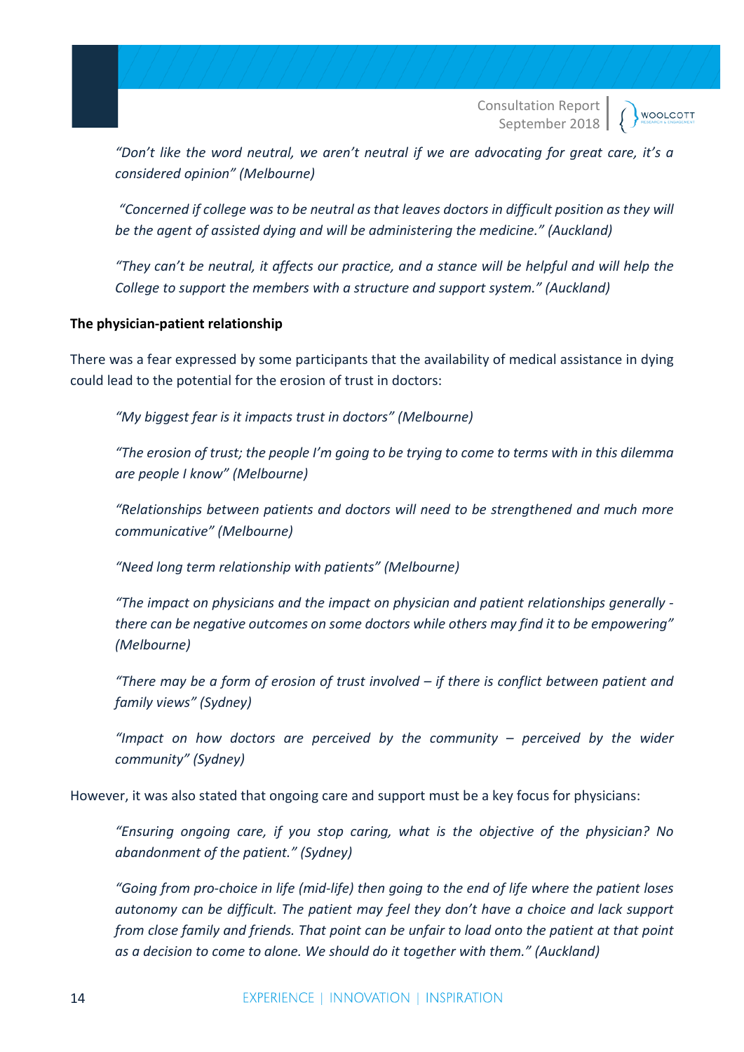*"Don't like the word neutral, we aren't neutral if we are advocating for great care, it's a considered opinion" (Melbourne)*

*"Concerned if college was to be neutral as that leaves doctors in difficult position as they will be the agent of assisted dying and will be administering the medicine." (Auckland)*

*"They can't be neutral, it affects our practice, and a stance will be helpful and will help the College to support the members with a structure and support system." (Auckland)*

**The physician-patient relationship**

There was a fear expressed by some participants that the availability of medical assistance in dying could lead to the potential for the erosion of trust in doctors:

*"My biggest fear is it impacts trust in doctors" (Melbourne)*

*"The erosion of trust; the people I'm going to be trying to come to terms with in this dilemma are people I know" (Melbourne)*

*"Relationships between patients and doctors will need to be strengthened and much more communicative" (Melbourne)*

*"Need long term relationship with patients" (Melbourne)*

*"The impact on physicians and the impact on physician and patient relationships generally - there can be negative outcomes on some doctors while others may find it to be empowering" (Melbourne)*

*"There may be a form of erosion of trust involved – if there is conflict between patient and family views" (Sydney)*

*"Impact on how doctors are perceived by the community – perceived by the wider community" (Sydney)*

However, it was also stated that ongoing care and support must be a key focus for physicians:

*"Ensuring ongoing care, if you stop caring, what is the objective of the physician? No abandonment of the patient." (Sydney)*

*"Going from pro-choice in life (mid-life) then going to the end of life where the patient loses autonomy can be difficult. The patient may feel they don't have a choice and lack support from close family and friends. That point can be unfair to load onto the patient at that point as a decision to come to alone. We should do it together with them." (Auckland)*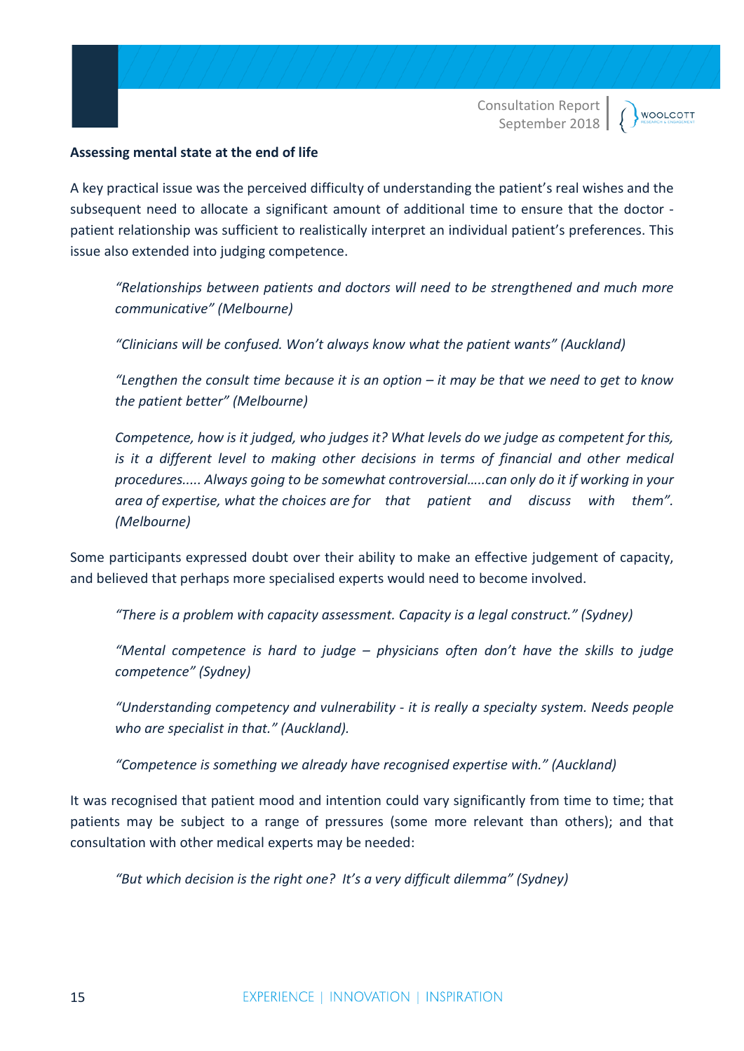**Assessing mental state at the end of life**

A key practical issue was the perceived difficulty of understanding the patient's real wishes and the subsequent need to allocate a significant amount of additional time to ensure that the doctor - patient relationship was sufficient to realistically interpret an individual patient's preferences. This issue also extended into judging competence.

> *"Relationships between patients and doctors will need to be strengthened and much more communicative" (Melbourne)*
>
> *"Clinicians will be confused. Won't always know what the patient wants" (Auckland)*
>
> *"Lengthen the consult time because it is an option – it may be that we need to get to know the patient better" (Melbourne)*
>
> *Competence, how is it judged, who judges it? What levels do we judge as competent for this, is it a different level to making other decisions in terms of financial and other medical procedures..... Always going to be somewhat controversial…..can only do it if working in your area of expertise, what the choices are for that patient and discuss with them". (Melbourne)*

Some participants expressed doubt over their ability to make an effective judgement of capacity, and believed that perhaps more specialised experts would need to become involved.

> *"There is a problem with capacity assessment. Capacity is a legal construct." (Sydney)*
>
> *"Mental competence is hard to judge – physicians often don't have the skills to judge competence" (Sydney)*
>
> *"Understanding competency and vulnerability - it is really a specialty system. Needs people who are specialist in that." (Auckland).*
>
> *"Competence is something we already have recognised expertise with." (Auckland)*

It was recognised that patient mood and intention could vary significantly from time to time; that patients may be subject to a range of pressures (some more relevant than others); and that consultation with other medical experts may be needed:

> *"But which decision is the right one? It's a very difficult dilemma" (Sydney)*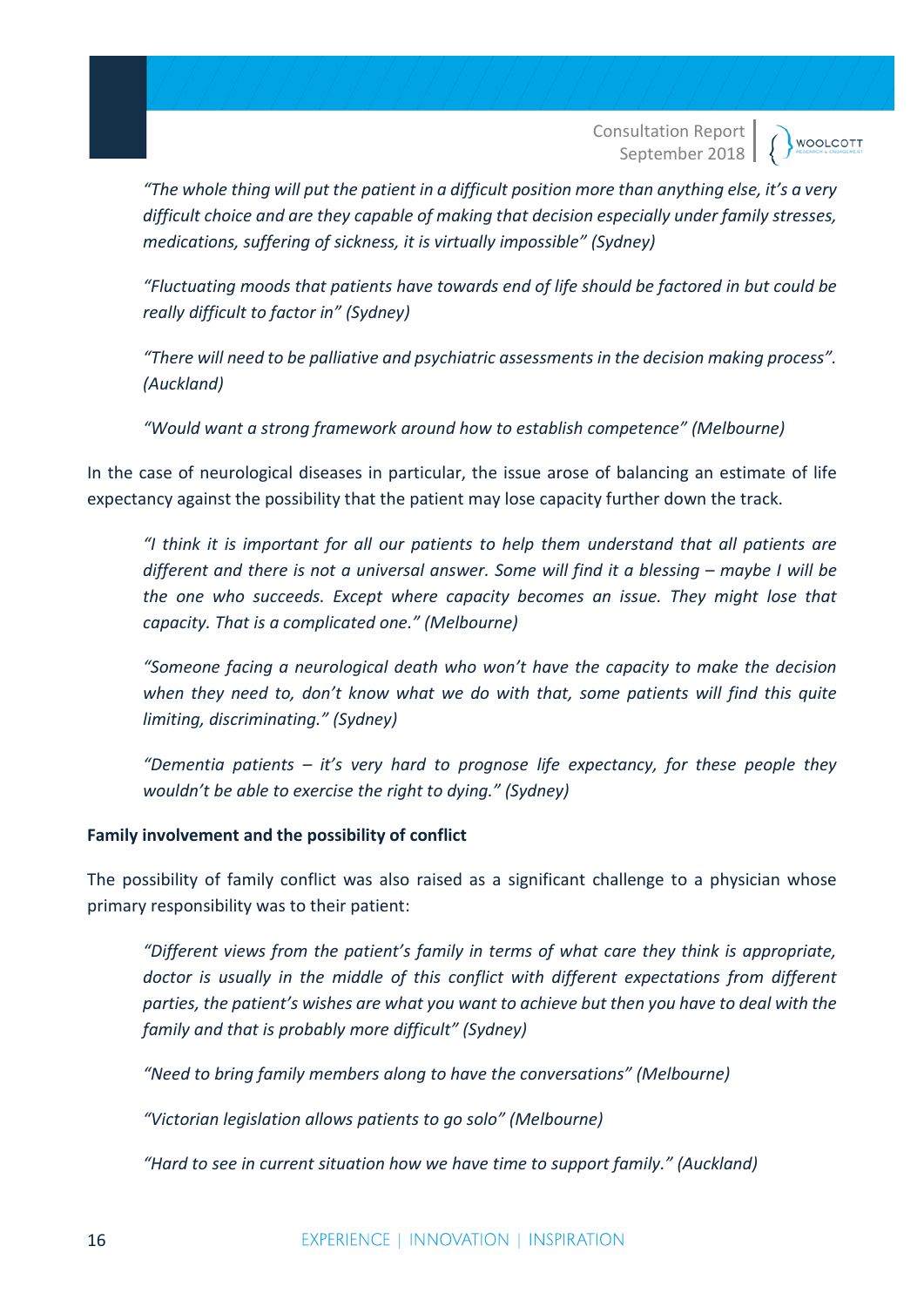*"The whole thing will put the patient in a difficult position more than anything else, it's a very difficult choice and are they capable of making that decision especially under family stresses, medications, suffering of sickness, it is virtually impossible" (Sydney)*

*"Fluctuating moods that patients have towards end of life should be factored in but could be really difficult to factor in" (Sydney)*

*"There will need to be palliative and psychiatric assessments in the decision making process". (Auckland)*

*"Would want a strong framework around how to establish competence" (Melbourne)*

In the case of neurological diseases in particular, the issue arose of balancing an estimate of life expectancy against the possibility that the patient may lose capacity further down the track.

*"I think it is important for all our patients to help them understand that all patients are different and there is not a universal answer. Some will find it a blessing – maybe I will be the one who succeeds. Except where capacity becomes an issue. They might lose that capacity. That is a complicated one." (Melbourne)*

*"Someone facing a neurological death who won't have the capacity to make the decision when they need to, don't know what we do with that, some patients will find this quite limiting, discriminating." (Sydney)*

*"Dementia patients – it's very hard to prognose life expectancy, for these people they wouldn't be able to exercise the right to dying." (Sydney)*

**Family involvement and the possibility of conflict**

The possibility of family conflict was also raised as a significant challenge to a physician whose primary responsibility was to their patient:

*"Different views from the patient's family in terms of what care they think is appropriate, doctor is usually in the middle of this conflict with different expectations from different parties, the patient's wishes are what you want to achieve but then you have to deal with the family and that is probably more difficult" (Sydney)*

*"Need to bring family members along to have the conversations" (Melbourne)*

*"Victorian legislation allows patients to go solo" (Melbourne)*

*"Hard to see in current situation how we have time to support family." (Auckland)*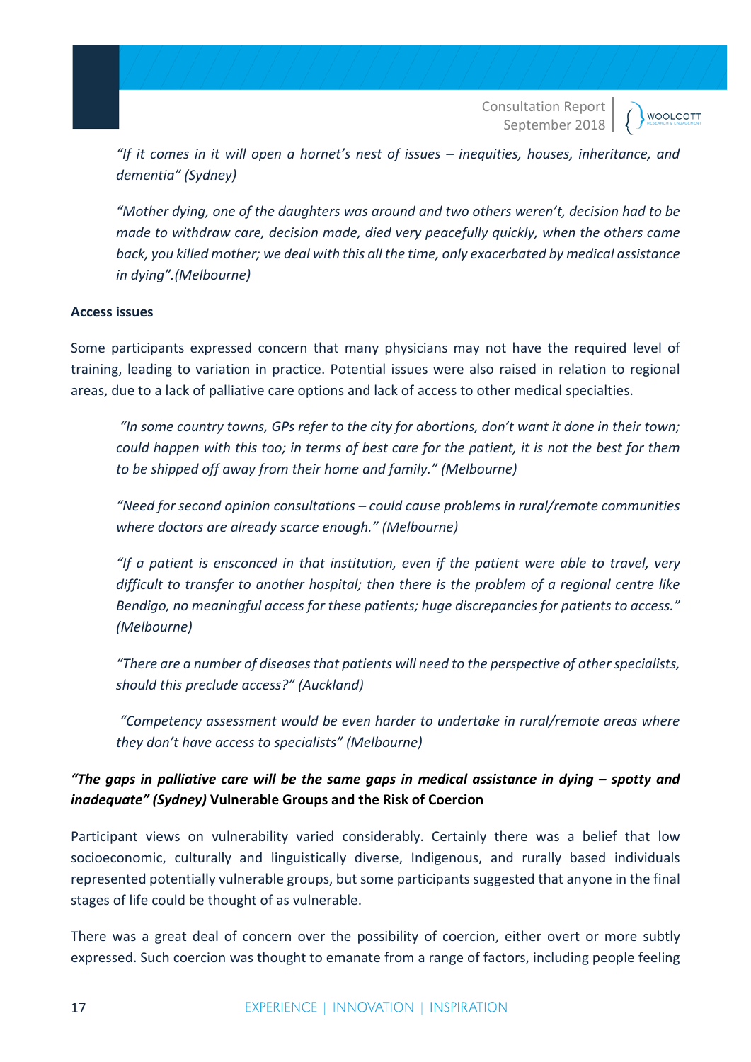*"If it comes in it will open a hornet's nest of issues – inequities, houses, inheritance, and dementia" (Sydney)*

*"Mother dying, one of the daughters was around and two others weren't, decision had to be made to withdraw care, decision made, died very peacefully quickly, when the others came back, you killed mother; we deal with this all the time, only exacerbated by medical assistance in dying".(Melbourne)*

**Access issues**

Some participants expressed concern that many physicians may not have the required level of training, leading to variation in practice. Potential issues were also raised in relation to regional areas, due to a lack of palliative care options and lack of access to other medical specialties.

*"In some country towns, GPs refer to the city for abortions, don't want it done in their town; could happen with this too; in terms of best care for the patient, it is not the best for them to be shipped off away from their home and family." (Melbourne)*

*"Need for second opinion consultations – could cause problems in rural/remote communities where doctors are already scarce enough." (Melbourne)*

*"If a patient is ensconced in that institution, even if the patient were able to travel, very difficult to transfer to another hospital; then there is the problem of a regional centre like Bendigo, no meaningful access for these patients; huge discrepancies for patients to access." (Melbourne)*

*"There are a number of diseases that patients will need to the perspective of other specialists, should this preclude access?" (Auckland)*

*"Competency assessment would be even harder to undertake in rural/remote areas where they don't have access to specialists" (Melbourne)*

***"The gaps in palliative care will be the same gaps in medical assistance in dying – spotty and inadequate" (Sydney)*** **Vulnerable Groups and the Risk of Coercion**

Participant views on vulnerability varied considerably. Certainly there was a belief that low socioeconomic, culturally and linguistically diverse, Indigenous, and rurally based individuals represented potentially vulnerable groups, but some participants suggested that anyone in the final stages of life could be thought of as vulnerable.

There was a great deal of concern over the possibility of coercion, either overt or more subtly expressed. Such coercion was thought to emanate from a range of factors, including people feeling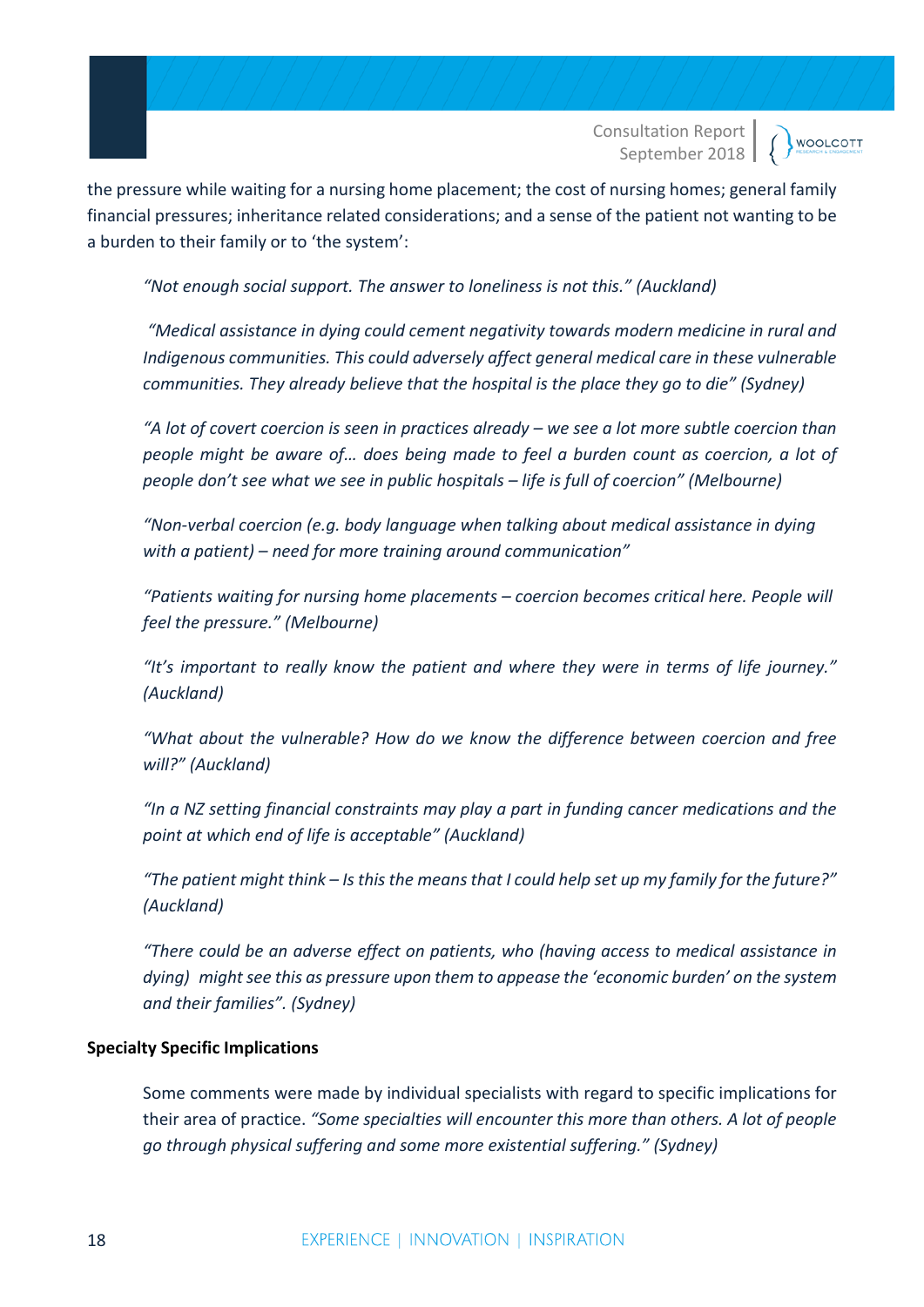the pressure while waiting for a nursing home placement; the cost of nursing homes; general family financial pressures; inheritance related considerations; and a sense of the patient not wanting to be a burden to their family or to 'the system':

> *"Not enough social support. The answer to loneliness is not this." (Auckland)*
>
> *"Medical assistance in dying could cement negativity towards modern medicine in rural and Indigenous communities. This could adversely affect general medical care in these vulnerable communities. They already believe that the hospital is the place they go to die" (Sydney)*
>
> *"A lot of covert coercion is seen in practices already – we see a lot more subtle coercion than people might be aware of… does being made to feel a burden count as coercion, a lot of people don't see what we see in public hospitals – life is full of coercion" (Melbourne)*
>
> *"Non-verbal coercion (e.g. body language when talking about medical assistance in dying with a patient) – need for more training around communication"*
>
> *"Patients waiting for nursing home placements – coercion becomes critical here. People will feel the pressure." (Melbourne)*
>
> *"It's important to really know the patient and where they were in terms of life journey." (Auckland)*
>
> *"What about the vulnerable? How do we know the difference between coercion and free will?" (Auckland)*
>
> *"In a NZ setting financial constraints may play a part in funding cancer medications and the point at which end of life is acceptable" (Auckland)*
>
> *"The patient might think – Is this the means that I could help set up my family for the future?" (Auckland)*
>
> *"There could be an adverse effect on patients, who (having access to medical assistance in dying) might see this as pressure upon them to appease the 'economic burden' on the system and their families". (Sydney)*

**Specialty Specific Implications**

> Some comments were made by individual specialists with regard to specific implications for their area of practice. *"Some specialties will encounter this more than others. A lot of people go through physical suffering and some more existential suffering." (Sydney)*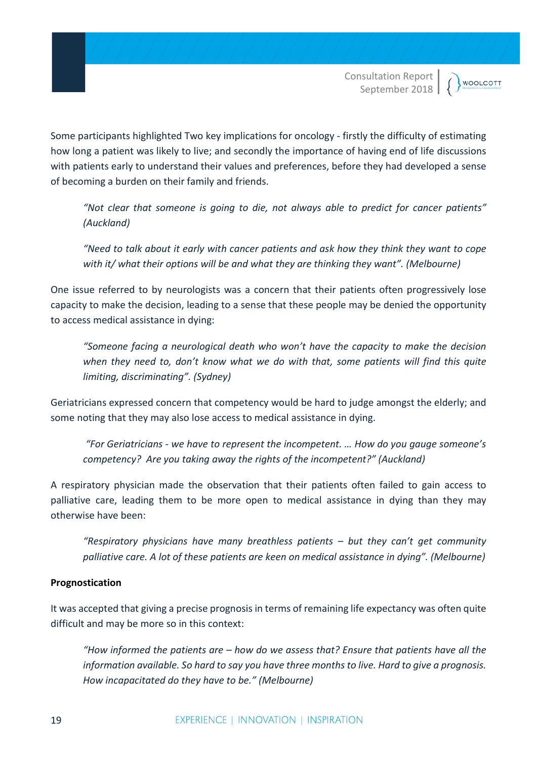Some participants highlighted Two key implications for oncology - firstly the difficulty of estimating how long a patient was likely to live; and secondly the importance of having end of life discussions with patients early to understand their values and preferences, before they had developed a sense of becoming a burden on their family and friends.

> *"Not clear that someone is going to die, not always able to predict for cancer patients" (Auckland)*

> *"Need to talk about it early with cancer patients and ask how they think they want to cope with it/ what their options will be and what they are thinking they want". (Melbourne)*

One issue referred to by neurologists was a concern that their patients often progressively lose capacity to make the decision, leading to a sense that these people may be denied the opportunity to access medical assistance in dying:

> *"Someone facing a neurological death who won't have the capacity to make the decision when they need to, don't know what we do with that, some patients will find this quite limiting, discriminating". (Sydney)*

Geriatricians expressed concern that competency would be hard to judge amongst the elderly; and some noting that they may also lose access to medical assistance in dying.

> *"For Geriatricians - we have to represent the incompetent. … How do you gauge someone's competency? Are you taking away the rights of the incompetent?" (Auckland)*

A respiratory physician made the observation that their patients often failed to gain access to palliative care, leading them to be more open to medical assistance in dying than they may otherwise have been:

> *"Respiratory physicians have many breathless patients – but they can't get community palliative care. A lot of these patients are keen on medical assistance in dying". (Melbourne)*

**Prognostication**

It was accepted that giving a precise prognosis in terms of remaining life expectancy was often quite difficult and may be more so in this context:

> *"How informed the patients are – how do we assess that? Ensure that patients have all the information available. So hard to say you have three months to live. Hard to give a prognosis. How incapacitated do they have to be." (Melbourne)*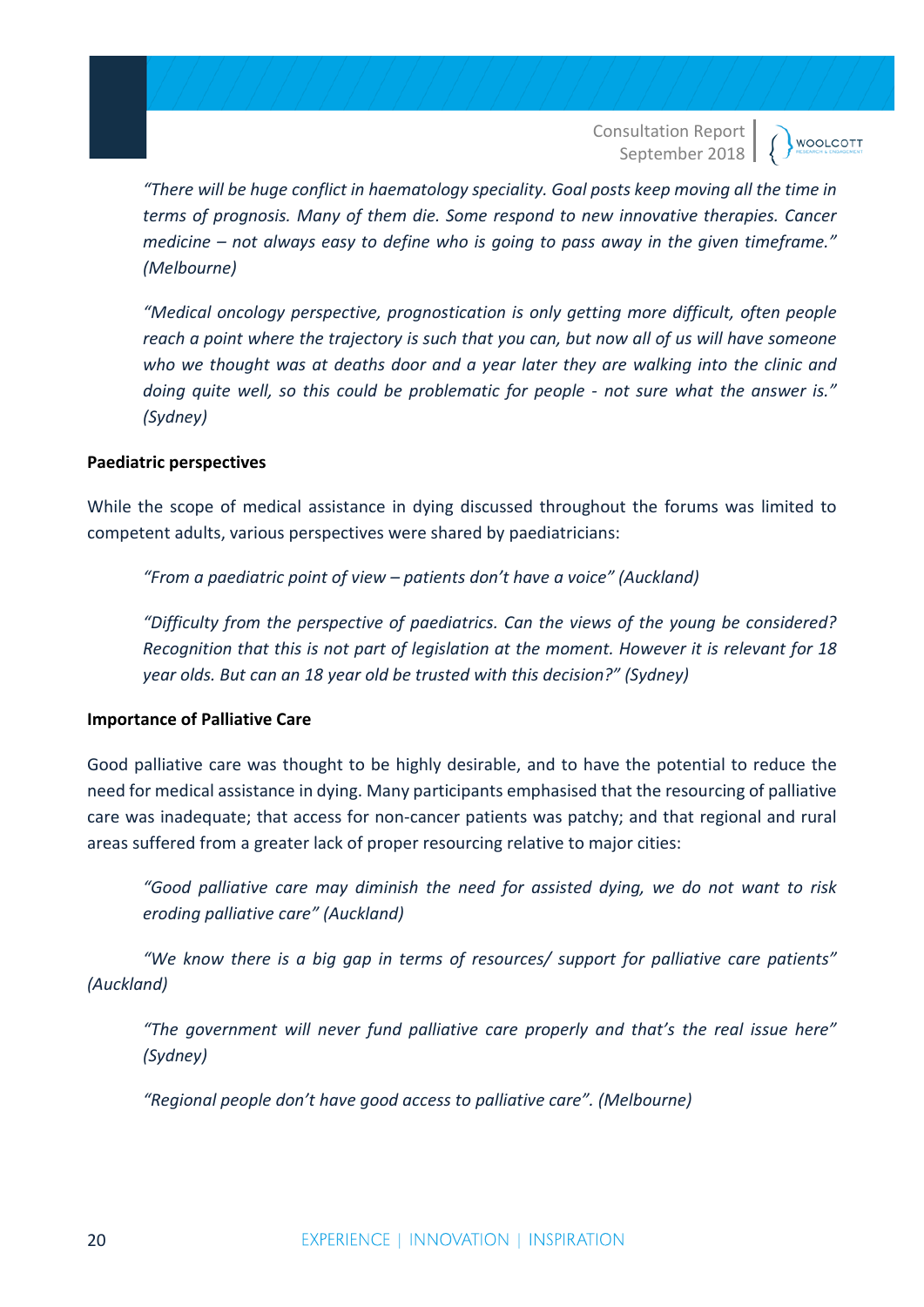*"There will be huge conflict in haematology speciality. Goal posts keep moving all the time in terms of prognosis. Many of them die. Some respond to new innovative therapies. Cancer medicine – not always easy to define who is going to pass away in the given timeframe." (Melbourne)*

*"Medical oncology perspective, prognostication is only getting more difficult, often people reach a point where the trajectory is such that you can, but now all of us will have someone who we thought was at deaths door and a year later they are walking into the clinic and doing quite well, so this could be problematic for people - not sure what the answer is." (Sydney)*

**Paediatric perspectives**

While the scope of medical assistance in dying discussed throughout the forums was limited to competent adults, various perspectives were shared by paediatricians:

*"From a paediatric point of view – patients don't have a voice" (Auckland)*

*"Difficulty from the perspective of paediatrics. Can the views of the young be considered? Recognition that this is not part of legislation at the moment. However it is relevant for 18 year olds. But can an 18 year old be trusted with this decision?" (Sydney)*

**Importance of Palliative Care**

Good palliative care was thought to be highly desirable, and to have the potential to reduce the need for medical assistance in dying. Many participants emphasised that the resourcing of palliative care was inadequate; that access for non-cancer patients was patchy; and that regional and rural areas suffered from a greater lack of proper resourcing relative to major cities:

*"Good palliative care may diminish the need for assisted dying, we do not want to risk eroding palliative care" (Auckland)*

*"We know there is a big gap in terms of resources/ support for palliative care patients" (Auckland)*

*"The government will never fund palliative care properly and that's the real issue here" (Sydney)*

*"Regional people don't have good access to palliative care". (Melbourne)*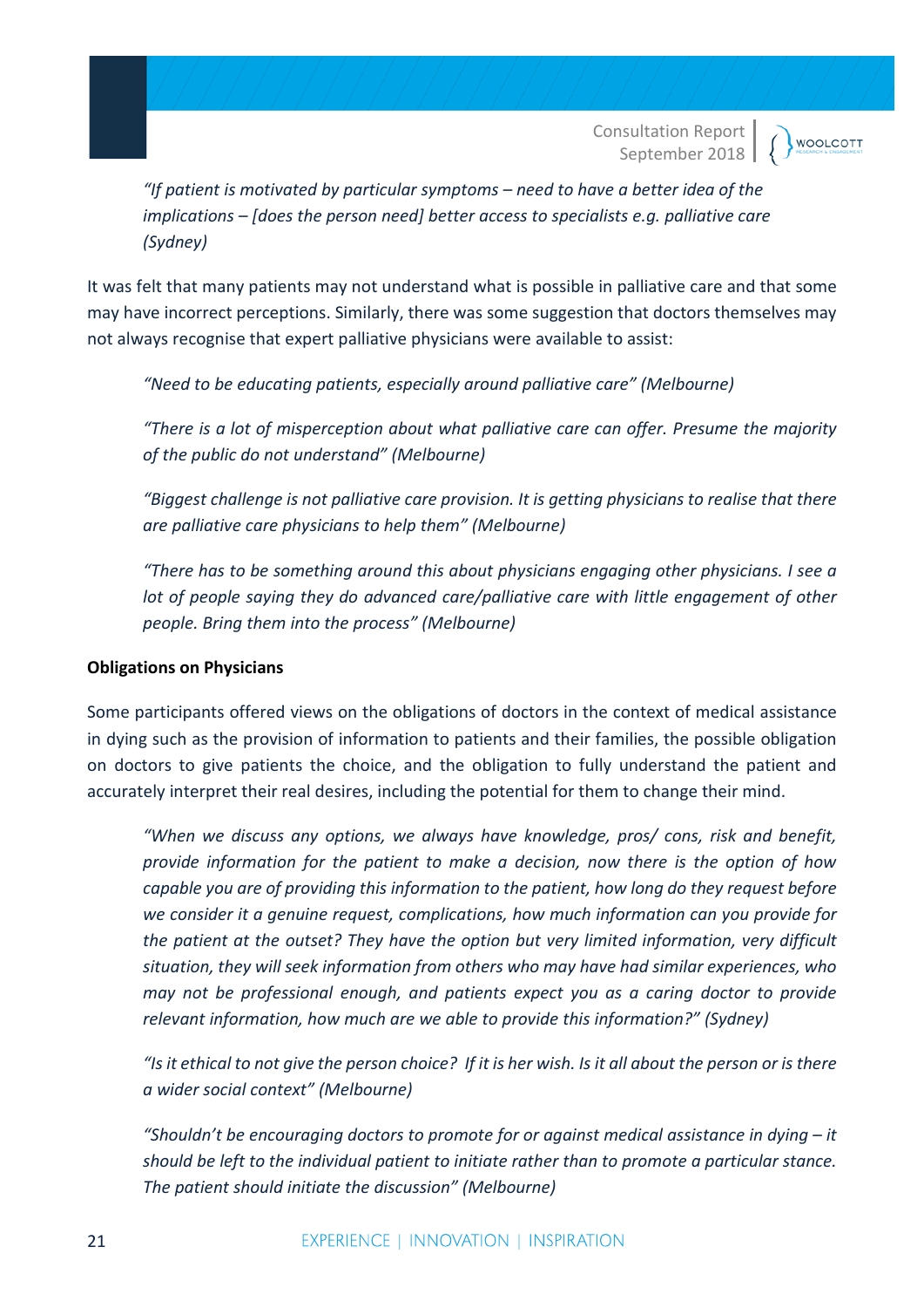*"If patient is motivated by particular symptoms – need to have a better idea of the implications – [does the person need] better access to specialists e.g. palliative care (Sydney)*

It was felt that many patients may not understand what is possible in palliative care and that some may have incorrect perceptions. Similarly, there was some suggestion that doctors themselves may not always recognise that expert palliative physicians were available to assist:

*"Need to be educating patients, especially around palliative care" (Melbourne)*

*"There is a lot of misperception about what palliative care can offer. Presume the majority of the public do not understand" (Melbourne)*

*"Biggest challenge is not palliative care provision. It is getting physicians to realise that there are palliative care physicians to help them" (Melbourne)*

*"There has to be something around this about physicians engaging other physicians. I see a lot of people saying they do advanced care/palliative care with little engagement of other people. Bring them into the process" (Melbourne)*

**Obligations on Physicians**

Some participants offered views on the obligations of doctors in the context of medical assistance in dying such as the provision of information to patients and their families, the possible obligation on doctors to give patients the choice, and the obligation to fully understand the patient and accurately interpret their real desires, including the potential for them to change their mind.

*"When we discuss any options, we always have knowledge, pros/ cons, risk and benefit, provide information for the patient to make a decision, now there is the option of how capable you are of providing this information to the patient, how long do they request before we consider it a genuine request, complications, how much information can you provide for the patient at the outset? They have the option but very limited information, very difficult situation, they will seek information from others who may have had similar experiences, who may not be professional enough, and patients expect you as a caring doctor to provide relevant information, how much are we able to provide this information?" (Sydney)*

*"Is it ethical to not give the person choice? If it is her wish. Is it all about the person or is there a wider social context" (Melbourne)*

*"Shouldn't be encouraging doctors to promote for or against medical assistance in dying – it should be left to the individual patient to initiate rather than to promote a particular stance. The patient should initiate the discussion" (Melbourne)*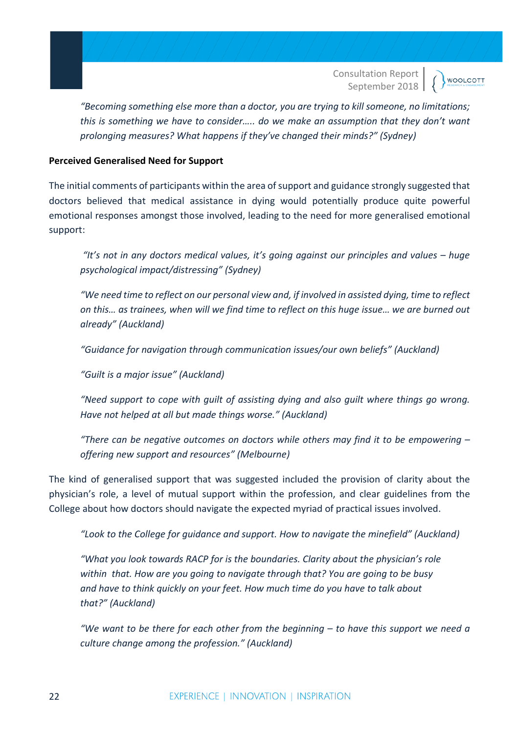*"Becoming something else more than a doctor, you are trying to kill someone, no limitations; this is something we have to consider….. do we make an assumption that they don't want prolonging measures? What happens if they've changed their minds?" (Sydney)*

**Perceived Generalised Need for Support**

The initial comments of participants within the area of support and guidance strongly suggested that doctors believed that medical assistance in dying would potentially produce quite powerful emotional responses amongst those involved, leading to the need for more generalised emotional support:

*"It's not in any doctors medical values, it's going against our principles and values – huge psychological impact/distressing" (Sydney)*

*"We need time to reflect on our personal view and, if involved in assisted dying, time to reflect on this… as trainees, when will we find time to reflect on this huge issue… we are burned out already" (Auckland)*

*"Guidance for navigation through communication issues/our own beliefs" (Auckland)*

*"Guilt is a major issue" (Auckland)*

*"Need support to cope with guilt of assisting dying and also guilt where things go wrong. Have not helped at all but made things worse." (Auckland)*

*"There can be negative outcomes on doctors while others may find it to be empowering – offering new support and resources" (Melbourne)*

The kind of generalised support that was suggested included the provision of clarity about the physician's role, a level of mutual support within the profession, and clear guidelines from the College about how doctors should navigate the expected myriad of practical issues involved.

*"Look to the College for guidance and support. How to navigate the minefield" (Auckland)*

*"What you look towards RACP for is the boundaries. Clarity about the physician's role within that. How are you going to navigate through that? You are going to be busy and have to think quickly on your feet. How much time do you have to talk about that?" (Auckland)*

*"We want to be there for each other from the beginning – to have this support we need a culture change among the profession." (Auckland)*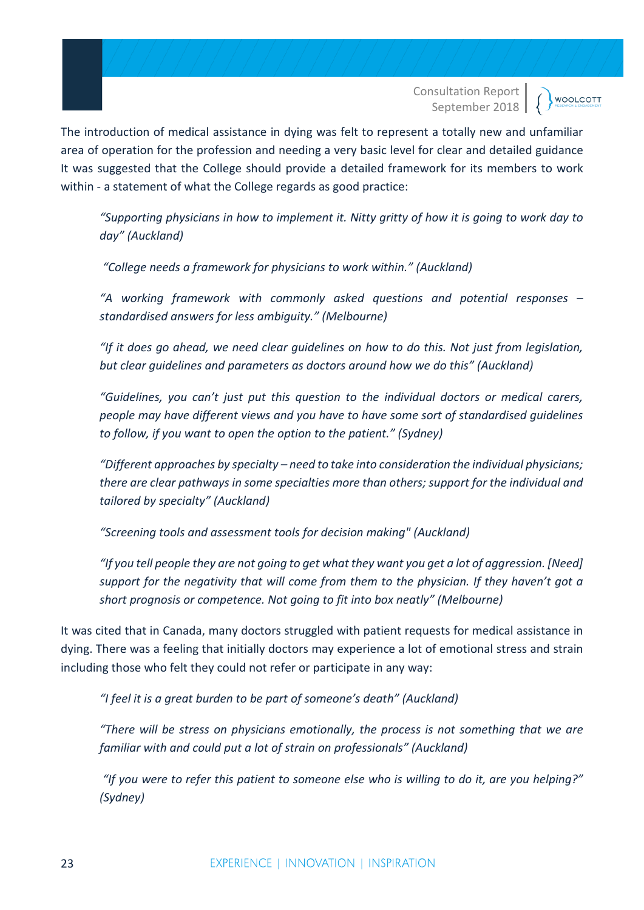The introduction of medical assistance in dying was felt to represent a totally new and unfamiliar area of operation for the profession and needing a very basic level for clear and detailed guidance It was suggested that the College should provide a detailed framework for its members to work within - a statement of what the College regards as good practice:

> *"Supporting physicians in how to implement it. Nitty gritty of how it is going to work day to day" (Auckland)*
>
> *"College needs a framework for physicians to work within." (Auckland)*
>
> *"A working framework with commonly asked questions and potential responses – standardised answers for less ambiguity." (Melbourne)*
>
> *"If it does go ahead, we need clear guidelines on how to do this. Not just from legislation, but clear guidelines and parameters as doctors around how we do this" (Auckland)*
>
> *"Guidelines, you can't just put this question to the individual doctors or medical carers, people may have different views and you have to have some sort of standardised guidelines to follow, if you want to open the option to the patient." (Sydney)*
>
> *"Different approaches by specialty – need to take into consideration the individual physicians; there are clear pathways in some specialties more than others; support for the individual and tailored by specialty" (Auckland)*
>
> *"Screening tools and assessment tools for decision making" (Auckland)*
>
> *"If you tell people they are not going to get what they want you get a lot of aggression. [Need] support for the negativity that will come from them to the physician. If they haven't got a short prognosis or competence. Not going to fit into box neatly" (Melbourne)*

It was cited that in Canada, many doctors struggled with patient requests for medical assistance in dying. There was a feeling that initially doctors may experience a lot of emotional stress and strain including those who felt they could not refer or participate in any way:

> *"I feel it is a great burden to be part of someone's death" (Auckland)*
>
> *"There will be stress on physicians emotionally, the process is not something that we are familiar with and could put a lot of strain on professionals" (Auckland)*
>
> *"If you were to refer this patient to someone else who is willing to do it, are you helping?" (Sydney)*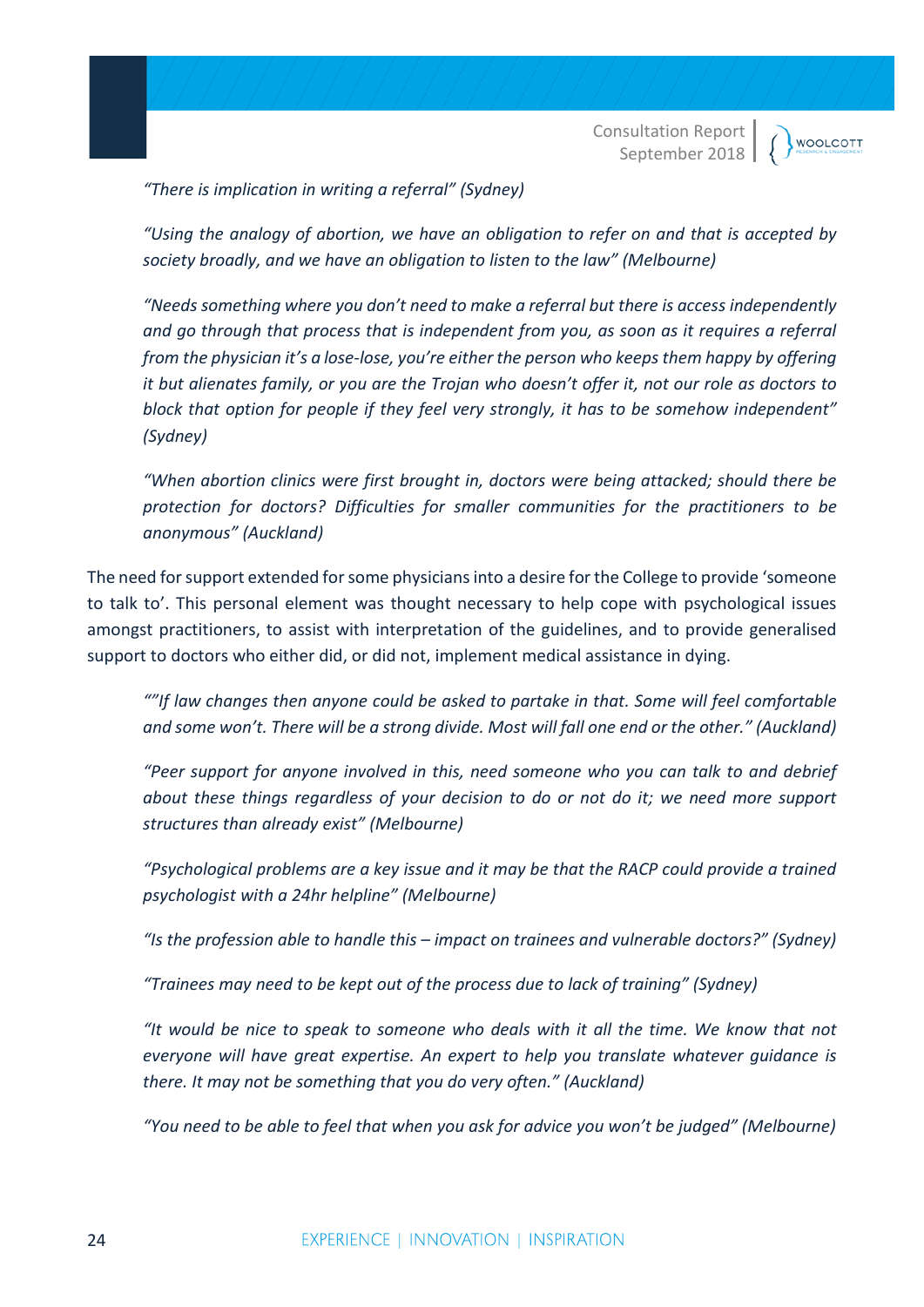*"There is implication in writing a referral" (Sydney)*

*"Using the analogy of abortion, we have an obligation to refer on and that is accepted by society broadly, and we have an obligation to listen to the law" (Melbourne)*

*"Needs something where you don't need to make a referral but there is access independently and go through that process that is independent from you, as soon as it requires a referral from the physician it's a lose-lose, you're either the person who keeps them happy by offering it but alienates family, or you are the Trojan who doesn't offer it, not our role as doctors to block that option for people if they feel very strongly, it has to be somehow independent" (Sydney)*

*"When abortion clinics were first brought in, doctors were being attacked; should there be protection for doctors? Difficulties for smaller communities for the practitioners to be anonymous" (Auckland)*

The need for support extended for some physicians into a desire for the College to provide 'someone to talk to'. This personal element was thought necessary to help cope with psychological issues amongst practitioners, to assist with interpretation of the guidelines, and to provide generalised support to doctors who either did, or did not, implement medical assistance in dying.

*""If law changes then anyone could be asked to partake in that. Some will feel comfortable and some won't. There will be a strong divide. Most will fall one end or the other." (Auckland)*

*"Peer support for anyone involved in this, need someone who you can talk to and debrief about these things regardless of your decision to do or not do it; we need more support structures than already exist" (Melbourne)*

*"Psychological problems are a key issue and it may be that the RACP could provide a trained psychologist with a 24hr helpline" (Melbourne)*

*"Is the profession able to handle this – impact on trainees and vulnerable doctors?" (Sydney)*

*"Trainees may need to be kept out of the process due to lack of training" (Sydney)*

*"It would be nice to speak to someone who deals with it all the time. We know that not everyone will have great expertise. An expert to help you translate whatever guidance is there. It may not be something that you do very often." (Auckland)*

*"You need to be able to feel that when you ask for advice you won't be judged" (Melbourne)*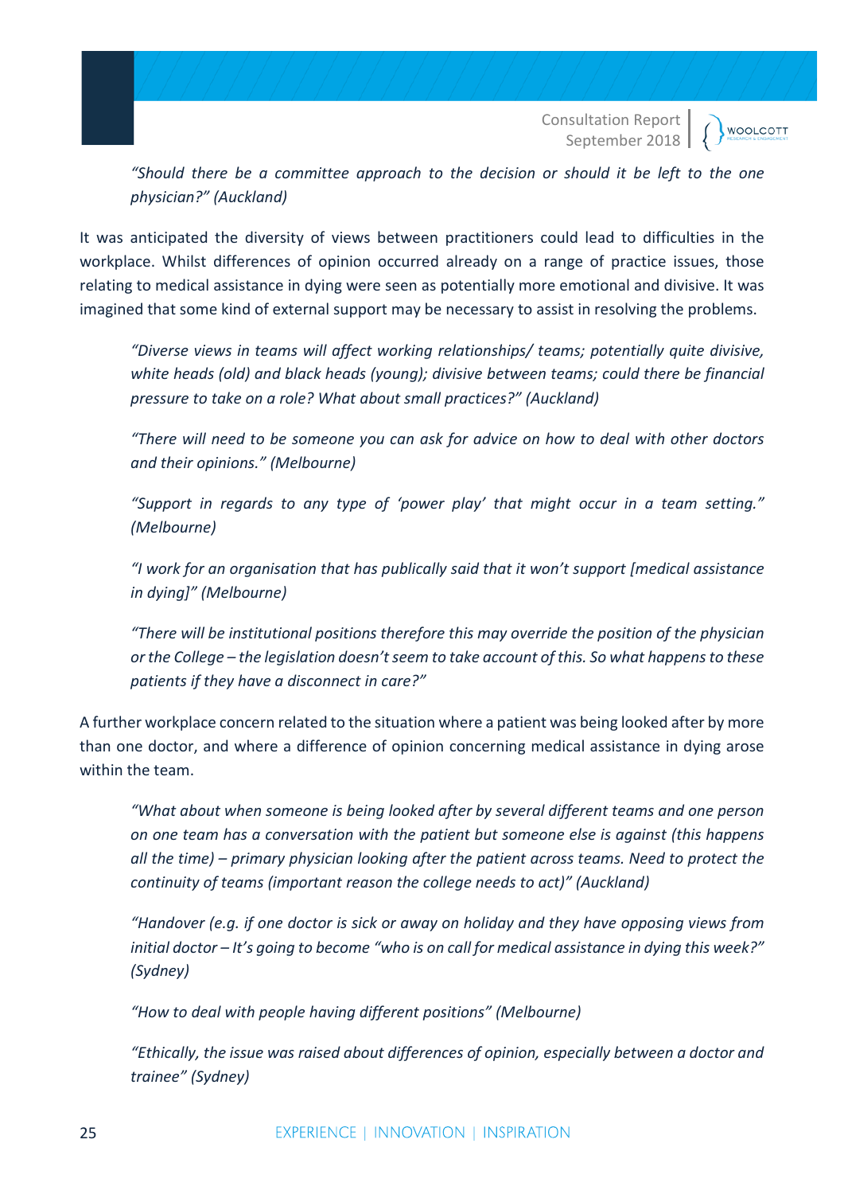*“Should there be a committee approach to the decision or should it be left to the one physician?” (Auckland)*

It was anticipated the diversity of views between practitioners could lead to difficulties in the workplace. Whilst differences of opinion occurred already on a range of practice issues, those relating to medical assistance in dying were seen as potentially more emotional and divisive. It was imagined that some kind of external support may be necessary to assist in resolving the problems.

*“Diverse views in teams will affect working relationships/ teams; potentially quite divisive, white heads (old) and black heads (young); divisive between teams; could there be financial pressure to take on a role? What about small practices?” (Auckland)*

*“There will need to be someone you can ask for advice on how to deal with other doctors and their opinions.” (Melbourne)*

*“Support in regards to any type of ‘power play’ that might occur in a team setting.” (Melbourne)*

*“I work for an organisation that has publically said that it won’t support [medical assistance in dying]” (Melbourne)*

*“There will be institutional positions therefore this may override the position of the physician or the College – the legislation doesn’t seem to take account of this. So what happens to these patients if they have a disconnect in care?”*

A further workplace concern related to the situation where a patient was being looked after by more than one doctor, and where a difference of opinion concerning medical assistance in dying arose within the team.

*“What about when someone is being looked after by several different teams and one person on one team has a conversation with the patient but someone else is against (this happens all the time) – primary physician looking after the patient across teams. Need to protect the continuity of teams (important reason the college needs to act)” (Auckland)*

*“Handover (e.g. if one doctor is sick or away on holiday and they have opposing views from initial doctor – It’s going to become “who is on call for medical assistance in dying this week?” (Sydney)*

*“How to deal with people having different positions” (Melbourne)*

*“Ethically, the issue was raised about differences of opinion, especially between a doctor and trainee” (Sydney)*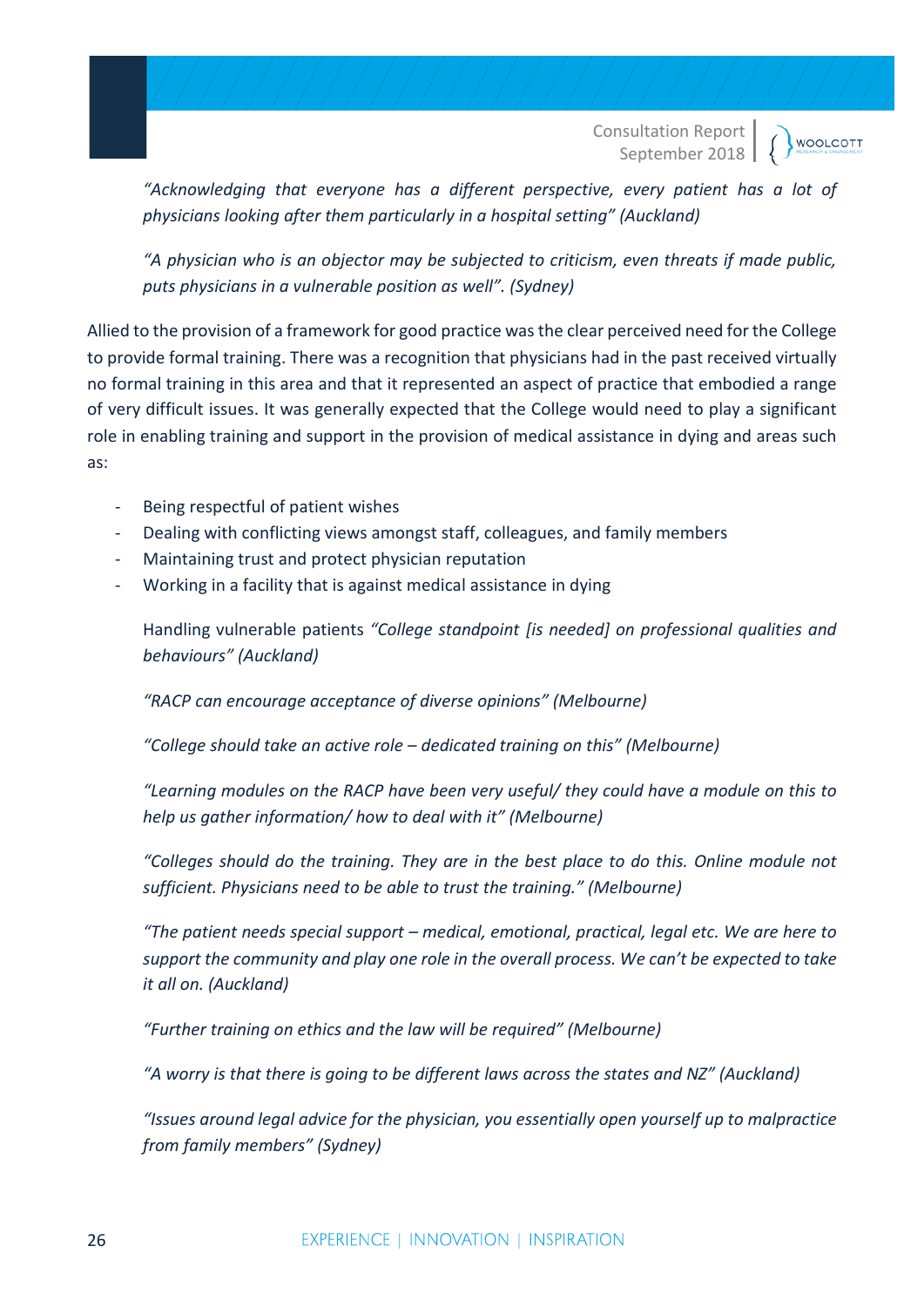*"Acknowledging that everyone has a different perspective, every patient has a lot of physicians looking after them particularly in a hospital setting" (Auckland)*

*"A physician who is an objector may be subjected to criticism, even threats if made public, puts physicians in a vulnerable position as well". (Sydney)*

Allied to the provision of a framework for good practice was the clear perceived need for the College to provide formal training. There was a recognition that physicians had in the past received virtually no formal training in this area and that it represented an aspect of practice that embodied a range of very difficult issues. It was generally expected that the College would need to play a significant role in enabling training and support in the provision of medical assistance in dying and areas such as:

- Being respectful of patient wishes
- Dealing with conflicting views amongst staff, colleagues, and family members
- Maintaining trust and protect physician reputation
- Working in a facility that is against medical assistance in dying

Handling vulnerable patients *"College standpoint [is needed] on professional qualities and behaviours" (Auckland)*

*"RACP can encourage acceptance of diverse opinions" (Melbourne)*

*"College should take an active role – dedicated training on this" (Melbourne)*

*"Learning modules on the RACP have been very useful/ they could have a module on this to help us gather information/ how to deal with it" (Melbourne)*

*"Colleges should do the training. They are in the best place to do this. Online module not sufficient. Physicians need to be able to trust the training." (Melbourne)*

*"The patient needs special support – medical, emotional, practical, legal etc. We are here to support the community and play one role in the overall process. We can't be expected to take it all on. (Auckland)*

*"Further training on ethics and the law will be required" (Melbourne)*

*"A worry is that there is going to be different laws across the states and NZ" (Auckland)*

*"Issues around legal advice for the physician, you essentially open yourself up to malpractice from family members" (Sydney)*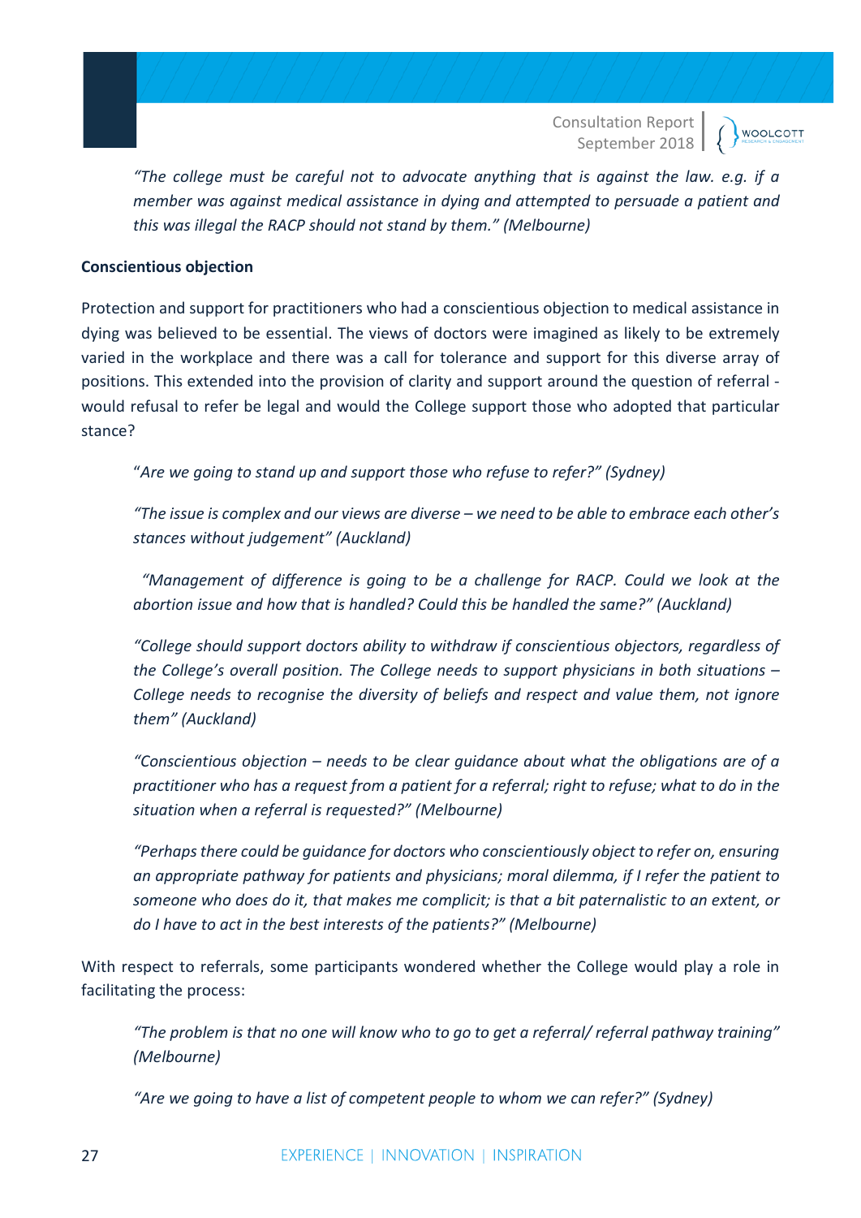*"The college must be careful not to advocate anything that is against the law. e.g. if a member was against medical assistance in dying and attempted to persuade a patient and this was illegal the RACP should not stand by them." (Melbourne)*

**Conscientious objection**

Protection and support for practitioners who had a conscientious objection to medical assistance in dying was believed to be essential. The views of doctors were imagined as likely to be extremely varied in the workplace and there was a call for tolerance and support for this diverse array of positions. This extended into the provision of clarity and support around the question of referral - would refusal to refer be legal and would the College support those who adopted that particular stance?

> *"Are we going to stand up and support those who refuse to refer?" (Sydney)*
>
> *"The issue is complex and our views are diverse – we need to be able to embrace each other's stances without judgement" (Auckland)*
>
> *"Management of difference is going to be a challenge for RACP. Could we look at the abortion issue and how that is handled? Could this be handled the same?" (Auckland)*
>
> *"College should support doctors ability to withdraw if conscientious objectors, regardless of the College's overall position. The College needs to support physicians in both situations – College needs to recognise the diversity of beliefs and respect and value them, not ignore them" (Auckland)*
>
> *"Conscientious objection – needs to be clear guidance about what the obligations are of a practitioner who has a request from a patient for a referral; right to refuse; what to do in the situation when a referral is requested?" (Melbourne)*
>
> *"Perhaps there could be guidance for doctors who conscientiously object to refer on, ensuring an appropriate pathway for patients and physicians; moral dilemma, if I refer the patient to someone who does do it, that makes me complicit; is that a bit paternalistic to an extent, or do I have to act in the best interests of the patients?" (Melbourne)*

With respect to referrals, some participants wondered whether the College would play a role in facilitating the process:

> *"The problem is that no one will know who to go to get a referral/ referral pathway training" (Melbourne)*
>
> *"Are we going to have a list of competent people to whom we can refer?" (Sydney)*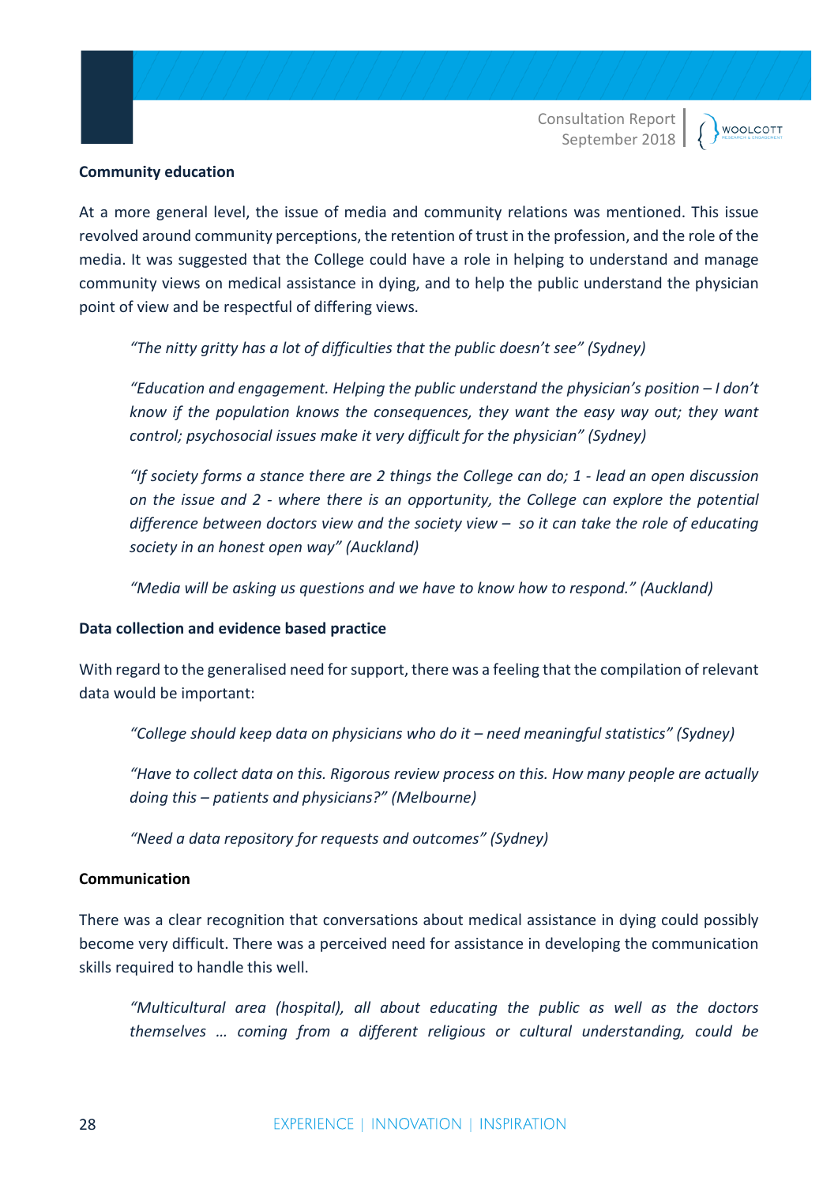**Community education**

At a more general level, the issue of media and community relations was mentioned. This issue revolved around community perceptions, the retention of trust in the profession, and the role of the media. It was suggested that the College could have a role in helping to understand and manage community views on medical assistance in dying, and to help the public understand the physician point of view and be respectful of differing views.

> *"The nitty gritty has a lot of difficulties that the public doesn't see" (Sydney)*
>
> *"Education and engagement. Helping the public understand the physician's position – I don't know if the population knows the consequences, they want the easy way out; they want control; psychosocial issues make it very difficult for the physician" (Sydney)*
>
> *"If society forms a stance there are 2 things the College can do; 1 - lead an open discussion on the issue and 2 - where there is an opportunity, the College can explore the potential difference between doctors view and the society view – so it can take the role of educating society in an honest open way" (Auckland)*
>
> *"Media will be asking us questions and we have to know how to respond." (Auckland)*

**Data collection and evidence based practice**

With regard to the generalised need for support, there was a feeling that the compilation of relevant data would be important:

> *"College should keep data on physicians who do it – need meaningful statistics" (Sydney)*
>
> *"Have to collect data on this. Rigorous review process on this. How many people are actually doing this – patients and physicians?" (Melbourne)*
>
> *"Need a data repository for requests and outcomes" (Sydney)*

**Communication**

There was a clear recognition that conversations about medical assistance in dying could possibly become very difficult. There was a perceived need for assistance in developing the communication skills required to handle this well.

> *"Multicultural area (hospital), all about educating the public as well as the doctors themselves … coming from a different religious or cultural understanding, could be*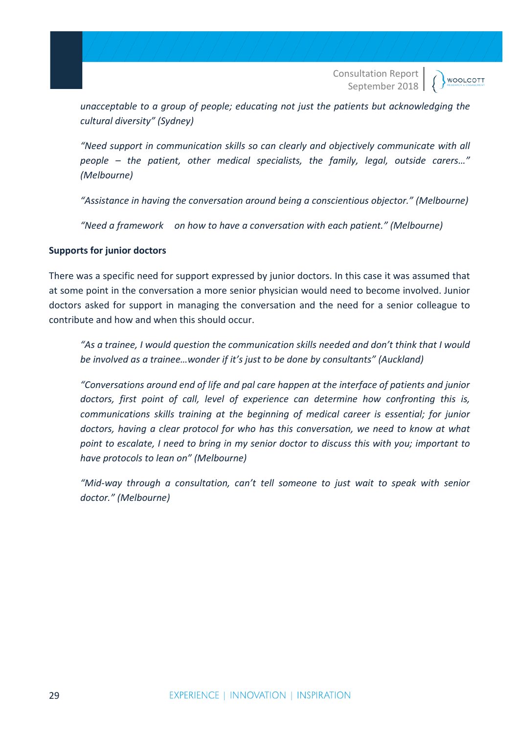*unacceptable to a group of people; educating not just the patients but acknowledging the cultural diversity" (Sydney)*

*"Need support in communication skills so can clearly and objectively communicate with all people – the patient, other medical specialists, the family, legal, outside carers…" (Melbourne)*

*"Assistance in having the conversation around being a conscientious objector." (Melbourne)*

*"Need a framework on how to have a conversation with each patient." (Melbourne)*

**Supports for junior doctors**

There was a specific need for support expressed by junior doctors. In this case it was assumed that at some point in the conversation a more senior physician would need to become involved. Junior doctors asked for support in managing the conversation and the need for a senior colleague to contribute and how and when this should occur.

*"As a trainee, I would question the communication skills needed and don't think that I would be involved as a trainee…wonder if it's just to be done by consultants" (Auckland)*

*"Conversations around end of life and pal care happen at the interface of patients and junior doctors, first point of call, level of experience can determine how confronting this is, communications skills training at the beginning of medical career is essential; for junior doctors, having a clear protocol for who has this conversation, we need to know at what point to escalate, I need to bring in my senior doctor to discuss this with you; important to have protocols to lean on" (Melbourne)*

*"Mid-way through a consultation, can't tell someone to just wait to speak with senior doctor." (Melbourne)*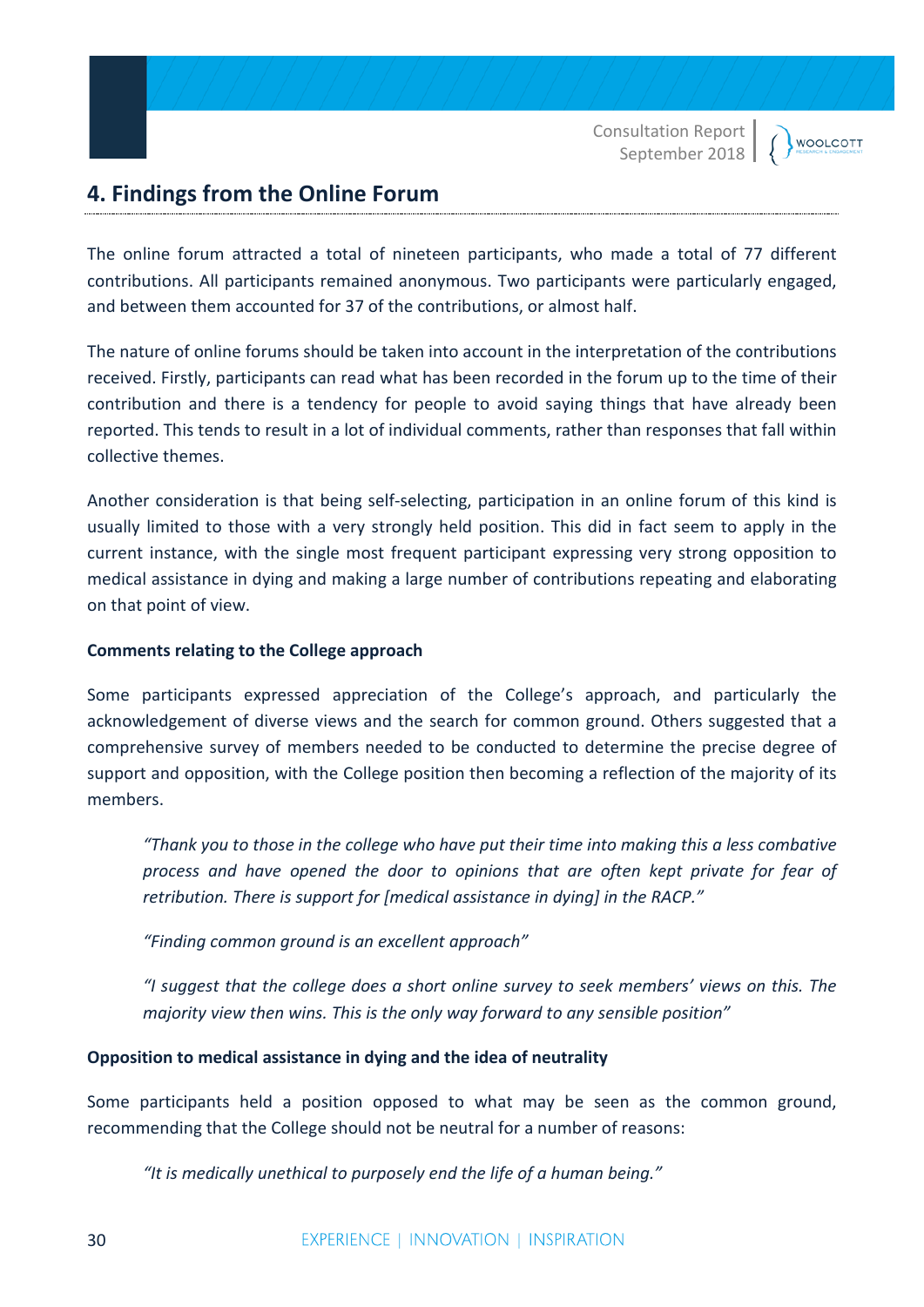## 4. Findings from the Online Forum

The online forum attracted a total of nineteen participants, who made a total of 77 different contributions. All participants remained anonymous. Two participants were particularly engaged, and between them accounted for 37 of the contributions, or almost half.

The nature of online forums should be taken into account in the interpretation of the contributions received. Firstly, participants can read what has been recorded in the forum up to the time of their contribution and there is a tendency for people to avoid saying things that have already been reported. This tends to result in a lot of individual comments, rather than responses that fall within collective themes.

Another consideration is that being self-selecting, participation in an online forum of this kind is usually limited to those with a very strongly held position. This did in fact seem to apply in the current instance, with the single most frequent participant expressing very strong opposition to medical assistance in dying and making a large number of contributions repeating and elaborating on that point of view.

**Comments relating to the College approach**

Some participants expressed appreciation of the College's approach, and particularly the acknowledgement of diverse views and the search for common ground. Others suggested that a comprehensive survey of members needed to be conducted to determine the precise degree of support and opposition, with the College position then becoming a reflection of the majority of its members.

> *"Thank you to those in the college who have put their time into making this a less combative process and have opened the door to opinions that are often kept private for fear of retribution. There is support for [medical assistance in dying] in the RACP."*
>
> *"Finding common ground is an excellent approach"*
>
> *"I suggest that the college does a short online survey to seek members' views on this. The majority view then wins. This is the only way forward to any sensible position"*

**Opposition to medical assistance in dying and the idea of neutrality**

Some participants held a position opposed to what may be seen as the common ground, recommending that the College should not be neutral for a number of reasons:

> *"It is medically unethical to purposely end the life of a human being."*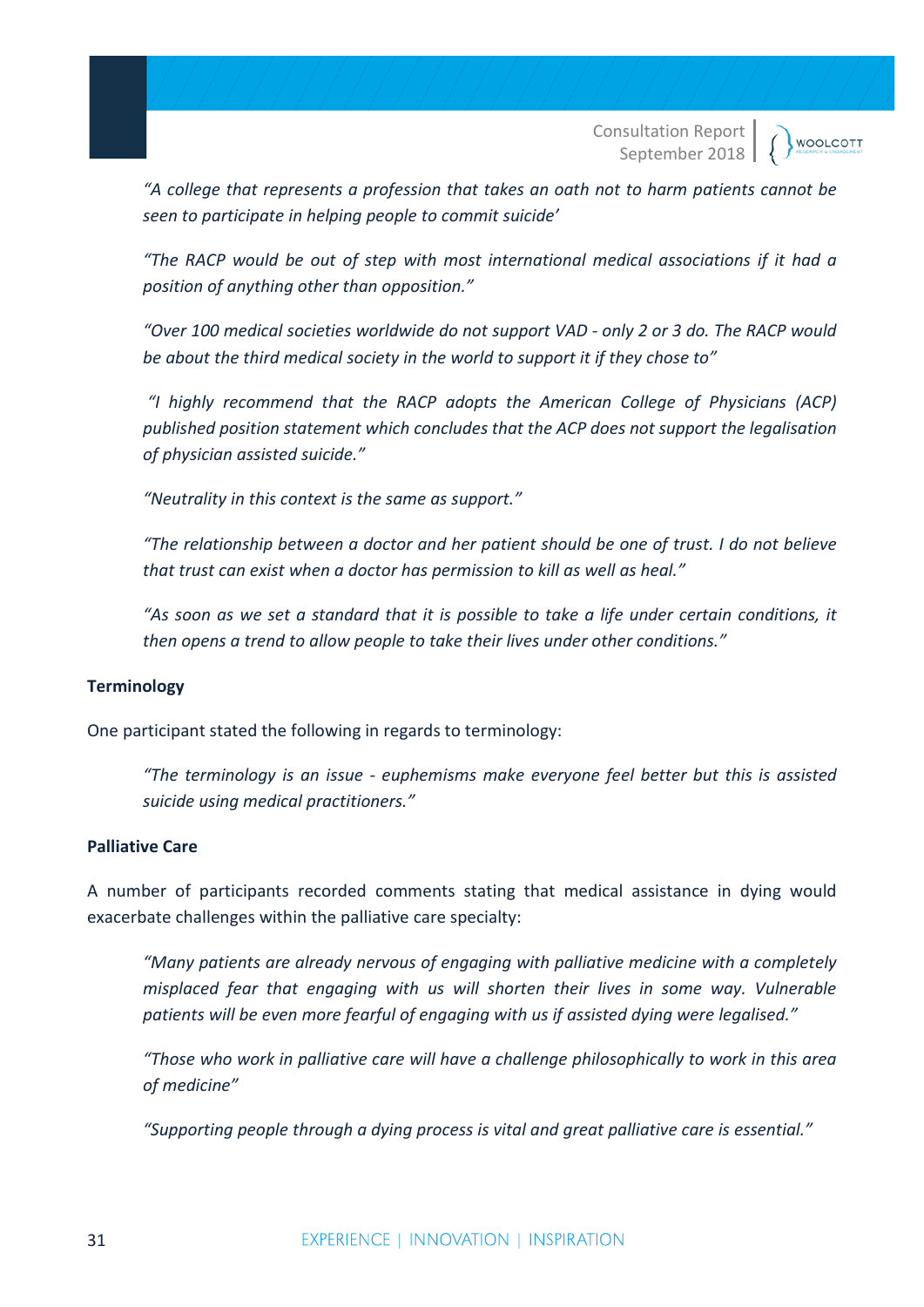*"A college that represents a profession that takes an oath not to harm patients cannot be seen to participate in helping people to commit suicide'*

*"The RACP would be out of step with most international medical associations if it had a position of anything other than opposition."*

*"Over 100 medical societies worldwide do not support VAD - only 2 or 3 do. The RACP would be about the third medical society in the world to support it if they chose to"*

*"I highly recommend that the RACP adopts the American College of Physicians (ACP) published position statement which concludes that the ACP does not support the legalisation of physician assisted suicide."*

*"Neutrality in this context is the same as support."*

*"The relationship between a doctor and her patient should be one of trust. I do not believe that trust can exist when a doctor has permission to kill as well as heal."*

*"As soon as we set a standard that it is possible to take a life under certain conditions, it then opens a trend to allow people to take their lives under other conditions."*

**Terminology**

One participant stated the following in regards to terminology:

*"The terminology is an issue - euphemisms make everyone feel better but this is assisted suicide using medical practitioners."*

**Palliative Care**

A number of participants recorded comments stating that medical assistance in dying would exacerbate challenges within the palliative care specialty:

*"Many patients are already nervous of engaging with palliative medicine with a completely misplaced fear that engaging with us will shorten their lives in some way. Vulnerable patients will be even more fearful of engaging with us if assisted dying were legalised."*

*"Those who work in palliative care will have a challenge philosophically to work in this area of medicine"*

*"Supporting people through a dying process is vital and great palliative care is essential."*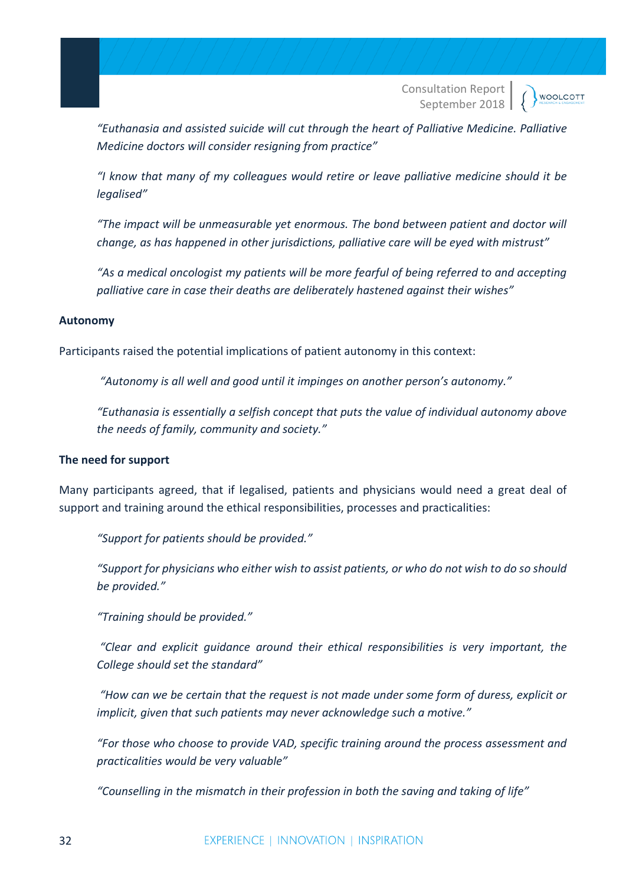*"Euthanasia and assisted suicide will cut through the heart of Palliative Medicine. Palliative Medicine doctors will consider resigning from practice"*

*"I know that many of my colleagues would retire or leave palliative medicine should it be legalised"*

*"The impact will be unmeasurable yet enormous. The bond between patient and doctor will change, as has happened in other jurisdictions, palliative care will be eyed with mistrust"*

*"As a medical oncologist my patients will be more fearful of being referred to and accepting palliative care in case their deaths are deliberately hastened against their wishes"*

**Autonomy**

Participants raised the potential implications of patient autonomy in this context:

*"Autonomy is all well and good until it impinges on another person's autonomy."*

*"Euthanasia is essentially a selfish concept that puts the value of individual autonomy above the needs of family, community and society."*

**The need for support**

Many participants agreed, that if legalised, patients and physicians would need a great deal of support and training around the ethical responsibilities, processes and practicalities:

*"Support for patients should be provided."*

*"Support for physicians who either wish to assist patients, or who do not wish to do so should be provided."*

*"Training should be provided."*

*"Clear and explicit guidance around their ethical responsibilities is very important, the College should set the standard"*

*"How can we be certain that the request is not made under some form of duress, explicit or implicit, given that such patients may never acknowledge such a motive."*

*"For those who choose to provide VAD, specific training around the process assessment and practicalities would be very valuable"*

*"Counselling in the mismatch in their profession in both the saving and taking of life"*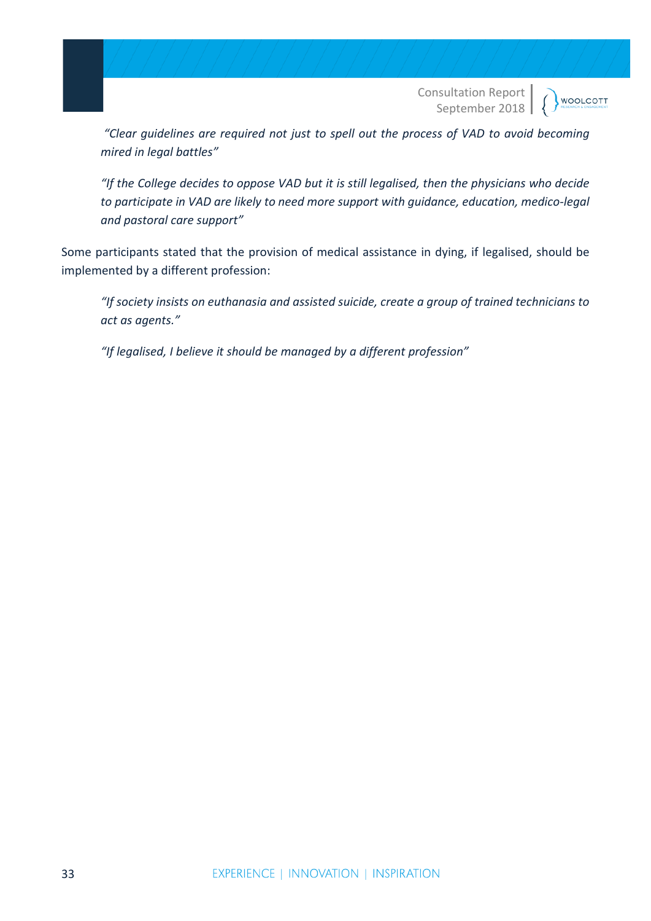*"Clear guidelines are required not just to spell out the process of VAD to avoid becoming mired in legal battles"*

*"If the College decides to oppose VAD but it is still legalised, then the physicians who decide to participate in VAD are likely to need more support with guidance, education, medico-legal and pastoral care support"*

Some participants stated that the provision of medical assistance in dying, if legalised, should be implemented by a different profession:

*"If society insists on euthanasia and assisted suicide, create a group of trained technicians to act as agents."*

*"If legalised, I believe it should be managed by a different profession"*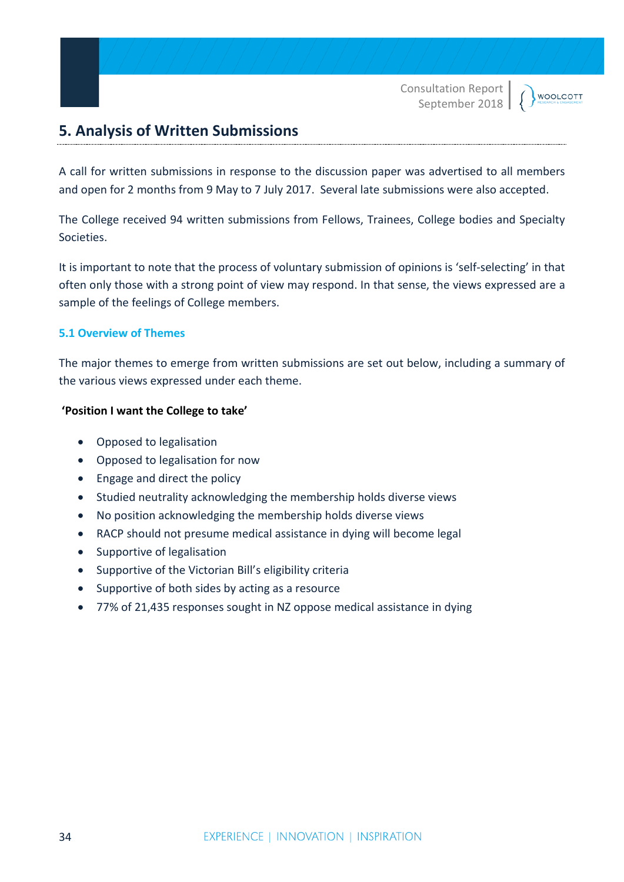# 5. Analysis of Written Submissions

A call for written submissions in response to the discussion paper was advertised to all members and open for 2 months from 9 May to 7 July 2017. Several late submissions were also accepted.

The College received 94 written submissions from Fellows, Trainees, College bodies and Specialty Societies.

It is important to note that the process of voluntary submission of opinions is 'self-selecting' in that often only those with a strong point of view may respond. In that sense, the views expressed are a sample of the feelings of College members.

## 5.1 Overview of Themes

The major themes to emerge from written submissions are set out below, including a summary of the various views expressed under each theme.

**'Position I want the College to take'**

- Opposed to legalisation
- Opposed to legalisation for now
- Engage and direct the policy
- Studied neutrality acknowledging the membership holds diverse views
- No position acknowledging the membership holds diverse views
- RACP should not presume medical assistance in dying will become legal
- Supportive of legalisation
- Supportive of the Victorian Bill's eligibility criteria
- Supportive of both sides by acting as a resource
- 77% of 21,435 responses sought in NZ oppose medical assistance in dying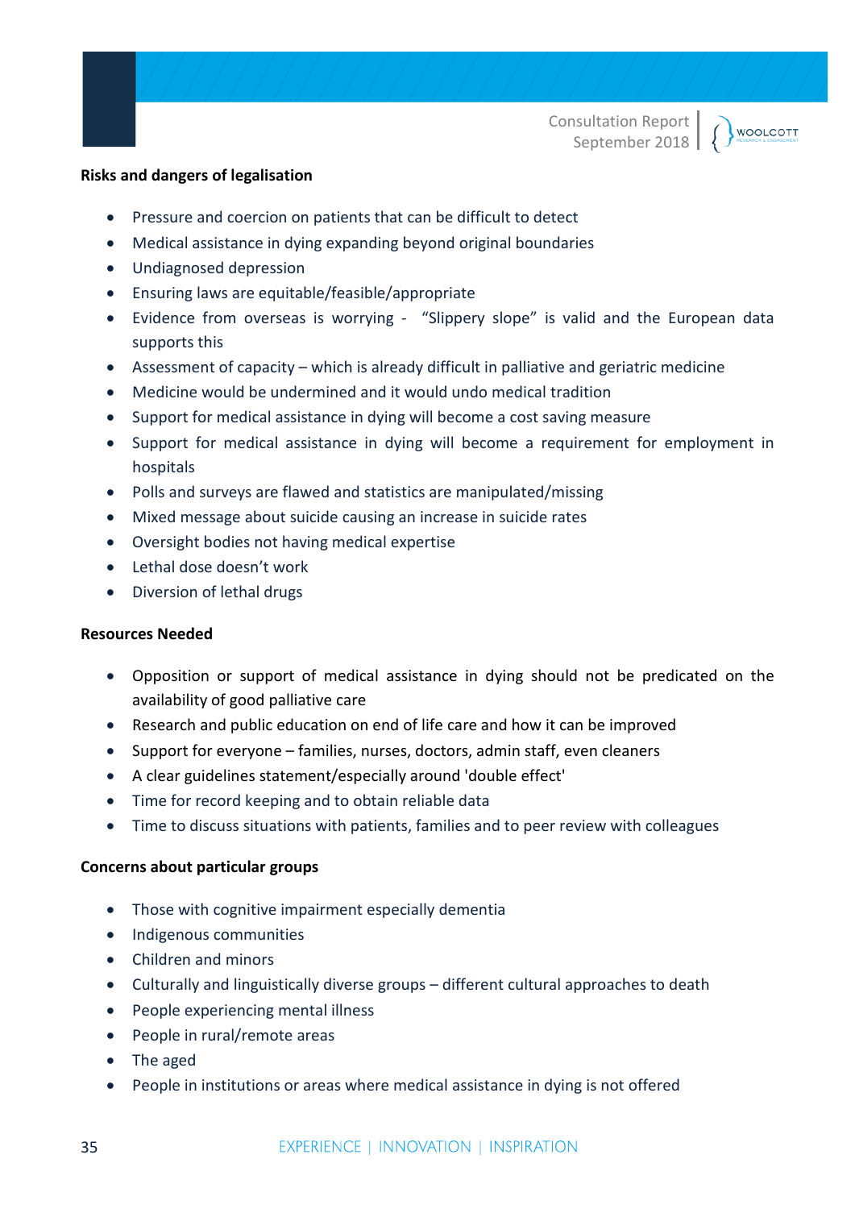**Risks and dangers of legalisation**

- Pressure and coercion on patients that can be difficult to detect
- Medical assistance in dying expanding beyond original boundaries
- Undiagnosed depression
- Ensuring laws are equitable/feasible/appropriate
- Evidence from overseas is worrying - "Slippery slope" is valid and the European data supports this
- Assessment of capacity – which is already difficult in palliative and geriatric medicine
- Medicine would be undermined and it would undo medical tradition
- Support for medical assistance in dying will become a cost saving measure
- Support for medical assistance in dying will become a requirement for employment in hospitals
- Polls and surveys are flawed and statistics are manipulated/missing
- Mixed message about suicide causing an increase in suicide rates
- Oversight bodies not having medical expertise
- Lethal dose doesn't work
- Diversion of lethal drugs

**Resources Needed**

- Opposition or support of medical assistance in dying should not be predicated on the availability of good palliative care
- Research and public education on end of life care and how it can be improved
- Support for everyone – families, nurses, doctors, admin staff, even cleaners
- A clear guidelines statement/especially around 'double effect'
- Time for record keeping and to obtain reliable data
- Time to discuss situations with patients, families and to peer review with colleagues

**Concerns about particular groups**

- Those with cognitive impairment especially dementia
- Indigenous communities
- Children and minors
- Culturally and linguistically diverse groups – different cultural approaches to death
- People experiencing mental illness
- People in rural/remote areas
- The aged
- People in institutions or areas where medical assistance in dying is not offered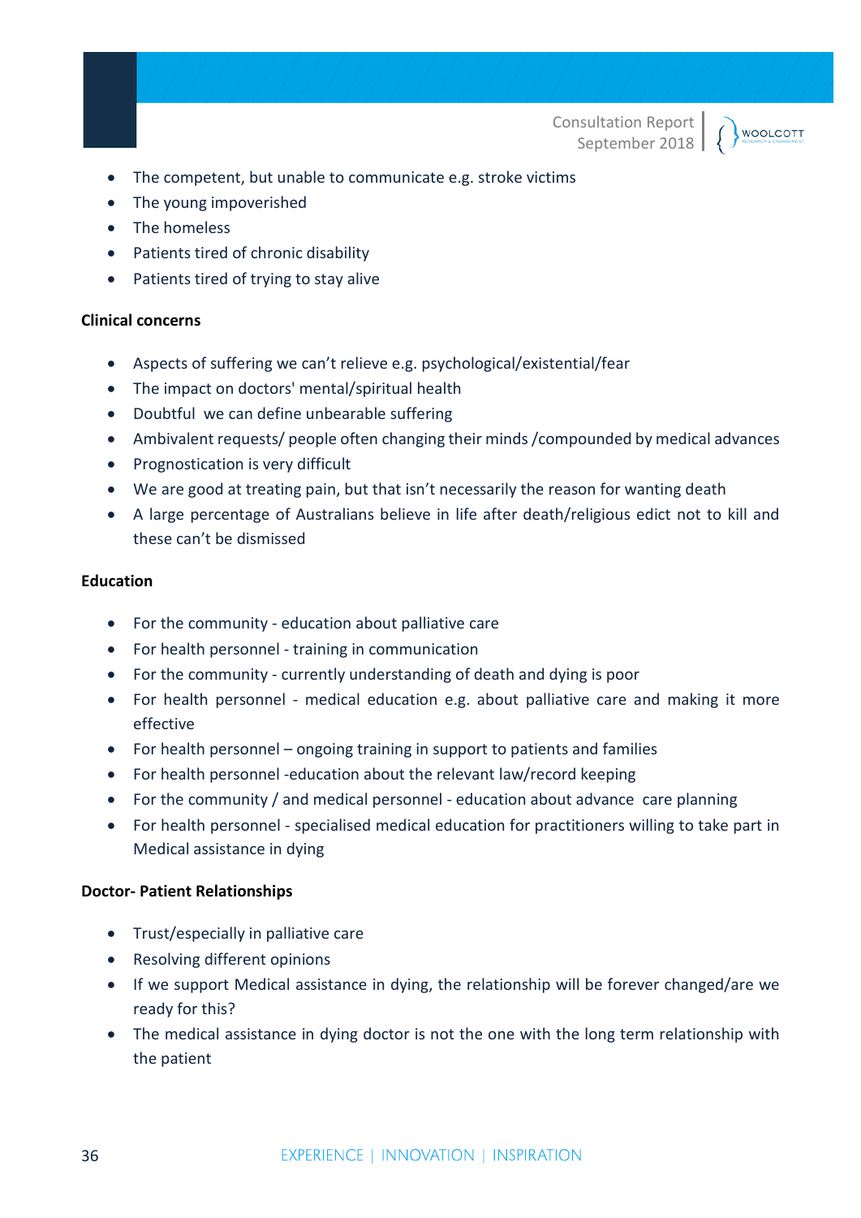- The competent, but unable to communicate e.g. stroke victims
- The young impoverished
- The homeless
- Patients tired of chronic disability
- Patients tired of trying to stay alive

**Clinical concerns**

- Aspects of suffering we can't relieve e.g. psychological/existential/fear
- The impact on doctors' mental/spiritual health
- Doubtful we can define unbearable suffering
- Ambivalent requests/ people often changing their minds /compounded by medical advances
- Prognostication is very difficult
- We are good at treating pain, but that isn't necessarily the reason for wanting death
- A large percentage of Australians believe in life after death/religious edict not to kill and these can't be dismissed

**Education**

- For the community - education about palliative care
- For health personnel - training in communication
- For the community - currently understanding of death and dying is poor
- For health personnel - medical education e.g. about palliative care and making it more effective
- For health personnel – ongoing training in support to patients and families
- For health personnel -education about the relevant law/record keeping
- For the community / and medical personnel - education about advance care planning
- For health personnel - specialised medical education for practitioners willing to take part in Medical assistance in dying

**Doctor- Patient Relationships**

- Trust/especially in palliative care
- Resolving different opinions
- If we support Medical assistance in dying, the relationship will be forever changed/are we ready for this?
- The medical assistance in dying doctor is not the one with the long term relationship with the patient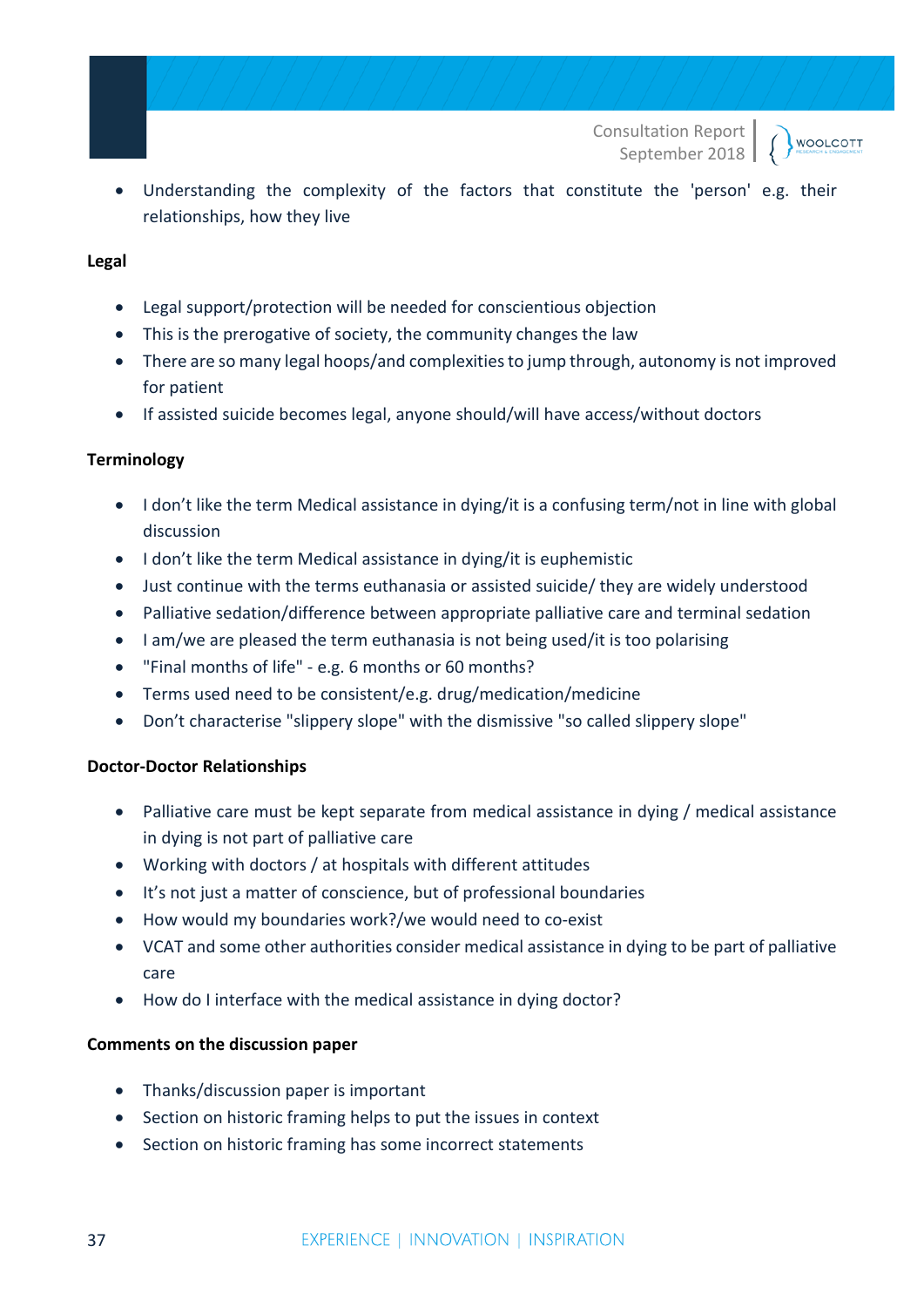- Understanding the complexity of the factors that constitute the 'person' e.g. their relationships, how they live

**Legal**

- Legal support/protection will be needed for conscientious objection
- This is the prerogative of society, the community changes the law
- There are so many legal hoops/and complexities to jump through, autonomy is not improved for patient
- If assisted suicide becomes legal, anyone should/will have access/without doctors

**Terminology**

- I don't like the term Medical assistance in dying/it is a confusing term/not in line with global discussion
- I don't like the term Medical assistance in dying/it is euphemistic
- Just continue with the terms euthanasia or assisted suicide/ they are widely understood
- Palliative sedation/difference between appropriate palliative care and terminal sedation
- I am/we are pleased the term euthanasia is not being used/it is too polarising
- "Final months of life" - e.g. 6 months or 60 months?
- Terms used need to be consistent/e.g. drug/medication/medicine
- Don't characterise "slippery slope" with the dismissive "so called slippery slope"

**Doctor-Doctor Relationships**

- Palliative care must be kept separate from medical assistance in dying / medical assistance in dying is not part of palliative care
- Working with doctors / at hospitals with different attitudes
- It's not just a matter of conscience, but of professional boundaries
- How would my boundaries work?/we would need to co-exist
- VCAT and some other authorities consider medical assistance in dying to be part of palliative care
- How do I interface with the medical assistance in dying doctor?

**Comments on the discussion paper**

- Thanks/discussion paper is important
- Section on historic framing helps to put the issues in context
- Section on historic framing has some incorrect statements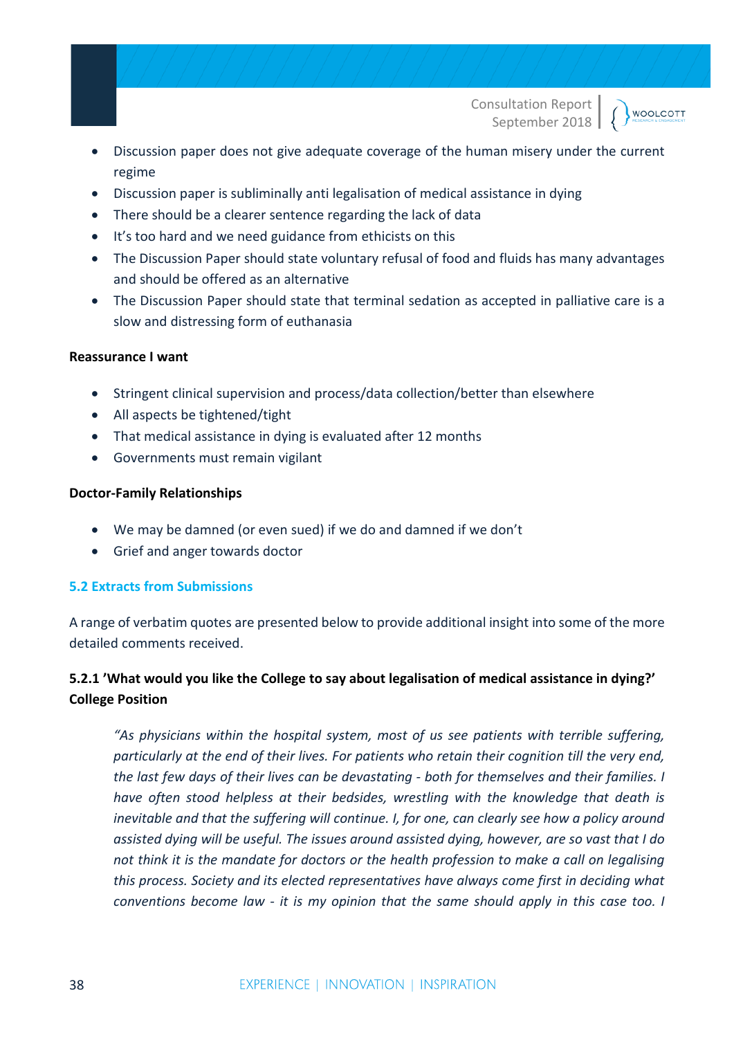- Discussion paper does not give adequate coverage of the human misery under the current regime
- Discussion paper is subliminally anti legalisation of medical assistance in dying
- There should be a clearer sentence regarding the lack of data
- It's too hard and we need guidance from ethicists on this
- The Discussion Paper should state voluntary refusal of food and fluids has many advantages and should be offered as an alternative
- The Discussion Paper should state that terminal sedation as accepted in palliative care is a slow and distressing form of euthanasia

**Reassurance I want**

- Stringent clinical supervision and process/data collection/better than elsewhere
- All aspects be tightened/tight
- That medical assistance in dying is evaluated after 12 months
- Governments must remain vigilant

**Doctor-Family Relationships**

- We may be damned (or even sued) if we do and damned if we don't
- Grief and anger towards doctor

## 5.2 Extracts from Submissions

A range of verbatim quotes are presented below to provide additional insight into some of the more detailed comments received.

### 5.2.1 'What would you like the College to say about legalisation of medical assistance in dying?' College Position

> *"As physicians within the hospital system, most of us see patients with terrible suffering, particularly at the end of their lives. For patients who retain their cognition till the very end, the last few days of their lives can be devastating - both for themselves and their families. I have often stood helpless at their bedsides, wrestling with the knowledge that death is inevitable and that the suffering will continue. I, for one, can clearly see how a policy around assisted dying will be useful. The issues around assisted dying, however, are so vast that I do not think it is the mandate for doctors or the health profession to make a call on legalising this process. Society and its elected representatives have always come first in deciding what conventions become law - it is my opinion that the same should apply in this case too. I*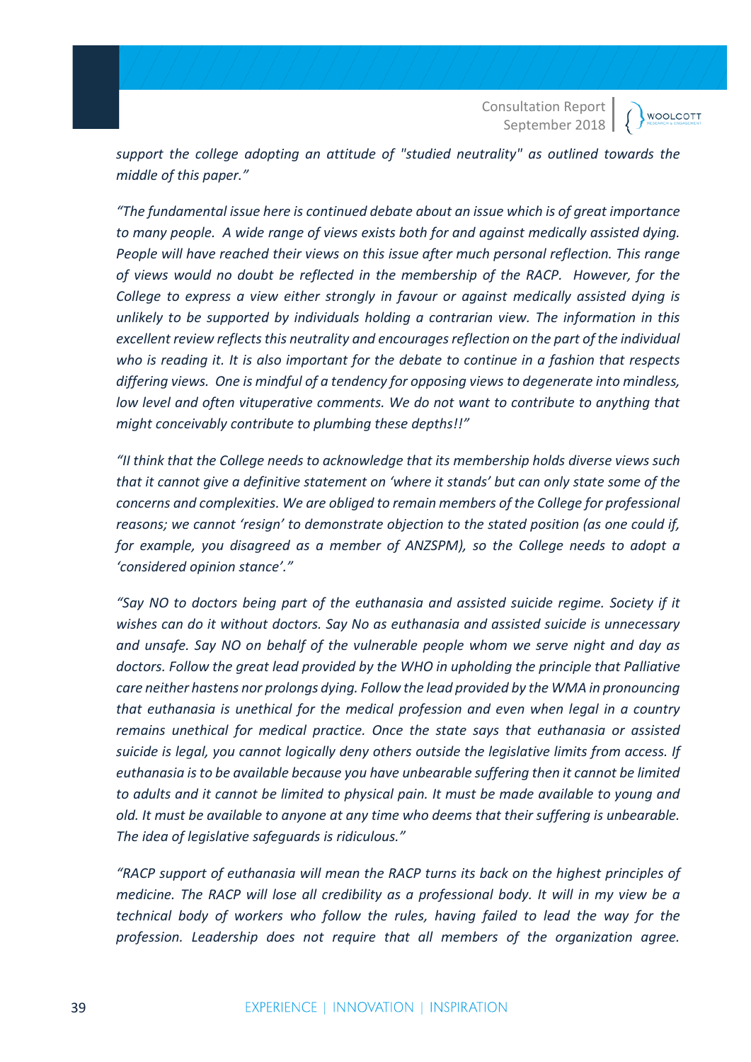*support the college adopting an attitude of "studied neutrality" as outlined towards the middle of this paper."*

*"The fundamental issue here is continued debate about an issue which is of great importance to many people. A wide range of views exists both for and against medically assisted dying. People will have reached their views on this issue after much personal reflection. This range of views would no doubt be reflected in the membership of the RACP. However, for the College to express a view either strongly in favour or against medically assisted dying is unlikely to be supported by individuals holding a contrarian view. The information in this excellent review reflects this neutrality and encourages reflection on the part of the individual who is reading it. It is also important for the debate to continue in a fashion that respects differing views. One is mindful of a tendency for opposing views to degenerate into mindless, low level and often vituperative comments. We do not want to contribute to anything that might conceivably contribute to plumbing these depths!!"*

*"II think that the College needs to acknowledge that its membership holds diverse views such that it cannot give a definitive statement on 'where it stands' but can only state some of the concerns and complexities. We are obliged to remain members of the College for professional reasons; we cannot 'resign' to demonstrate objection to the stated position (as one could if, for example, you disagreed as a member of ANZSPM), so the College needs to adopt a 'considered opinion stance'."*

*"Say NO to doctors being part of the euthanasia and assisted suicide regime. Society if it wishes can do it without doctors. Say No as euthanasia and assisted suicide is unnecessary and unsafe. Say NO on behalf of the vulnerable people whom we serve night and day as doctors. Follow the great lead provided by the WHO in upholding the principle that Palliative care neither hastens nor prolongs dying. Follow the lead provided by the WMA in pronouncing that euthanasia is unethical for the medical profession and even when legal in a country remains unethical for medical practice. Once the state says that euthanasia or assisted suicide is legal, you cannot logically deny others outside the legislative limits from access. If euthanasia is to be available because you have unbearable suffering then it cannot be limited to adults and it cannot be limited to physical pain. It must be made available to young and old. It must be available to anyone at any time who deems that their suffering is unbearable. The idea of legislative safeguards is ridiculous."*

*"RACP support of euthanasia will mean the RACP turns its back on the highest principles of medicine. The RACP will lose all credibility as a professional body. It will in my view be a technical body of workers who follow the rules, having failed to lead the way for the profession. Leadership does not require that all members of the organization agree.*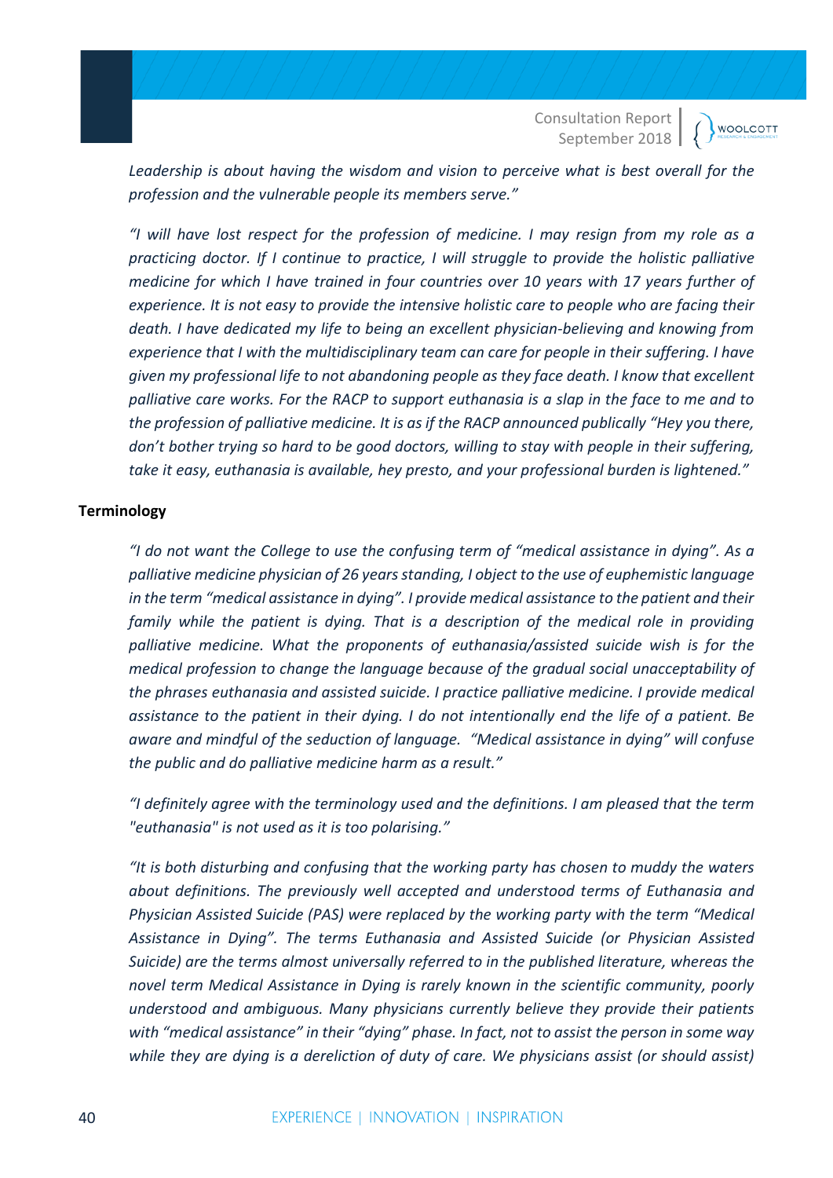*Leadership is about having the wisdom and vision to perceive what is best overall for the profession and the vulnerable people its members serve."*

*"I will have lost respect for the profession of medicine. I may resign from my role as a practicing doctor. If I continue to practice, I will struggle to provide the holistic palliative medicine for which I have trained in four countries over 10 years with 17 years further of experience. It is not easy to provide the intensive holistic care to people who are facing their death. I have dedicated my life to being an excellent physician-believing and knowing from experience that I with the multidisciplinary team can care for people in their suffering. I have given my professional life to not abandoning people as they face death. I know that excellent palliative care works. For the RACP to support euthanasia is a slap in the face to me and to the profession of palliative medicine. It is as if the RACP announced publically "Hey you there, don't bother trying so hard to be good doctors, willing to stay with people in their suffering, take it easy, euthanasia is available, hey presto, and your professional burden is lightened."*

**Terminology**

*"I do not want the College to use the confusing term of "medical assistance in dying". As a palliative medicine physician of 26 years standing, I object to the use of euphemistic language in the term "medical assistance in dying". I provide medical assistance to the patient and their family while the patient is dying. That is a description of the medical role in providing palliative medicine. What the proponents of euthanasia/assisted suicide wish is for the medical profession to change the language because of the gradual social unacceptability of the phrases euthanasia and assisted suicide. I practice palliative medicine. I provide medical assistance to the patient in their dying. I do not intentionally end the life of a patient. Be aware and mindful of the seduction of language. "Medical assistance in dying" will confuse the public and do palliative medicine harm as a result."*

*"I definitely agree with the terminology used and the definitions. I am pleased that the term "euthanasia" is not used as it is too polarising."*

*"It is both disturbing and confusing that the working party has chosen to muddy the waters about definitions. The previously well accepted and understood terms of Euthanasia and Physician Assisted Suicide (PAS) were replaced by the working party with the term "Medical Assistance in Dying". The terms Euthanasia and Assisted Suicide (or Physician Assisted Suicide) are the terms almost universally referred to in the published literature, whereas the novel term Medical Assistance in Dying is rarely known in the scientific community, poorly understood and ambiguous. Many physicians currently believe they provide their patients with "medical assistance" in their "dying" phase. In fact, not to assist the person in some way while they are dying is a dereliction of duty of care. We physicians assist (or should assist)*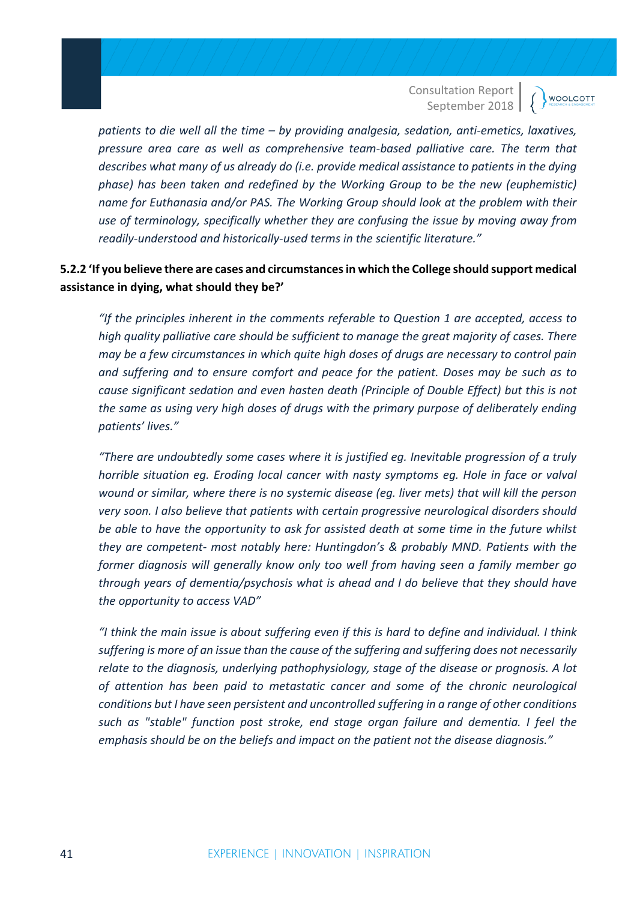*patients to die well all the time – by providing analgesia, sedation, anti-emetics, laxatives, pressure area care as well as comprehensive team-based palliative care. The term that describes what many of us already do (i.e. provide medical assistance to patients in the dying phase) has been taken and redefined by the Working Group to be the new (euphemistic) name for Euthanasia and/or PAS. The Working Group should look at the problem with their use of terminology, specifically whether they are confusing the issue by moving away from readily-understood and historically-used terms in the scientific literature."*

#### 5.2.2 'If you believe there are cases and circumstances in which the College should support medical assistance in dying, what should they be?'

*"If the principles inherent in the comments referable to Question 1 are accepted, access to high quality palliative care should be sufficient to manage the great majority of cases. There may be a few circumstances in which quite high doses of drugs are necessary to control pain and suffering and to ensure comfort and peace for the patient. Doses may be such as to cause significant sedation and even hasten death (Principle of Double Effect) but this is not the same as using very high doses of drugs with the primary purpose of deliberately ending patients' lives."*

*"There are undoubtedly some cases where it is justified eg. Inevitable progression of a truly horrible situation eg. Eroding local cancer with nasty symptoms eg. Hole in face or valval wound or similar, where there is no systemic disease (eg. liver mets) that will kill the person very soon. I also believe that patients with certain progressive neurological disorders should be able to have the opportunity to ask for assisted death at some time in the future whilst they are competent- most notably here: Huntingdon's & probably MND. Patients with the former diagnosis will generally know only too well from having seen a family member go through years of dementia/psychosis what is ahead and I do believe that they should have the opportunity to access VAD"*

*"I think the main issue is about suffering even if this is hard to define and individual. I think suffering is more of an issue than the cause of the suffering and suffering does not necessarily relate to the diagnosis, underlying pathophysiology, stage of the disease or prognosis. A lot of attention has been paid to metastatic cancer and some of the chronic neurological conditions but I have seen persistent and uncontrolled suffering in a range of other conditions such as "stable" function post stroke, end stage organ failure and dementia. I feel the emphasis should be on the beliefs and impact on the patient not the disease diagnosis."*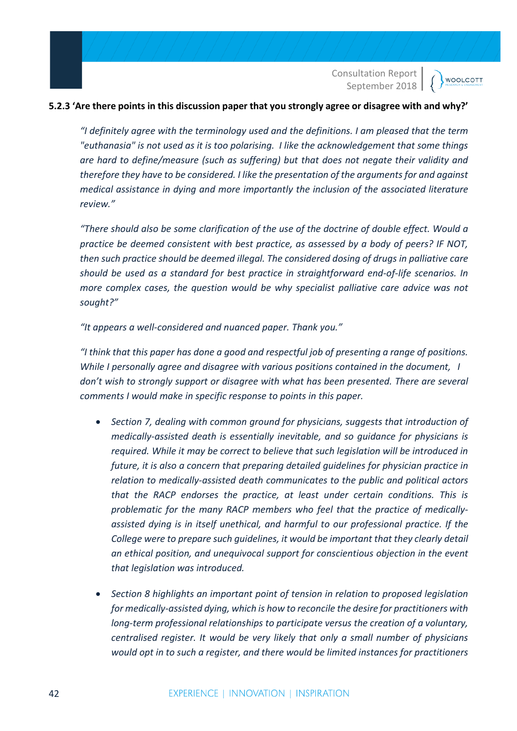### 5.2.3 'Are there points in this discussion paper that you strongly agree or disagree with and why?'

> *"I definitely agree with the terminology used and the definitions. I am pleased that the term "euthanasia" is not used as it is too polarising. I like the acknowledgement that some things are hard to define/measure (such as suffering) but that does not negate their validity and therefore they have to be considered. I like the presentation of the arguments for and against medical assistance in dying and more importantly the inclusion of the associated literature review."*

> *"There should also be some clarification of the use of the doctrine of double effect. Would a practice be deemed consistent with best practice, as assessed by a body of peers? IF NOT, then such practice should be deemed illegal. The considered dosing of drugs in palliative care should be used as a standard for best practice in straightforward end-of-life scenarios. In more complex cases, the question would be why specialist palliative care advice was not sought?"*

> *"It appears a well-considered and nuanced paper. Thank you."*

> *"I think that this paper has done a good and respectful job of presenting a range of positions. While I personally agree and disagree with various positions contained in the document, I don't wish to strongly support or disagree with what has been presented. There are several comments I would make in specific response to points in this paper.*
>
> - *Section 7, dealing with common ground for physicians, suggests that introduction of medically-assisted death is essentially inevitable, and so guidance for physicians is required. While it may be correct to believe that such legislation will be introduced in future, it is also a concern that preparing detailed guidelines for physician practice in relation to medically-assisted death communicates to the public and political actors that the RACP endorses the practice, at least under certain conditions. This is problematic for the many RACP members who feel that the practice of medically-assisted dying is in itself unethical, and harmful to our professional practice. If the College were to prepare such guidelines, it would be important that they clearly detail an ethical position, and unequivocal support for conscientious objection in the event that legislation was introduced.*
> - *Section 8 highlights an important point of tension in relation to proposed legislation for medically-assisted dying, which is how to reconcile the desire for practitioners with long-term professional relationships to participate versus the creation of a voluntary, centralised register. It would be very likely that only a small number of physicians would opt in to such a register, and there would be limited instances for practitioners*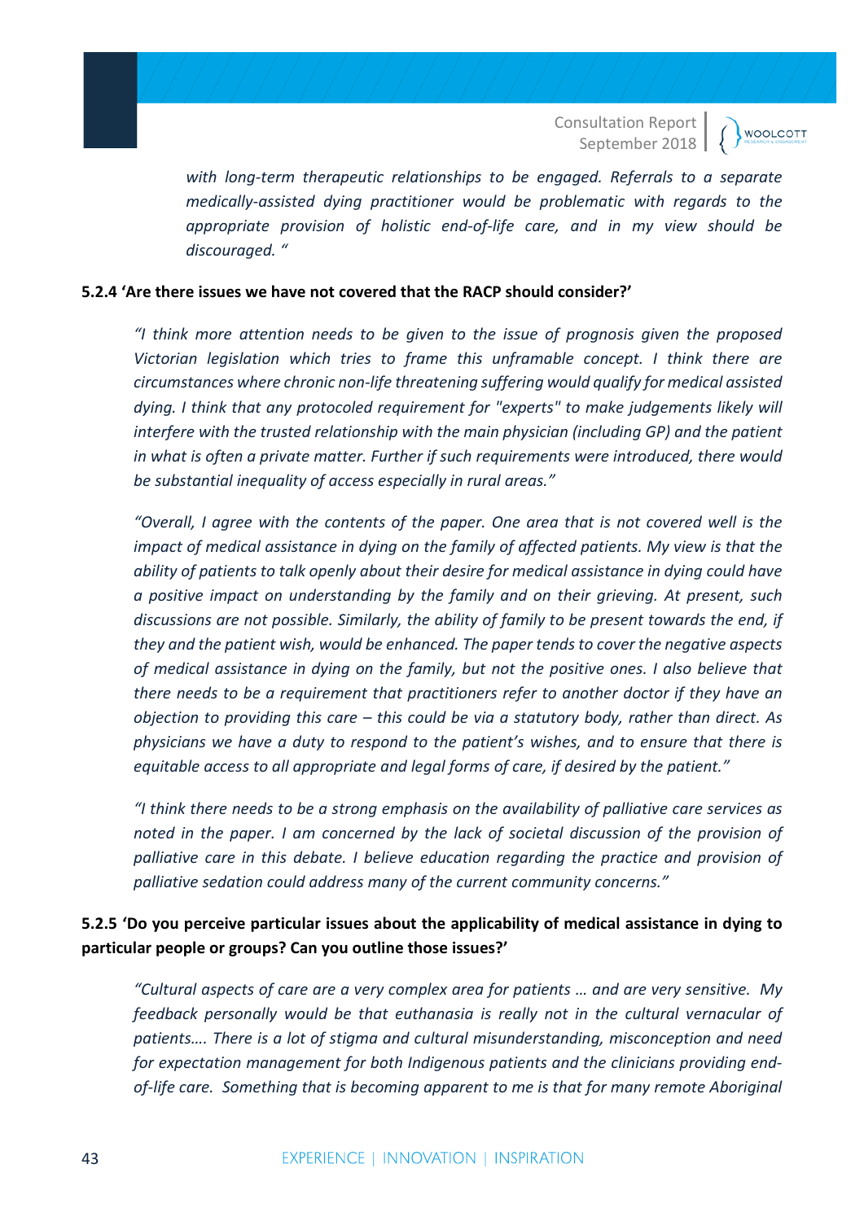*with long-term therapeutic relationships to be engaged. Referrals to a separate medically-assisted dying practitioner would be problematic with regards to the appropriate provision of holistic end-of-life care, and in my view should be discouraged. "*

#### 5.2.4 'Are there issues we have not covered that the RACP should consider?'

*"I think more attention needs to be given to the issue of prognosis given the proposed Victorian legislation which tries to frame this unframable concept. I think there are circumstances where chronic non-life threatening suffering would qualify for medical assisted dying. I think that any protocoled requirement for "experts" to make judgements likely will interfere with the trusted relationship with the main physician (including GP) and the patient in what is often a private matter. Further if such requirements were introduced, there would be substantial inequality of access especially in rural areas."*

*"Overall, I agree with the contents of the paper. One area that is not covered well is the impact of medical assistance in dying on the family of affected patients. My view is that the ability of patients to talk openly about their desire for medical assistance in dying could have a positive impact on understanding by the family and on their grieving. At present, such discussions are not possible. Similarly, the ability of family to be present towards the end, if they and the patient wish, would be enhanced. The paper tends to cover the negative aspects of medical assistance in dying on the family, but not the positive ones. I also believe that there needs to be a requirement that practitioners refer to another doctor if they have an objection to providing this care – this could be via a statutory body, rather than direct. As physicians we have a duty to respond to the patient's wishes, and to ensure that there is equitable access to all appropriate and legal forms of care, if desired by the patient."*

*"I think there needs to be a strong emphasis on the availability of palliative care services as noted in the paper. I am concerned by the lack of societal discussion of the provision of palliative care in this debate. I believe education regarding the practice and provision of palliative sedation could address many of the current community concerns."*

#### 5.2.5 'Do you perceive particular issues about the applicability of medical assistance in dying to particular people or groups? Can you outline those issues?'

*"Cultural aspects of care are a very complex area for patients … and are very sensitive. My feedback personally would be that euthanasia is really not in the cultural vernacular of patients…. There is a lot of stigma and cultural misunderstanding, misconception and need for expectation management for both Indigenous patients and the clinicians providing end-of-life care. Something that is becoming apparent to me is that for many remote Aboriginal*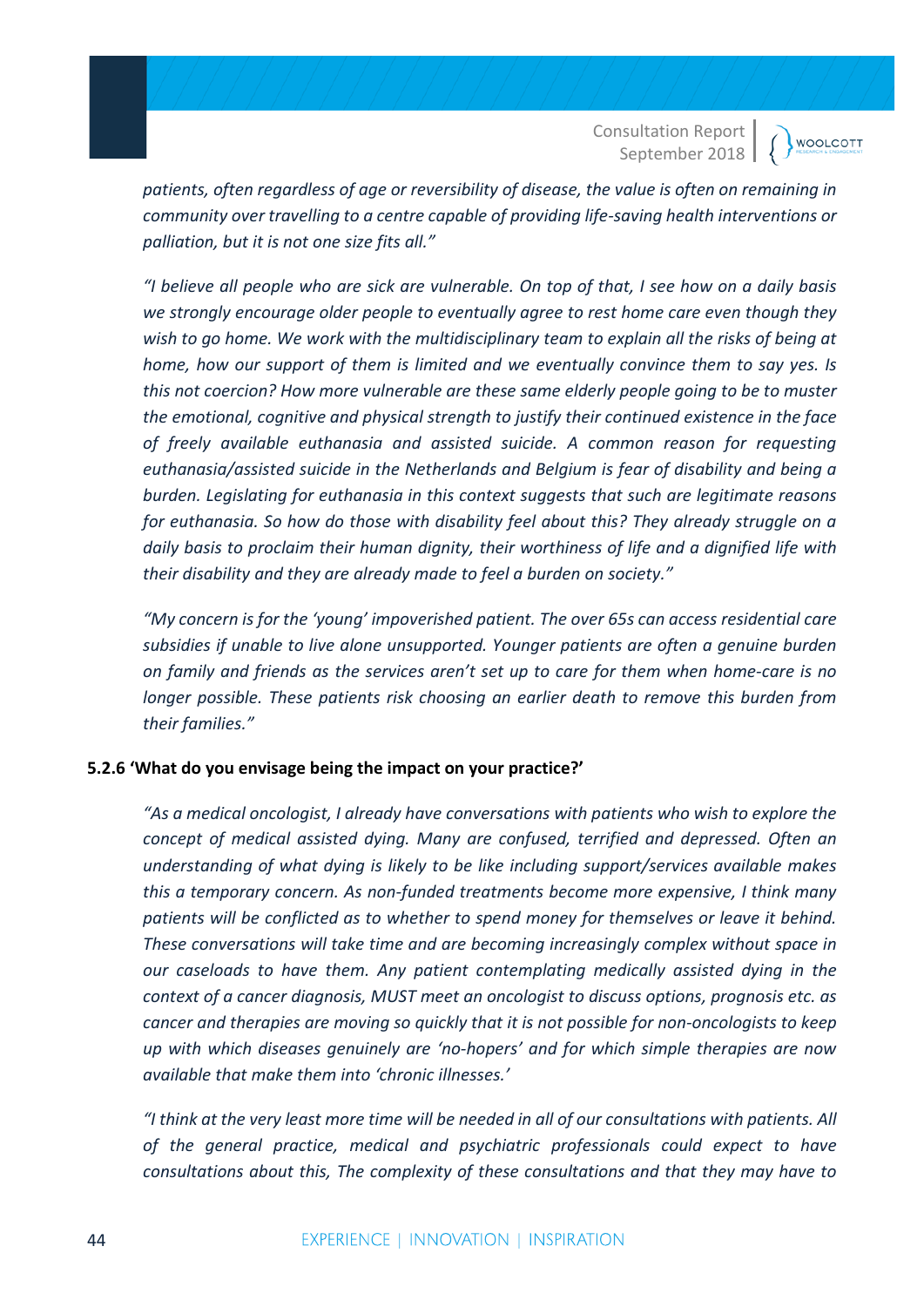*patients, often regardless of age or reversibility of disease, the value is often on remaining in community over travelling to a centre capable of providing life-saving health interventions or palliation, but it is not one size fits all."*

*"I believe all people who are sick are vulnerable. On top of that, I see how on a daily basis we strongly encourage older people to eventually agree to rest home care even though they wish to go home. We work with the multidisciplinary team to explain all the risks of being at home, how our support of them is limited and we eventually convince them to say yes. Is this not coercion? How more vulnerable are these same elderly people going to be to muster the emotional, cognitive and physical strength to justify their continued existence in the face of freely available euthanasia and assisted suicide. A common reason for requesting euthanasia/assisted suicide in the Netherlands and Belgium is fear of disability and being a burden. Legislating for euthanasia in this context suggests that such are legitimate reasons for euthanasia. So how do those with disability feel about this? They already struggle on a daily basis to proclaim their human dignity, their worthiness of life and a dignified life with their disability and they are already made to feel a burden on society."*

*"My concern is for the 'young' impoverished patient. The over 65s can access residential care subsidies if unable to live alone unsupported. Younger patients are often a genuine burden on family and friends as the services aren't set up to care for them when home-care is no longer possible. These patients risk choosing an earlier death to remove this burden from their families."*

#### 5.2.6 'What do you envisage being the impact on your practice?'

*"As a medical oncologist, I already have conversations with patients who wish to explore the concept of medical assisted dying. Many are confused, terrified and depressed. Often an understanding of what dying is likely to be like including support/services available makes this a temporary concern. As non-funded treatments become more expensive, I think many patients will be conflicted as to whether to spend money for themselves or leave it behind. These conversations will take time and are becoming increasingly complex without space in our caseloads to have them. Any patient contemplating medically assisted dying in the context of a cancer diagnosis, MUST meet an oncologist to discuss options, prognosis etc. as cancer and therapies are moving so quickly that it is not possible for non-oncologists to keep up with which diseases genuinely are 'no-hopers' and for which simple therapies are now available that make them into 'chronic illnesses.'*

*"I think at the very least more time will be needed in all of our consultations with patients. All of the general practice, medical and psychiatric professionals could expect to have consultations about this, The complexity of these consultations and that they may have to*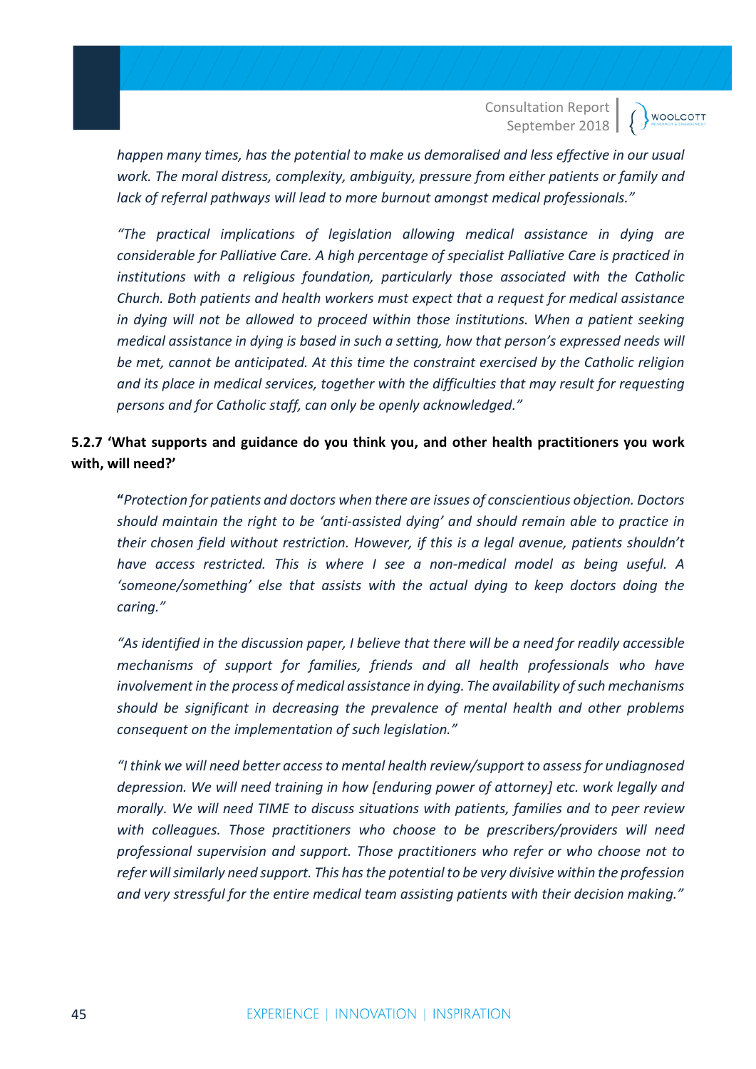*happen many times, has the potential to make us demoralised and less effective in our usual work. The moral distress, complexity, ambiguity, pressure from either patients or family and lack of referral pathways will lead to more burnout amongst medical professionals."*

*"The practical implications of legislation allowing medical assistance in dying are considerable for Palliative Care. A high percentage of specialist Palliative Care is practiced in institutions with a religious foundation, particularly those associated with the Catholic Church. Both patients and health workers must expect that a request for medical assistance in dying will not be allowed to proceed within those institutions. When a patient seeking medical assistance in dying is based in such a setting, how that person's expressed needs will be met, cannot be anticipated. At this time the constraint exercised by the Catholic religion and its place in medical services, together with the difficulties that may result for requesting persons and for Catholic staff, can only be openly acknowledged."*

### 5.2.7 'What supports and guidance do you think you, and other health practitioners you work with, will need?'

**"***Protection for patients and doctors when there are issues of conscientious objection. Doctors should maintain the right to be 'anti-assisted dying' and should remain able to practice in their chosen field without restriction. However, if this is a legal avenue, patients shouldn't have access restricted. This is where I see a non-medical model as being useful. A 'someone/something' else that assists with the actual dying to keep doctors doing the caring."*

*"As identified in the discussion paper, I believe that there will be a need for readily accessible mechanisms of support for families, friends and all health professionals who have involvement in the process of medical assistance in dying. The availability of such mechanisms should be significant in decreasing the prevalence of mental health and other problems consequent on the implementation of such legislation."*

*"I think we will need better access to mental health review/support to assess for undiagnosed depression. We will need training in how [enduring power of attorney] etc. work legally and morally. We will need TIME to discuss situations with patients, families and to peer review with colleagues. Those practitioners who choose to be prescribers/providers will need professional supervision and support. Those practitioners who refer or who choose not to refer will similarly need support. This has the potential to be very divisive within the profession and very stressful for the entire medical team assisting patients with their decision making."*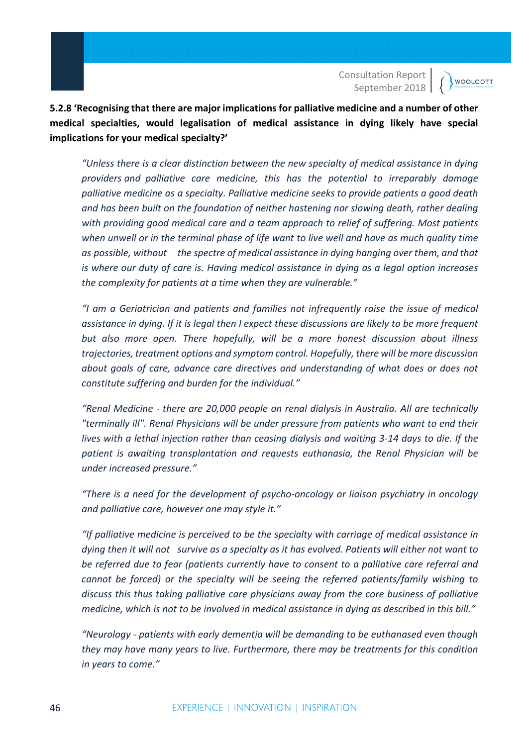**5.2.8 'Recognising that there are major implications for palliative medicine and a number of other medical specialties, would legalisation of medical assistance in dying likely have special implications for your medical specialty?'**

> *"Unless there is a clear distinction between the new specialty of medical assistance in dying providers and palliative care medicine, this has the potential to irreparably damage palliative medicine as a specialty. Palliative medicine seeks to provide patients a good death and has been built on the foundation of neither hastening nor slowing death, rather dealing with providing good medical care and a team approach to relief of suffering. Most patients when unwell or in the terminal phase of life want to live well and have as much quality time as possible, without the spectre of medical assistance in dying hanging over them, and that is where our duty of care is. Having medical assistance in dying as a legal option increases the complexity for patients at a time when they are vulnerable."*

> *"I am a Geriatrician and patients and families not infrequently raise the issue of medical assistance in dying. If it is legal then I expect these discussions are likely to be more frequent but also more open. There hopefully, will be a more honest discussion about illness trajectories, treatment options and symptom control. Hopefully, there will be more discussion about goals of care, advance care directives and understanding of what does or does not constitute suffering and burden for the individual."*

> *"Renal Medicine - there are 20,000 people on renal dialysis in Australia. All are technically "terminally ill". Renal Physicians will be under pressure from patients who want to end their lives with a lethal injection rather than ceasing dialysis and waiting 3-14 days to die. If the patient is awaiting transplantation and requests euthanasia, the Renal Physician will be under increased pressure."*

> *"There is a need for the development of psycho-oncology or liaison psychiatry in oncology and palliative care, however one may style it."*

> *"If palliative medicine is perceived to be the specialty with carriage of medical assistance in dying then it will not survive as a specialty as it has evolved. Patients will either not want to be referred due to fear (patients currently have to consent to a palliative care referral and cannot be forced) or the specialty will be seeing the referred patients/family wishing to discuss this thus taking palliative care physicians away from the core business of palliative medicine, which is not to be involved in medical assistance in dying as described in this bill."*

> *"Neurology - patients with early dementia will be demanding to be euthanased even though they may have many years to live. Furthermore, there may be treatments for this condition in years to come."*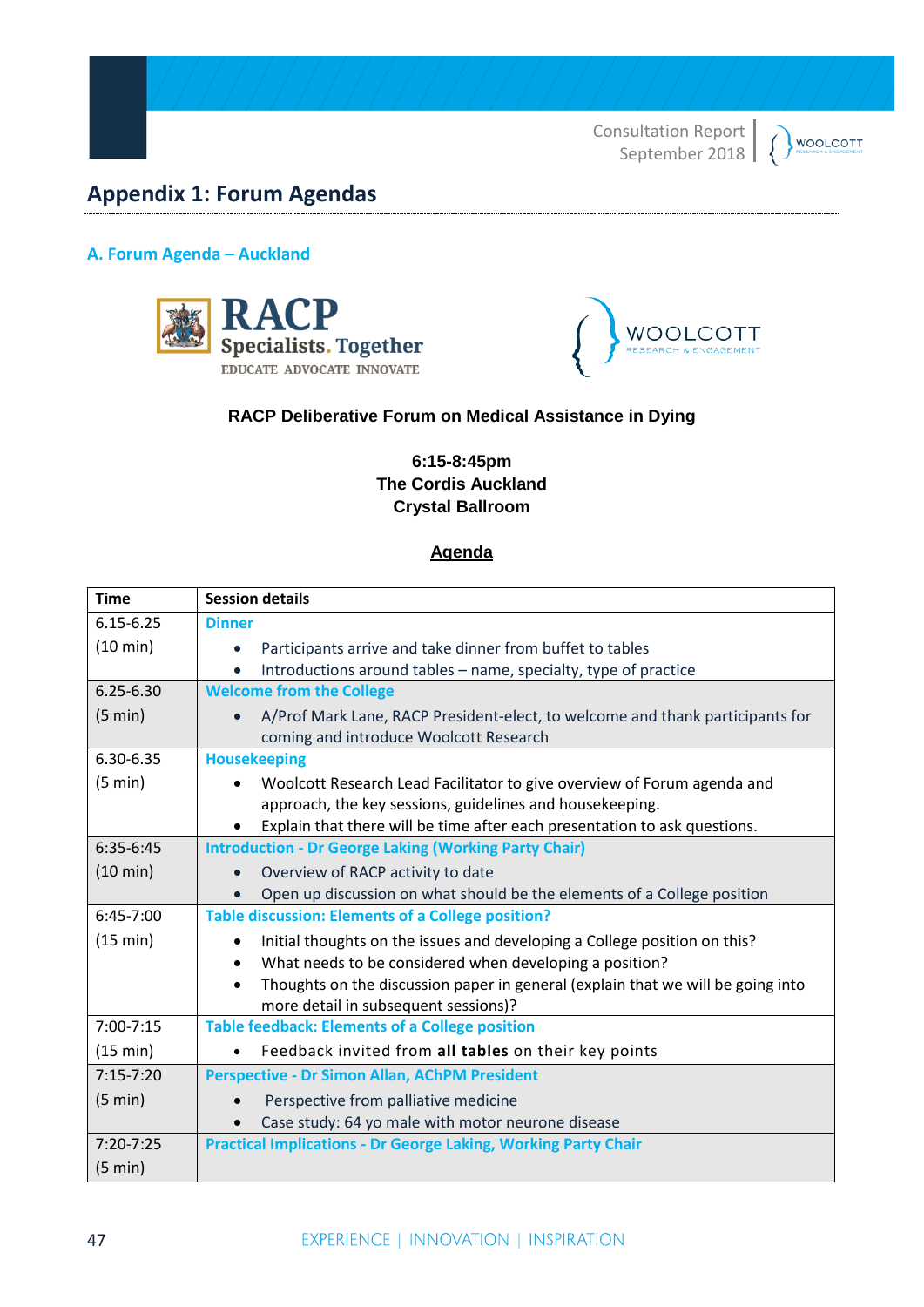## Appendix 1: Forum Agendas

### A. Forum Agenda – Auckland

**RACP Deliberative Forum on Medical Assistance in Dying**

**6:15-8:45pm**
**The Cordis Auckland**
**Crystal Ballroom**

**Agenda**

| Time | Session details |
|---|---|
| 6.15-6.25 (10 min) | **Dinner**<br>• Participants arrive and take dinner from buffet to tables<br>• Introductions around tables – name, specialty, type of practice |
| 6.25-6.30 (5 min) | **Welcome from the College**<br>• A/Prof Mark Lane, RACP President-elect, to welcome and thank participants for coming and introduce Woolcott Research |
| 6.30-6.35 (5 min) | **Housekeeping**<br>• Woolcott Research Lead Facilitator to give overview of Forum agenda and approach, the key sessions, guidelines and housekeeping.<br>• Explain that there will be time after each presentation to ask questions. |
| 6:35-6:45 (10 min) | **Introduction - Dr George Laking (Working Party Chair)**<br>• Overview of RACP activity to date<br>• Open up discussion on what should be the elements of a College position |
| 6:45-7:00 (15 min) | **Table discussion: Elements of a College position?**<br>• Initial thoughts on the issues and developing a College position on this?<br>• What needs to be considered when developing a position?<br>• Thoughts on the discussion paper in general (explain that we will be going into more detail in subsequent sessions)? |
| 7:00-7:15 (15 min) | **Table feedback: Elements of a College position**<br>• Feedback invited from **all tables** on their key points |
| 7:15-7:20 (5 min) | **Perspective - Dr Simon Allan, AChPM President**<br>• Perspective from palliative medicine<br>• Case study: 64 yo male with motor neurone disease |
| 7:20-7:25 (5 min) | **Practical Implications - Dr George Laking, Working Party Chair** |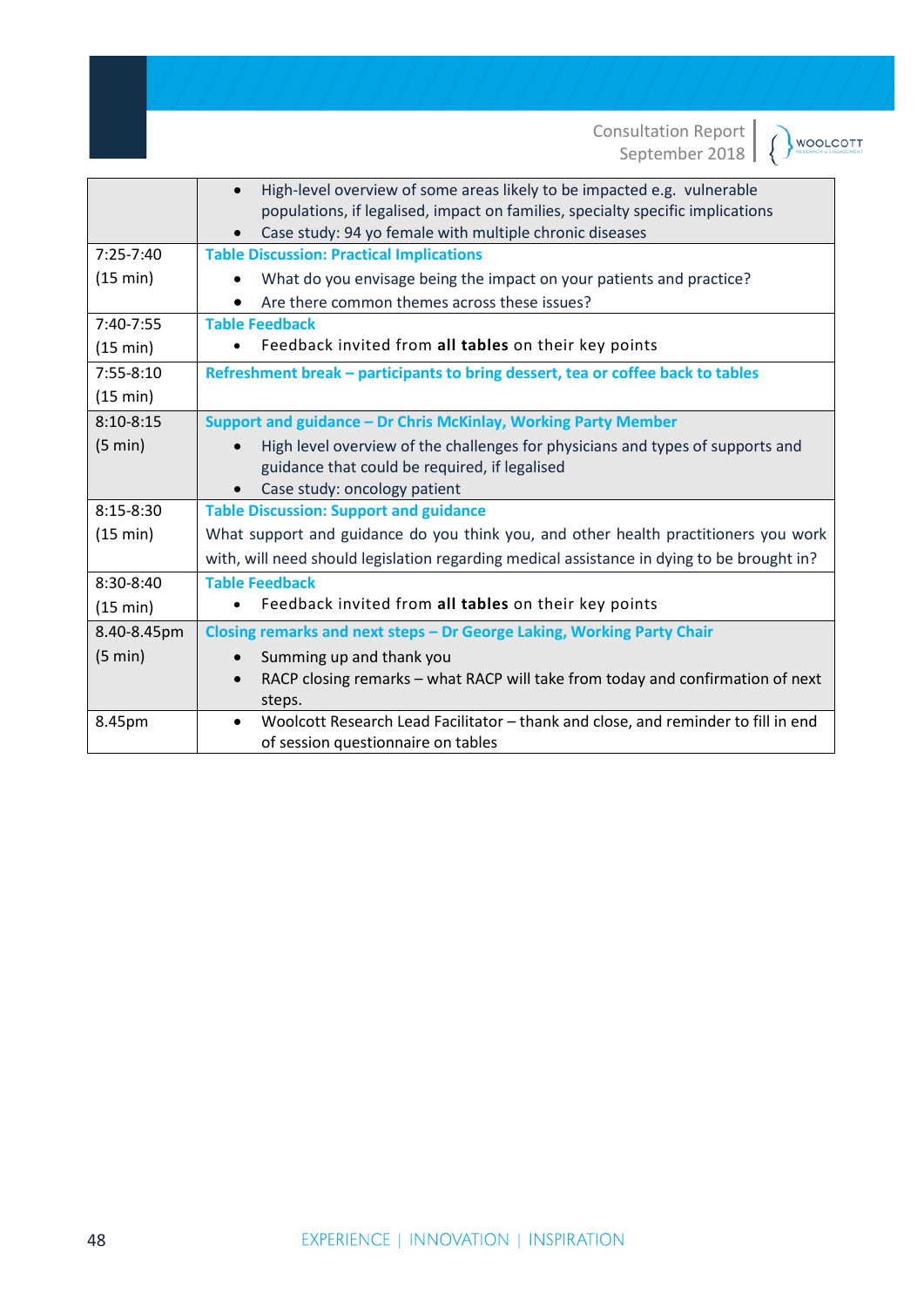| | |
|---|---|
| | • High-level overview of some areas likely to be impacted e.g. vulnerable populations, if legalised, impact on families, specialty specific implications<br>• Case study: 94 yo female with multiple chronic diseases |
| 7:25-7:40<br>(15 min) | **Table Discussion: Practical Implications**<br>• What do you envisage being the impact on your patients and practice?<br>• Are there common themes across these issues? |
| 7:40-7:55<br>(15 min) | **Table Feedback**<br>• Feedback invited from **all tables** on their key points |
| 7:55-8:10<br>(15 min) | **Refreshment break – participants to bring dessert, tea or coffee back to tables** |
| 8:10-8:15<br>(5 min) | **Support and guidance – Dr Chris McKinlay, Working Party Member**<br>• High level overview of the challenges for physicians and types of supports and guidance that could be required, if legalised<br>• Case study: oncology patient |
| 8:15-8:30<br>(15 min) | **Table Discussion: Support and guidance**<br>What support and guidance do you think you, and other health practitioners you work with, will need should legislation regarding medical assistance in dying to be brought in? |
| 8:30-8:40<br>(15 min) | **Table Feedback**<br>• Feedback invited from **all tables** on their key points |
| 8.40-8.45pm<br>(5 min) | **Closing remarks and next steps – Dr George Laking, Working Party Chair**<br>• Summing up and thank you<br>• RACP closing remarks – what RACP will take from today and confirmation of next steps. |
| 8.45pm | • Woolcott Research Lead Facilitator – thank and close, and reminder to fill in end of session questionnaire on tables |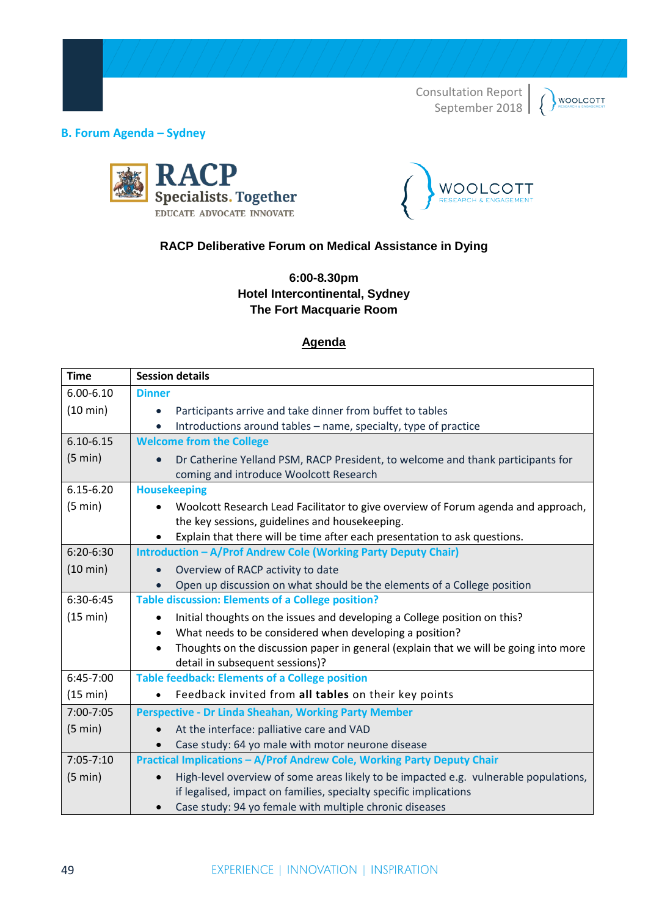## B. Forum Agenda – Sydney

**RACP Deliberative Forum on Medical Assistance in Dying**

**6:00-8.30pm**
**Hotel Intercontinental, Sydney**
**The Fort Macquarie Room**

**Agenda**

| Time | Session details |
|---|---|
| 6.00-6.10 (10 min) | **Dinner**<br>• Participants arrive and take dinner from buffet to tables<br>• Introductions around tables – name, specialty, type of practice |
| 6.10-6.15 (5 min) | **Welcome from the College**<br>• Dr Catherine Yelland PSM, RACP President, to welcome and thank participants for coming and introduce Woolcott Research |
| 6.15-6.20 (5 min) | **Housekeeping**<br>• Woolcott Research Lead Facilitator to give overview of Forum agenda and approach, the key sessions, guidelines and housekeeping.<br>• Explain that there will be time after each presentation to ask questions. |
| 6:20-6:30 (10 min) | **Introduction – A/Prof Andrew Cole (Working Party Deputy Chair)**<br>• Overview of RACP activity to date<br>• Open up discussion on what should be the elements of a College position |
| 6:30-6:45 (15 min) | **Table discussion: Elements of a College position?**<br>• Initial thoughts on the issues and developing a College position on this?<br>• What needs to be considered when developing a position?<br>• Thoughts on the discussion paper in general (explain that we will be going into more detail in subsequent sessions)? |
| 6:45-7:00 (15 min) | **Table feedback: Elements of a College position**<br>• Feedback invited from **all tables** on their key points |
| 7:00-7:05 (5 min) | **Perspective - Dr Linda Sheahan, Working Party Member**<br>• At the interface: palliative care and VAD<br>• Case study: 64 yo male with motor neurone disease |
| 7:05-7:10 (5 min) | **Practical Implications – A/Prof Andrew Cole, Working Party Deputy Chair**<br>• High-level overview of some areas likely to be impacted e.g. vulnerable populations, if legalised, impact on families, specialty specific implications<br>• Case study: 94 yo female with multiple chronic diseases |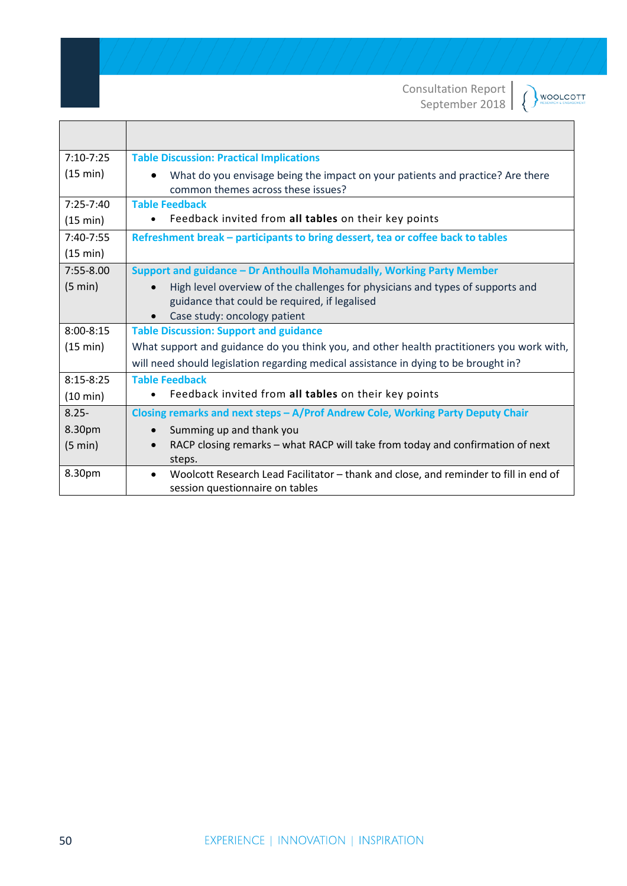| | |
|---|---|
| 7:10-7:25<br>(15 min) | **Table Discussion: Practical Implications**<br>• What do you envisage being the impact on your patients and practice? Are there common themes across these issues? |
| 7:25-7:40<br>(15 min) | **Table Feedback**<br>• Feedback invited from **all tables** on their key points |
| 7:40-7:55<br>(15 min) | **Refreshment break – participants to bring dessert, tea or coffee back to tables** |
| 7:55-8.00<br>(5 min) | **Support and guidance – Dr Anthoulla Mohamudally, Working Party Member**<br>• High level overview of the challenges for physicians and types of supports and guidance that could be required, if legalised<br>• Case study: oncology patient |
| 8:00-8:15<br>(15 min) | **Table Discussion: Support and guidance**<br>What support and guidance do you think you, and other health practitioners you work with, will need should legislation regarding medical assistance in dying to be brought in? |
| 8:15-8:25<br>(10 min) | **Table Feedback**<br>• Feedback invited from **all tables** on their key points |
| 8.25-8.30pm<br>(5 min) | **Closing remarks and next steps – A/Prof Andrew Cole, Working Party Deputy Chair**<br>• Summing up and thank you<br>• RACP closing remarks – what RACP will take from today and confirmation of next steps. |
| 8.30pm | • Woolcott Research Lead Facilitator – thank and close, and reminder to fill in end of session questionnaire on tables |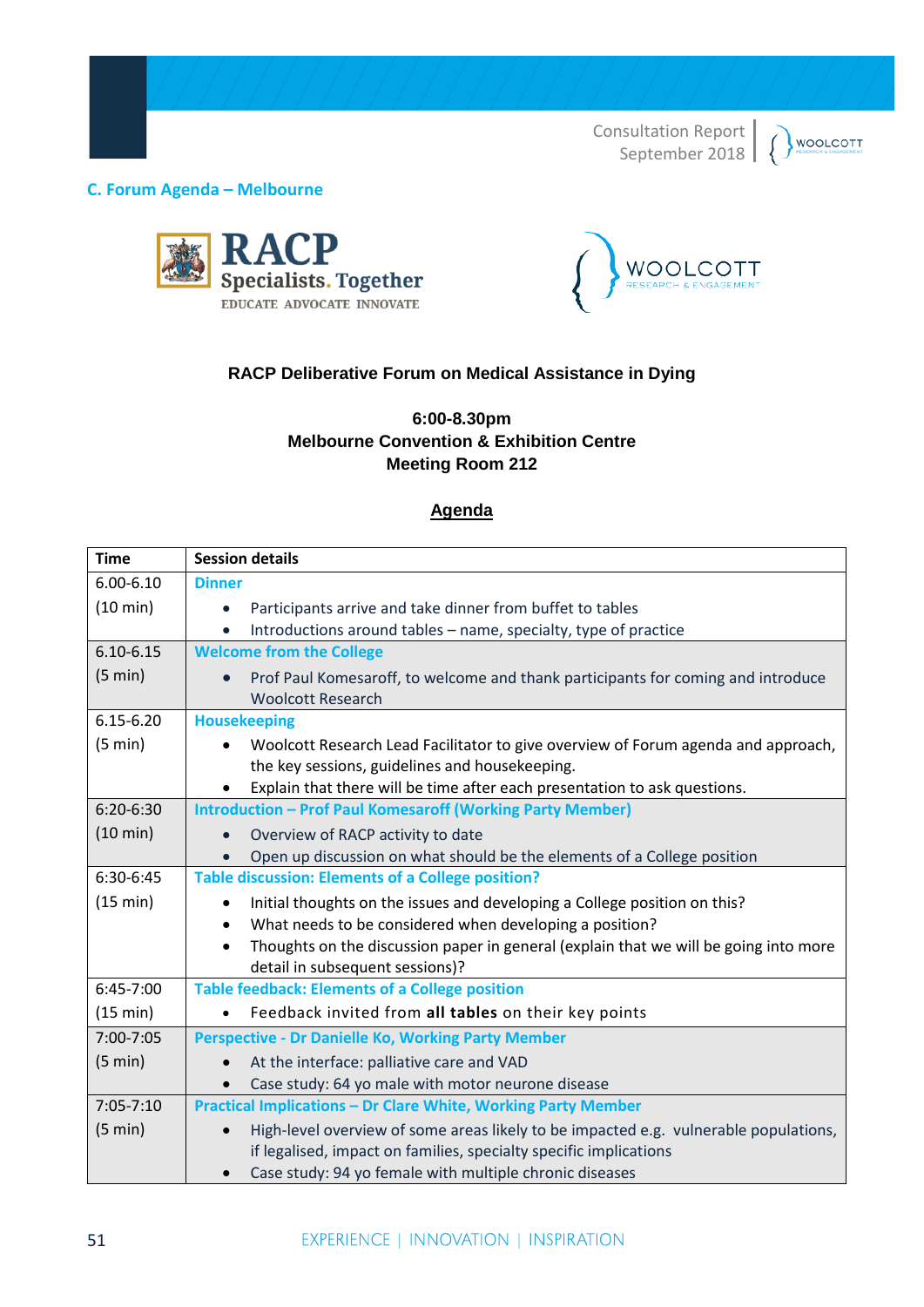## C. Forum Agenda – Melbourne

**RACP Deliberative Forum on Medical Assistance in Dying**

**6:00-8.30pm**
**Melbourne Convention & Exhibition Centre**
**Meeting Room 212**

**Agenda**

| Time | Session details |
|---|---|
| 6.00-6.10 (10 min) | **Dinner**<br>• Participants arrive and take dinner from buffet to tables<br>• Introductions around tables – name, specialty, type of practice |
| 6.10-6.15 (5 min) | **Welcome from the College**<br>• Prof Paul Komesaroff, to welcome and thank participants for coming and introduce Woolcott Research |
| 6.15-6.20 (5 min) | **Housekeeping**<br>• Woolcott Research Lead Facilitator to give overview of Forum agenda and approach, the key sessions, guidelines and housekeeping.<br>• Explain that there will be time after each presentation to ask questions. |
| 6:20-6:30 (10 min) | **Introduction – Prof Paul Komesaroff (Working Party Member)**<br>• Overview of RACP activity to date<br>• Open up discussion on what should be the elements of a College position |
| 6:30-6:45 (15 min) | **Table discussion: Elements of a College position?**<br>• Initial thoughts on the issues and developing a College position on this?<br>• What needs to be considered when developing a position?<br>• Thoughts on the discussion paper in general (explain that we will be going into more detail in subsequent sessions)? |
| 6:45-7:00 (15 min) | **Table feedback: Elements of a College position**<br>• Feedback invited from **all tables** on their key points |
| 7:00-7:05 (5 min) | **Perspective - Dr Danielle Ko, Working Party Member**<br>• At the interface: palliative care and VAD<br>• Case study: 64 yo male with motor neurone disease |
| 7:05-7:10 (5 min) | **Practical Implications – Dr Clare White, Working Party Member**<br>• High-level overview of some areas likely to be impacted e.g. vulnerable populations, if legalised, impact on families, specialty specific implications<br>• Case study: 94 yo female with multiple chronic diseases |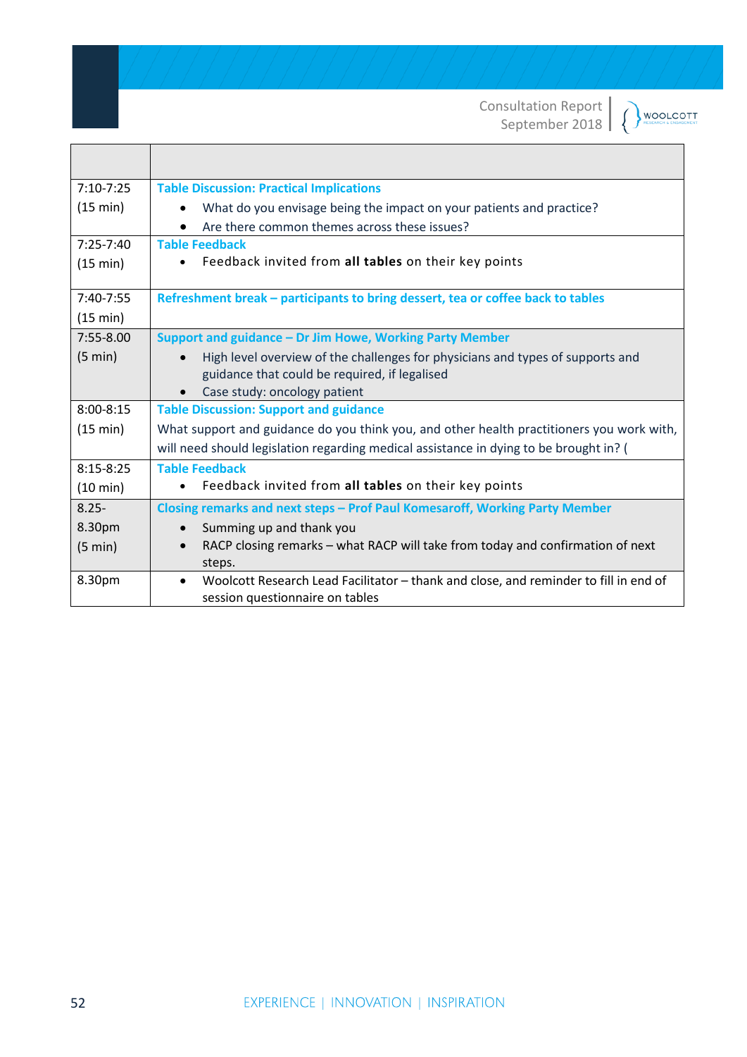| | |
|---|---|
| 7:10-7:25 (15 min) | **Table Discussion: Practical Implications**<br>• What do you envisage being the impact on your patients and practice?<br>• Are there common themes across these issues? |
| 7:25-7:40 (15 min) | **Table Feedback**<br>• Feedback invited from **all tables** on their key points |
| 7:40-7:55 (15 min) | **Refreshment break – participants to bring dessert, tea or coffee back to tables** |
| 7:55-8.00 (5 min) | **Support and guidance – Dr Jim Howe, Working Party Member**<br>• High level overview of the challenges for physicians and types of supports and guidance that could be required, if legalised<br>• Case study: oncology patient |
| 8:00-8:15 (15 min) | **Table Discussion: Support and guidance**<br>What support and guidance do you think you, and other health practitioners you work with, will need should legislation regarding medical assistance in dying to be brought in? ( |
| 8:15-8:25 (10 min) | **Table Feedback**<br>• Feedback invited from **all tables** on their key points |
| 8.25-8.30pm (5 min) | **Closing remarks and next steps – Prof Paul Komesaroff, Working Party Member**<br>• Summing up and thank you<br>• RACP closing remarks – what RACP will take from today and confirmation of next steps. |
| 8.30pm | • Woolcott Research Lead Facilitator – thank and close, and reminder to fill in end of session questionnaire on tables |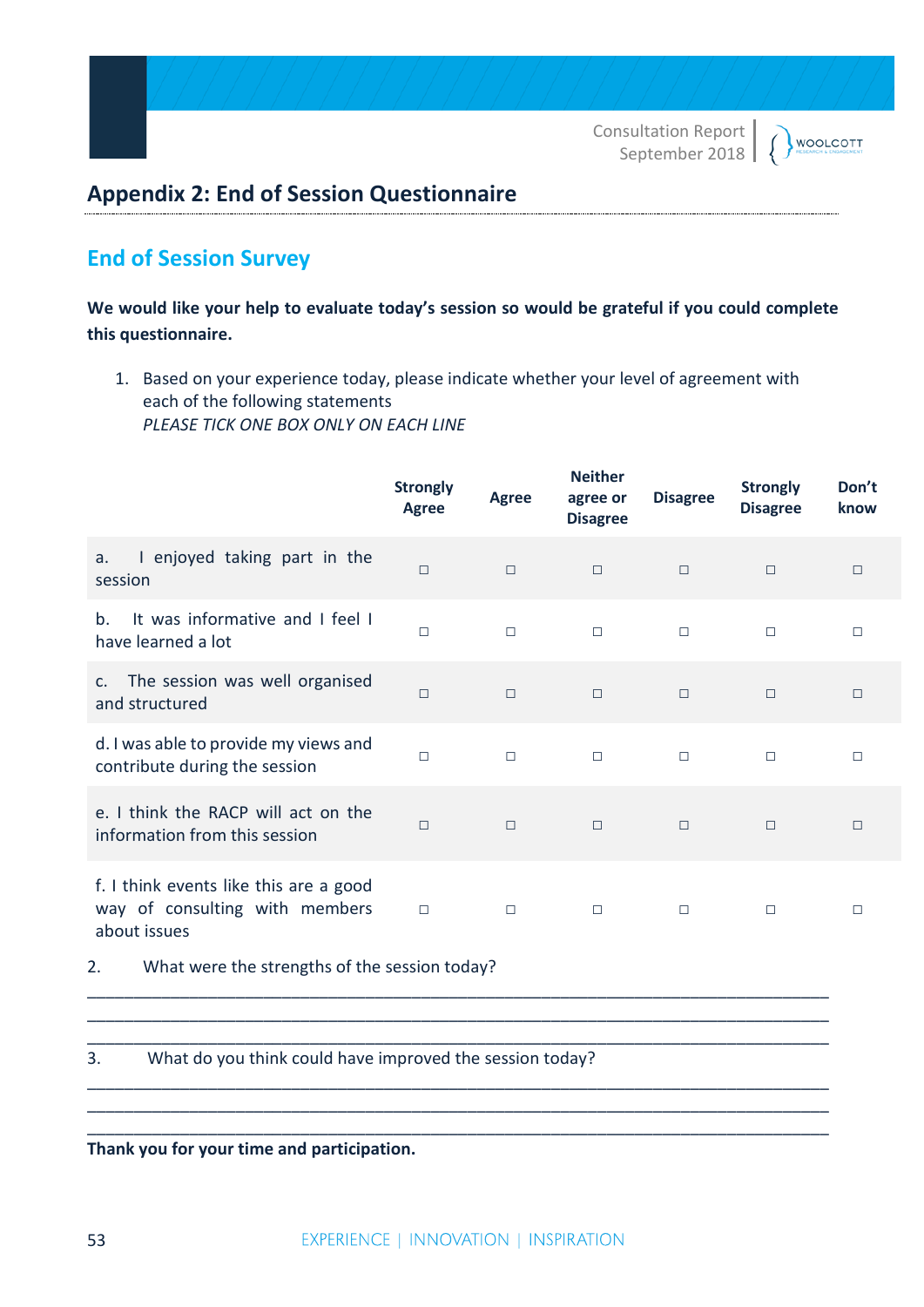## Appendix 2: End of Session Questionnaire

### End of Session Survey

**We would like your help to evaluate today's session so would be grateful if you could complete this questionnaire.**

1. Based on your experience today, please indicate whether your level of agreement with each of the following statements
   *PLEASE TICK ONE BOX ONLY ON EACH LINE*

| | Strongly Agree | Agree | Neither agree or Disagree | Disagree | Strongly Disagree | Don't know |
|---|---|---|---|---|---|---|
| a. I enjoyed taking part in the session | ◻ | ◻ | ◻ | ◻ | ◻ | ◻ |
| b. It was informative and I feel I have learned a lot | ◻ | ◻ | ◻ | ◻ | ◻ | ◻ |
| c. The session was well organised and structured | ◻ | ◻ | ◻ | ◻ | ◻ | ◻ |
| d. I was able to provide my views and contribute during the session | ◻ | ◻ | ◻ | ◻ | ◻ | ◻ |
| e. I think the RACP will act on the information from this session | ◻ | ◻ | ◻ | ◻ | ◻ | ◻ |
| f. I think events like this are a good way of consulting with members about issues | ◻ | ◻ | ◻ | ◻ | ◻ | ◻ |

2. What were the strengths of the session today?

______________________________________________________________________________

______________________________________________________________________________

______________________________________________________________________________

3. What do you think could have improved the session today?

______________________________________________________________________________

______________________________________________________________________________

______________________________________________________________________________

**Thank you for your time and participation.**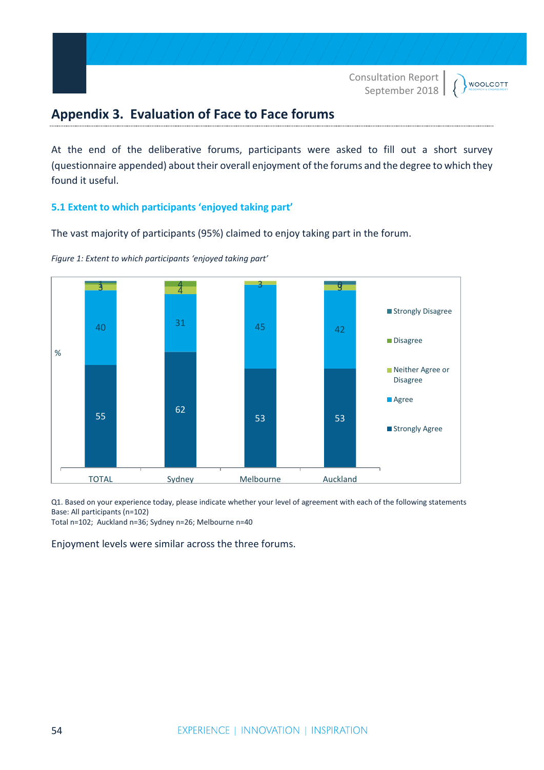# Appendix 3. Evaluation of Face to Face forums

At the end of the deliberative forums, participants were asked to fill out a short survey (questionnaire appended) about their overall enjoyment of the forums and the degree to which they found it useful.

### 5.1 Extent to which participants 'enjoyed taking part'

The vast majority of participants (95%) claimed to enjoy taking part in the forum.

*Figure 1: Extent to which participants 'enjoyed taking part'*

| % | TOTAL | Sydney | Melbourne | Auckland |
|---|---|---|---|---|
| Strongly Agree | 55 | 62 | 53 | 53 |
| Agree | 40 | 31 | 45 | 42 |
| Neither Agree or Disagree | 3 | 4 | 3 | 3 |
| Disagree | 1 | 4 | | 0 |
| Strongly Disagree | 1 | | | 3 |

Q1. Based on your experience today, please indicate whether your level of agreement with each of the following statements
Base: All participants (n=102)
Total n=102; Auckland n=36; Sydney n=26; Melbourne n=40

Enjoyment levels were similar across the three forums.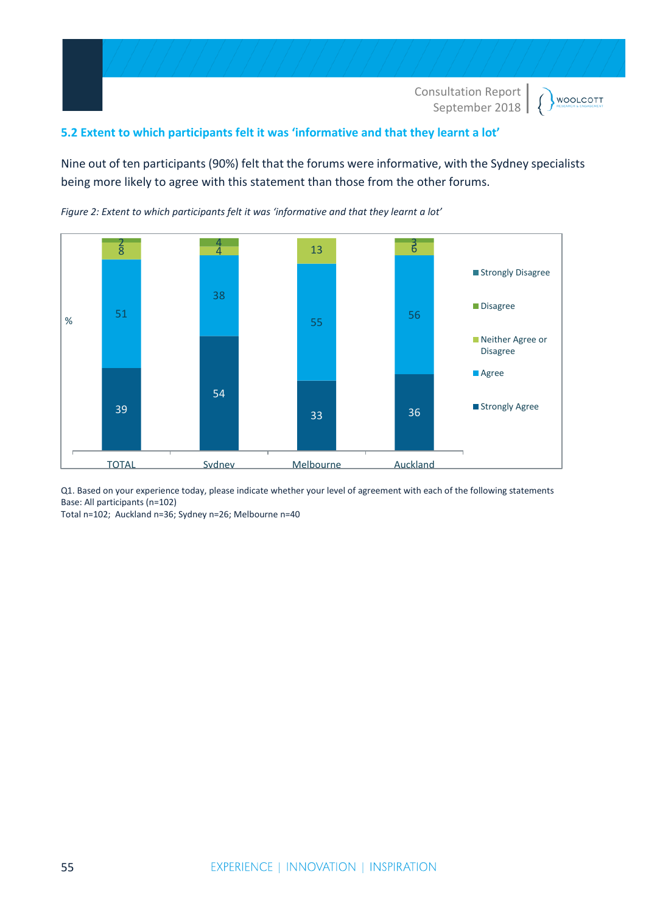## 5.2 Extent to which participants felt it was 'informative and that they learnt a lot'

Nine out of ten participants (90%) felt that the forums were informative, with the Sydney specialists being more likely to agree with this statement than those from the other forums.

*Figure 2: Extent to which participants felt it was 'informative and that they learnt a lot'*

| % | TOTAL | Sydney | Melbourne | Auckland |
|---|---|---|---|---|
| Strongly Disagree | | | | |
| Disagree | 2 | 4 | | 3 |
| Neither Agree or Disagree | 8 | 4 | 13 | 6 |
| Agree | 51 | 38 | 55 | 56 |
| Strongly Agree | 39 | 54 | 33 | 36 |

Q1. Based on your experience today, please indicate whether your level of agreement with each of the following statements
Base: All participants (n=102)
Total n=102; Auckland n=36; Sydney n=26; Melbourne n=40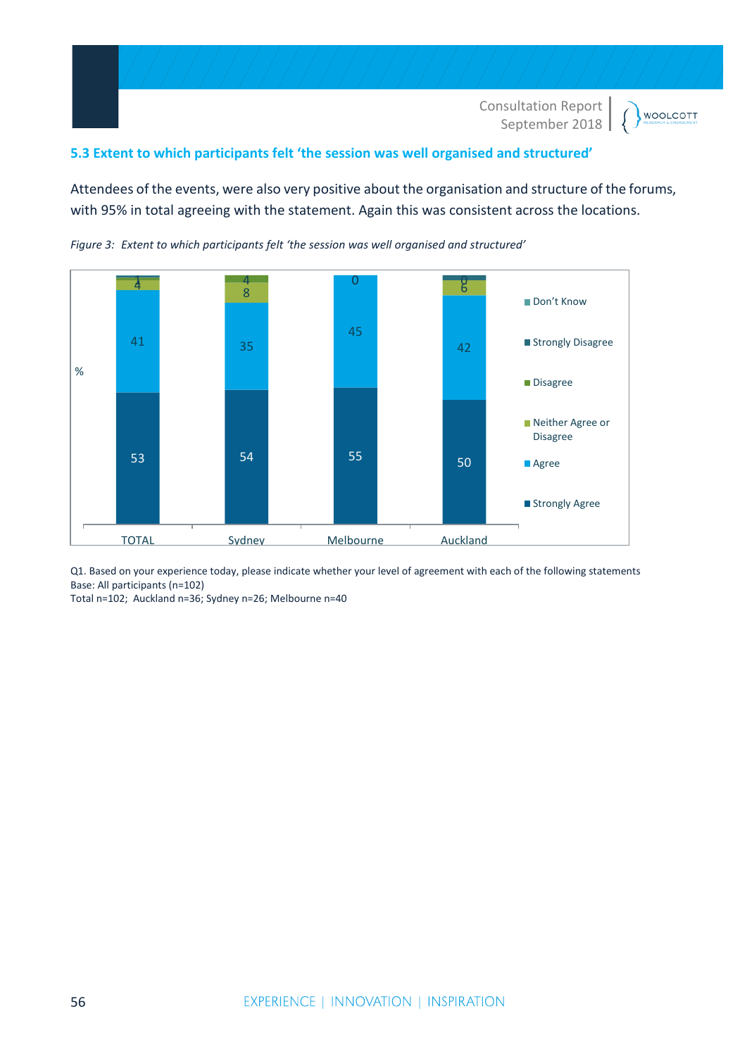### 5.3 Extent to which participants felt 'the session was well organised and structured'

Attendees of the events, were also very positive about the organisation and structure of the forums, with 95% in total agreeing with the statement. Again this was consistent across the locations.

*Figure 3: Extent to which participants felt 'the session was well organised and structured'*

| % | TOTAL | Sydney | Melbourne | Auckland |
|---|---|---|---|---|
| Strongly Agree | 53 | 54 | 55 | 50 |
| Agree | 41 | 35 | 45 | 42 |
| Neither Agree or Disagree | 4 | 8 | | 6 |
| Disagree | | 4 | | |
| Strongly Disagree | 1 | | 0 | 0 |
| Don't Know | | | | |

Q1. Based on your experience today, please indicate whether your level of agreement with each of the following statements
Base: All participants (n=102)
Total n=102; Auckland n=36; Sydney n=26; Melbourne n=40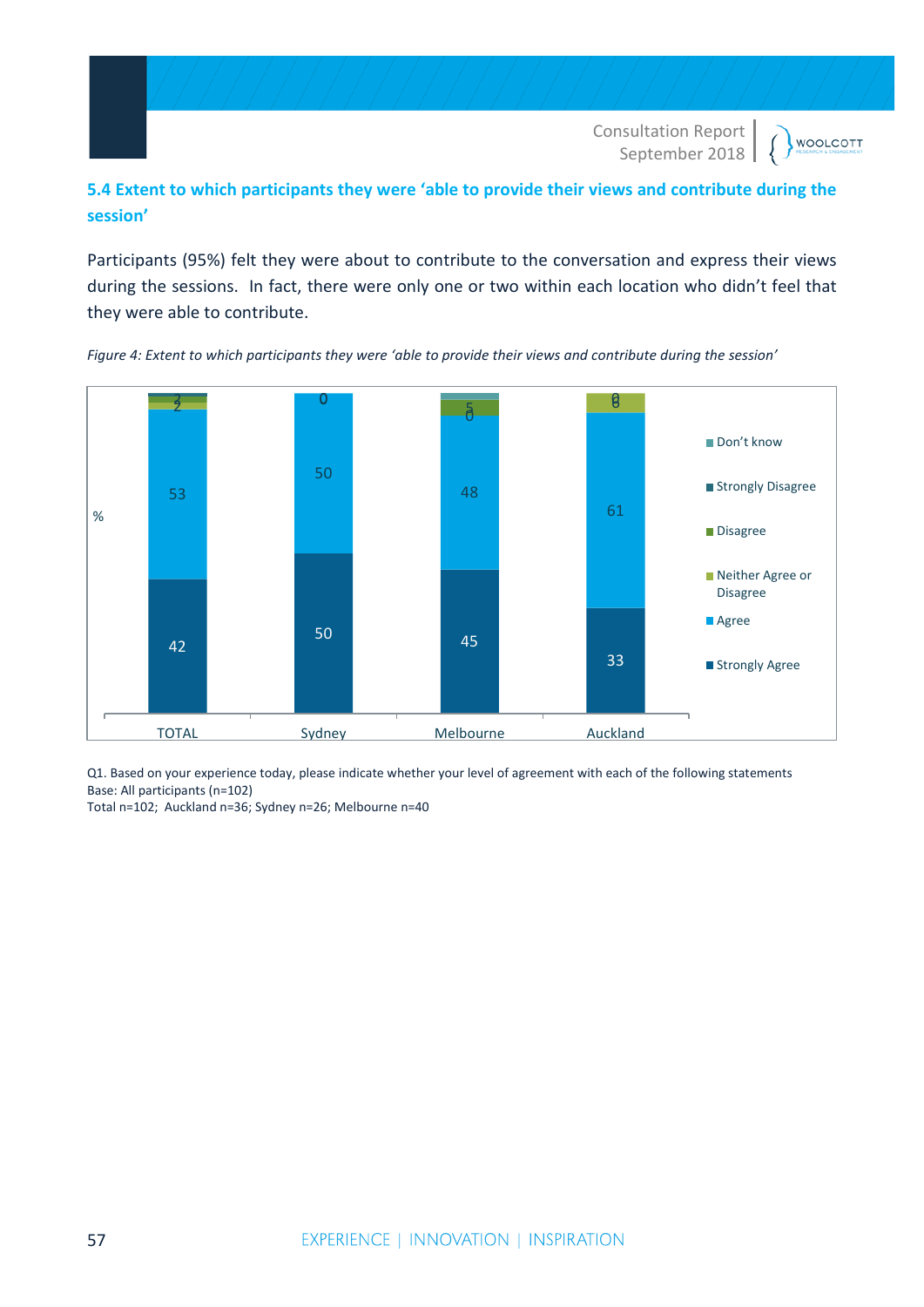## 5.4 Extent to which participants they were 'able to provide their views and contribute during the session'

Participants (95%) felt they were about to contribute to the conversation and express their views during the sessions. In fact, there were only one or two within each location who didn't feel that they were able to contribute.

*Figure 4: Extent to which participants they were 'able to provide their views and contribute during the session'*

| % | TOTAL | Sydney | Melbourne | Auckland |
|---|---|---|---|---|
| Strongly Agree | 42 | 50 | 45 | 33 |
| Agree | 53 | 50 | 48 | 61 |
| Neither Agree or Disagree | 2 | 0 | 0 | 6 |
| Disagree | 2 | | 5 | 0 |
| Strongly Disagree | | | | |
| Don't know | | | | |

Q1. Based on your experience today, please indicate whether your level of agreement with each of the following statements
Base: All participants (n=102)
Total n=102; Auckland n=36; Sydney n=26; Melbourne n=40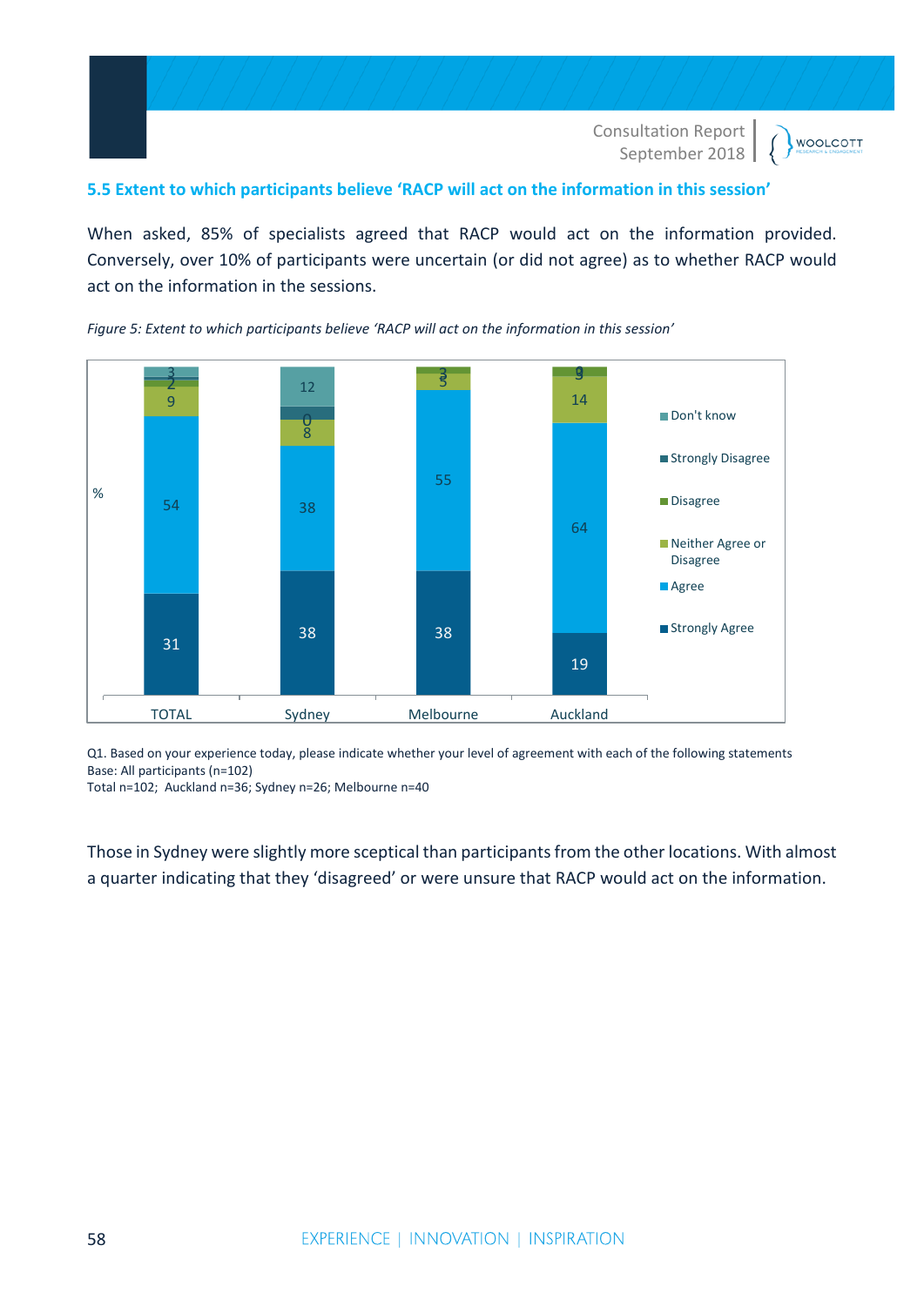## 5.5 Extent to which participants believe 'RACP will act on the information in this session'

When asked, 85% of specialists agreed that RACP would act on the information provided. Conversely, over 10% of participants were uncertain (or did not agree) as to whether RACP would act on the information in the sessions.

*Figure 5: Extent to which participants believe 'RACP will act on the information in this session'*

| % | TOTAL | Sydney | Melbourne | Auckland |
|---|---|---|---|---|
| Don't know | 3 | 12 | | |
| Strongly Disagree | 1 | 4 | | |
| Disagree | 2 | 0 | 3 | 3 |
| Neither Agree or Disagree | 9 | 8 | 5 | 14 |
| Agree | 54 | 38 | 55 | 64 |
| Strongly Agree | 31 | 38 | 38 | 19 |

Q1. Based on your experience today, please indicate whether your level of agreement with each of the following statements
Base: All participants (n=102)
Total n=102; Auckland n=36; Sydney n=26; Melbourne n=40

Those in Sydney were slightly more sceptical than participants from the other locations. With almost a quarter indicating that they 'disagreed' or were unsure that RACP would act on the information.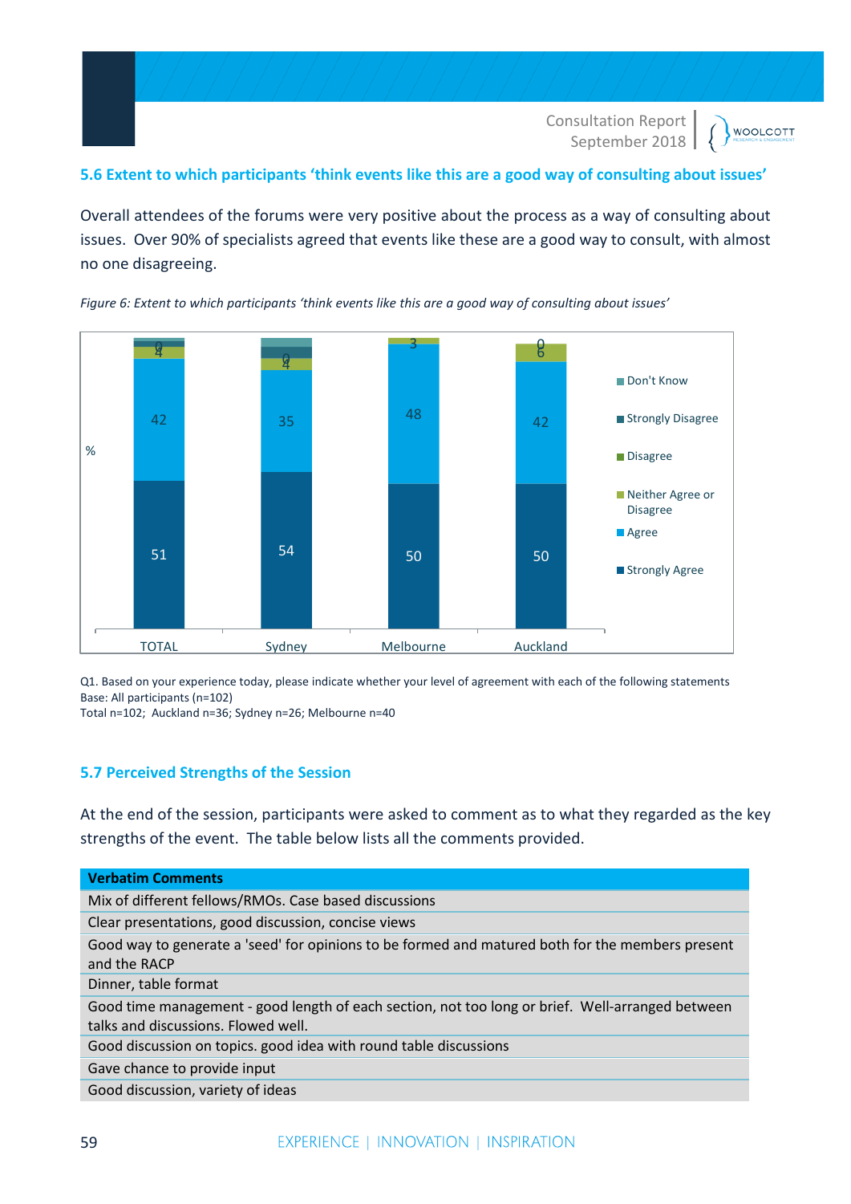## 5.6 Extent to which participants 'think events like this are a good way of consulting about issues'

Overall attendees of the forums were very positive about the process as a way of consulting about issues. Over 90% of specialists agreed that events like these are a good way to consult, with almost no one disagreeing.

*Figure 6: Extent to which participants 'think events like this are a good way of consulting about issues'*

| % | TOTAL | Sydney | Melbourne | Auckland |
|---|---|---|---|---|
| Strongly Agree | 51 | 54 | 50 | 50 |
| Agree | 42 | 35 | 48 | 42 |
| Neither Agree or Disagree | 4 | 4 | 3 | 6 |
| Disagree | 0 | 0 | | 0 |

Q1. Based on your experience today, please indicate whether your level of agreement with each of the following statements
Base: All participants (n=102)
Total n=102; Auckland n=36; Sydney n=26; Melbourne n=40

## 5.7 Perceived Strengths of the Session

At the end of the session, participants were asked to comment as to what they regarded as the key strengths of the event. The table below lists all the comments provided.

| Verbatim Comments |
|---|
| Mix of different fellows/RMOs. Case based discussions |
| Clear presentations, good discussion, concise views |
| Good way to generate a 'seed' for opinions to be formed and matured both for the members present and the RACP |
| Dinner, table format |
| Good time management - good length of each section, not too long or brief. Well-arranged between talks and discussions. Flowed well. |
| Good discussion on topics. good idea with round table discussions |
| Gave chance to provide input |
| Good discussion, variety of ideas |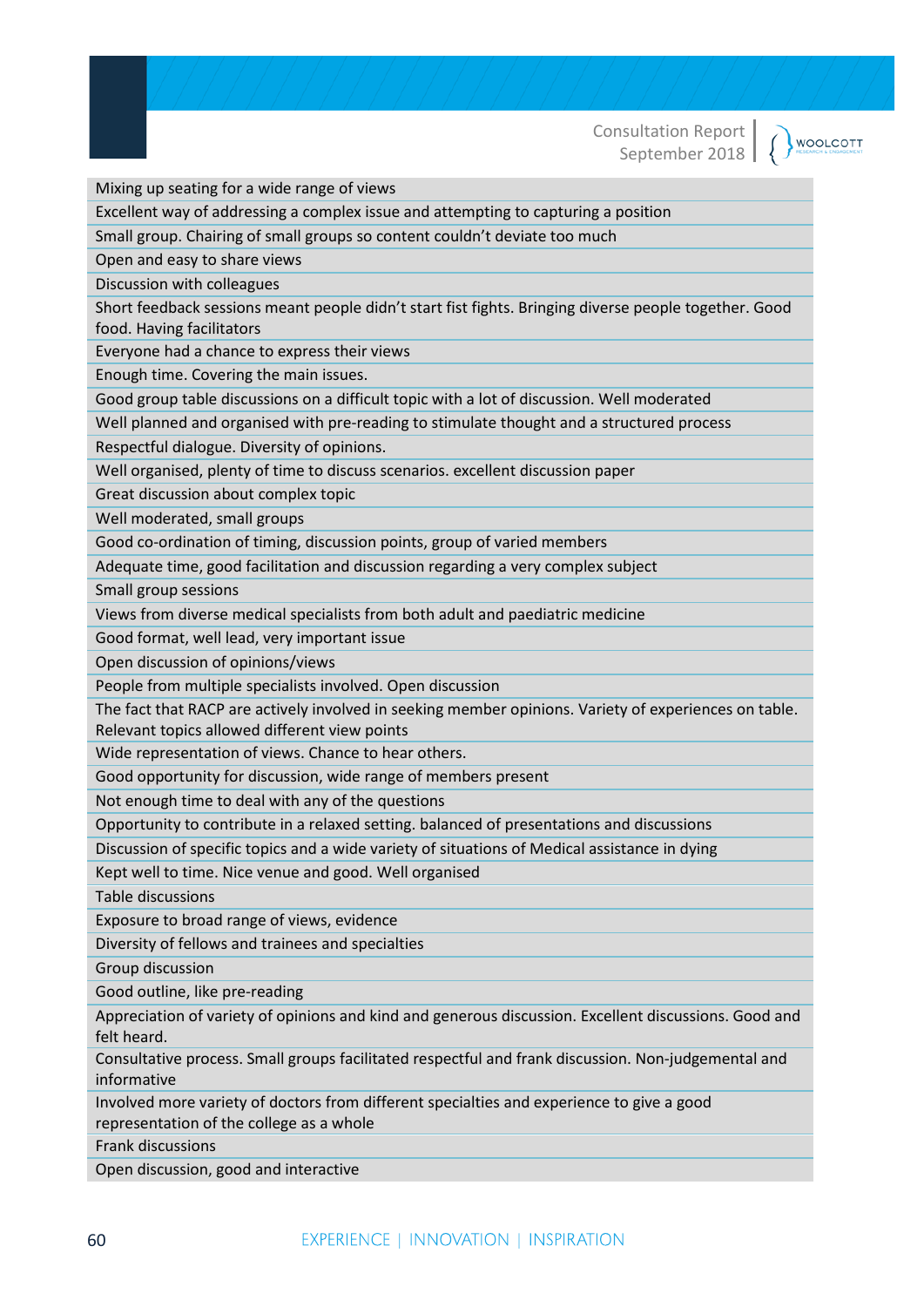| |
|---|
| Mixing up seating for a wide range of views |
| Excellent way of addressing a complex issue and attempting to capturing a position |
| Small group. Chairing of small groups so content couldn't deviate too much |
| Open and easy to share views |
| Discussion with colleagues |
| Short feedback sessions meant people didn't start fist fights. Bringing diverse people together. Good food. Having facilitators |
| Everyone had a chance to express their views |
| Enough time. Covering the main issues. |
| Good group table discussions on a difficult topic with a lot of discussion. Well moderated |
| Well planned and organised with pre-reading to stimulate thought and a structured process |
| Respectful dialogue. Diversity of opinions. |
| Well organised, plenty of time to discuss scenarios. excellent discussion paper |
| Great discussion about complex topic |
| Well moderated, small groups |
| Good co-ordination of timing, discussion points, group of varied members |
| Adequate time, good facilitation and discussion regarding a very complex subject |
| Small group sessions |
| Views from diverse medical specialists from both adult and paediatric medicine |
| Good format, well lead, very important issue |
| Open discussion of opinions/views |
| People from multiple specialists involved. Open discussion |
| The fact that RACP are actively involved in seeking member opinions. Variety of experiences on table. Relevant topics allowed different view points |
| Wide representation of views. Chance to hear others. |
| Good opportunity for discussion, wide range of members present |
| Not enough time to deal with any of the questions |
| Opportunity to contribute in a relaxed setting. balanced of presentations and discussions |
| Discussion of specific topics and a wide variety of situations of Medical assistance in dying |
| Kept well to time. Nice venue and good. Well organised |
| Table discussions |
| Exposure to broad range of views, evidence |
| Diversity of fellows and trainees and specialties |
| Group discussion |
| Good outline, like pre-reading |
| Appreciation of variety of opinions and kind and generous discussion. Excellent discussions. Good and felt heard. |
| Consultative process. Small groups facilitated respectful and frank discussion. Non-judgemental and informative |
| Involved more variety of doctors from different specialties and experience to give a good representation of the college as a whole |
| Frank discussions |
| Open discussion, good and interactive |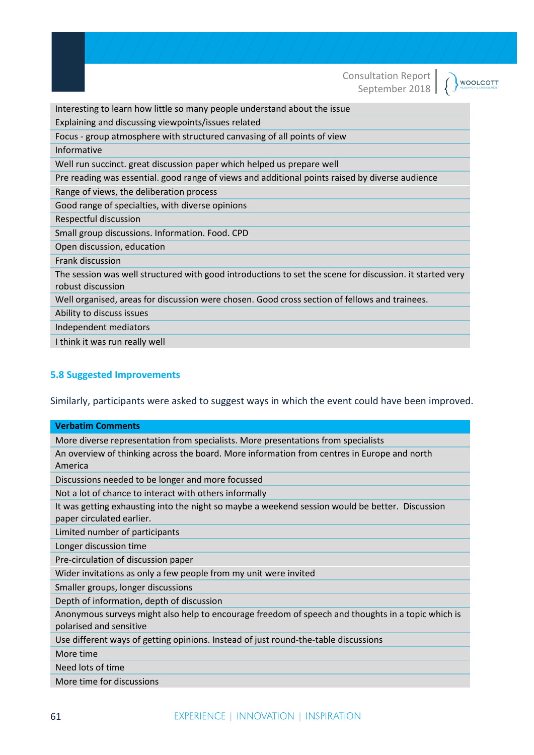| |
|---|
| Interesting to learn how little so many people understand about the issue |
| Explaining and discussing viewpoints/issues related |
| Focus - group atmosphere with structured canvasing of all points of view |
| Informative |
| Well run succinct. great discussion paper which helped us prepare well |
| Pre reading was essential. good range of views and additional points raised by diverse audience |
| Range of views, the deliberation process |
| Good range of specialties, with diverse opinions |
| Respectful discussion |
| Small group discussions. Information. Food. CPD |
| Open discussion, education |
| Frank discussion |
| The session was well structured with good introductions to set the scene for discussion. it started very robust discussion |
| Well organised, areas for discussion were chosen. Good cross section of fellows and trainees. |
| Ability to discuss issues |
| Independent mediators |
| I think it was run really well |

### 5.8 Suggested Improvements

Similarly, participants were asked to suggest ways in which the event could have been improved.

| Verbatim Comments |
|---|
| More diverse representation from specialists. More presentations from specialists |
| An overview of thinking across the board. More information from centres in Europe and north America |
| Discussions needed to be longer and more focussed |
| Not a lot of chance to interact with others informally |
| It was getting exhausting into the night so maybe a weekend session would be better. Discussion paper circulated earlier. |
| Limited number of participants |
| Longer discussion time |
| Pre-circulation of discussion paper |
| Wider invitations as only a few people from my unit were invited |
| Smaller groups, longer discussions |
| Depth of information, depth of discussion |
| Anonymous surveys might also help to encourage freedom of speech and thoughts in a topic which is polarised and sensitive |
| Use different ways of getting opinions. Instead of just round-the-table discussions |
| More time |
| Need lots of time |
| More time for discussions |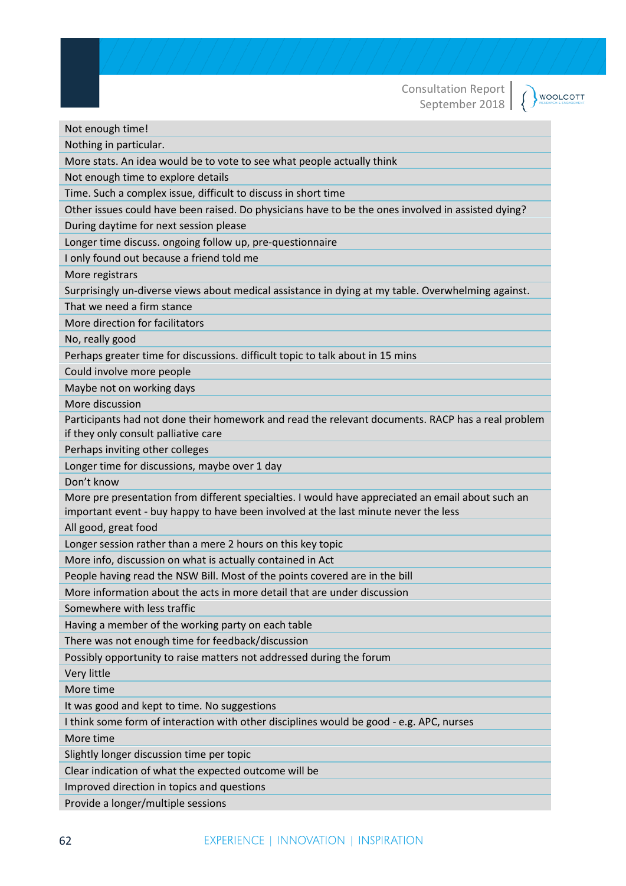| |
|---|
| Not enough time! |
| Nothing in particular. |
| More stats. An idea would be to vote to see what people actually think |
| Not enough time to explore details |
| Time. Such a complex issue, difficult to discuss in short time |
| Other issues could have been raised. Do physicians have to be the ones involved in assisted dying? |
| During daytime for next session please |
| Longer time discuss. ongoing follow up, pre-questionnaire |
| I only found out because a friend told me |
| More registrars |
| Surprisingly un-diverse views about medical assistance in dying at my table. Overwhelming against. |
| That we need a firm stance |
| More direction for facilitators |
| No, really good |
| Perhaps greater time for discussions. difficult topic to talk about in 15 mins |
| Could involve more people |
| Maybe not on working days |
| More discussion |
| Participants had not done their homework and read the relevant documents. RACP has a real problem if they only consult palliative care |
| Perhaps inviting other colleges |
| Longer time for discussions, maybe over 1 day |
| Don't know |
| More pre presentation from different specialties. I would have appreciated an email about such an important event - buy happy to have been involved at the last minute never the less |
| All good, great food |
| Longer session rather than a mere 2 hours on this key topic |
| More info, discussion on what is actually contained in Act |
| People having read the NSW Bill. Most of the points covered are in the bill |
| More information about the acts in more detail that are under discussion |
| Somewhere with less traffic |
| Having a member of the working party on each table |
| There was not enough time for feedback/discussion |
| Possibly opportunity to raise matters not addressed during the forum |
| Very little |
| More time |
| It was good and kept to time. No suggestions |
| I think some form of interaction with other disciplines would be good - e.g. APC, nurses |
| More time |
| Slightly longer discussion time per topic |
| Clear indication of what the expected outcome will be |
| Improved direction in topics and questions |
| Provide a longer/multiple sessions |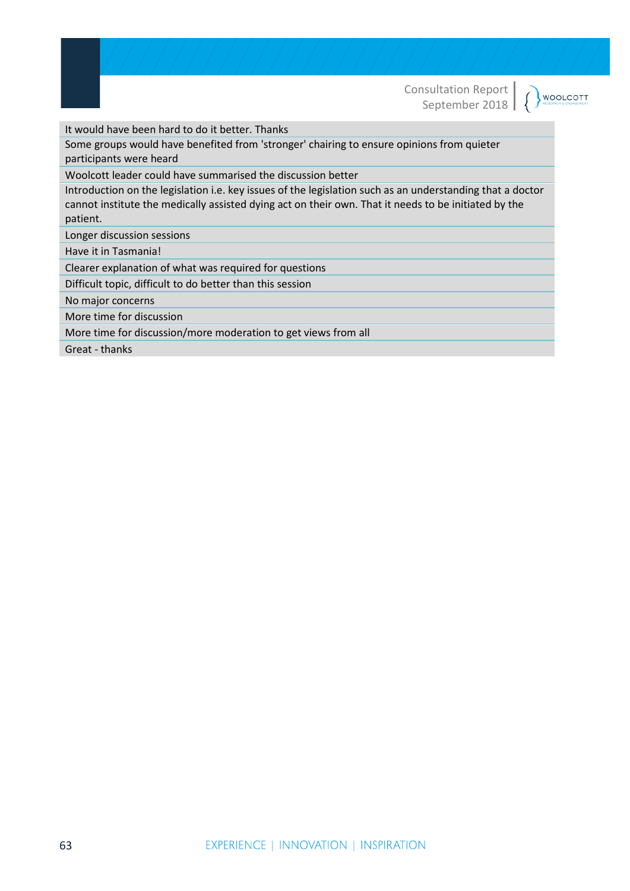| |
|---|
| It would have been hard to do it better. Thanks |
| Some groups would have benefited from 'stronger' chairing to ensure opinions from quieter participants were heard |
| Woolcott leader could have summarised the discussion better |
| Introduction on the legislation i.e. key issues of the legislation such as an understanding that a doctor cannot institute the medically assisted dying act on their own. That it needs to be initiated by the patient. |
| Longer discussion sessions |
| Have it in Tasmania! |
| Clearer explanation of what was required for questions |
| Difficult topic, difficult to do better than this session |
| No major concerns |
| More time for discussion |
| More time for discussion/more moderation to get views from all |
| Great - thanks |